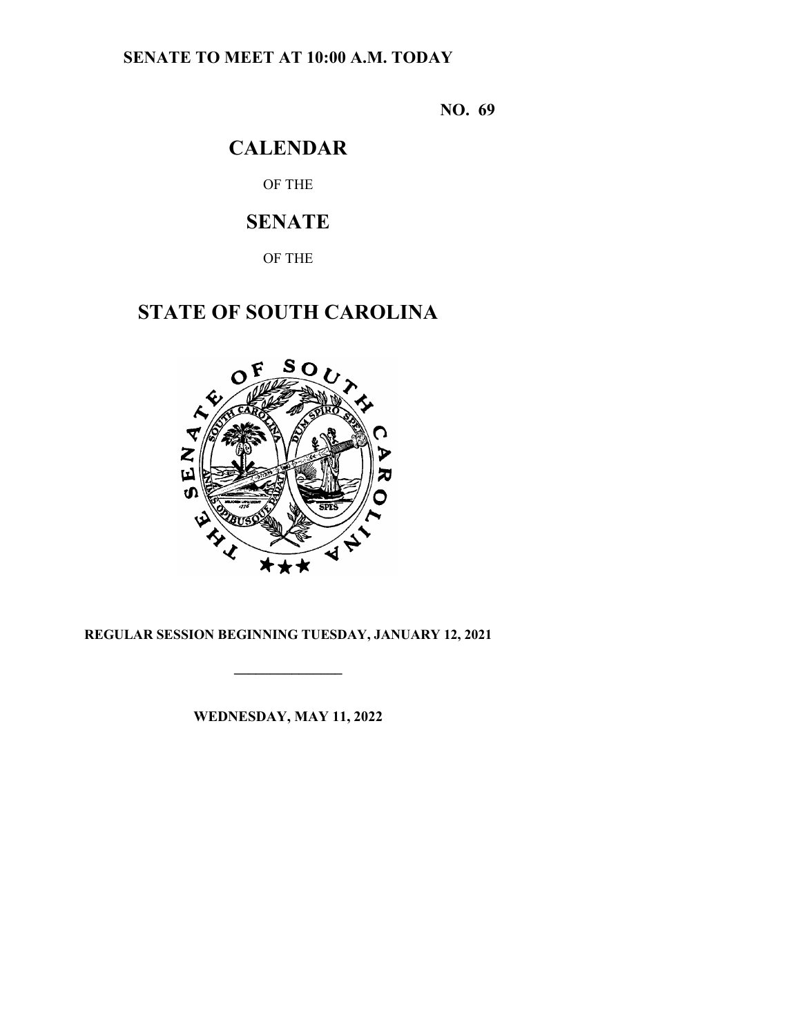**SENATE TO MEET AT 10:00 A.M. TODAY**

**NO. 69**

# CALENDAR

OF THE

# SENATE

OF THE

# STATE OF SOUTH CAROLINA

**REGULAR SESSION BEGINNING TUESDAY, JANUARY 12, 2021**

---

**WEDNESDAY, MAY 11, 2022**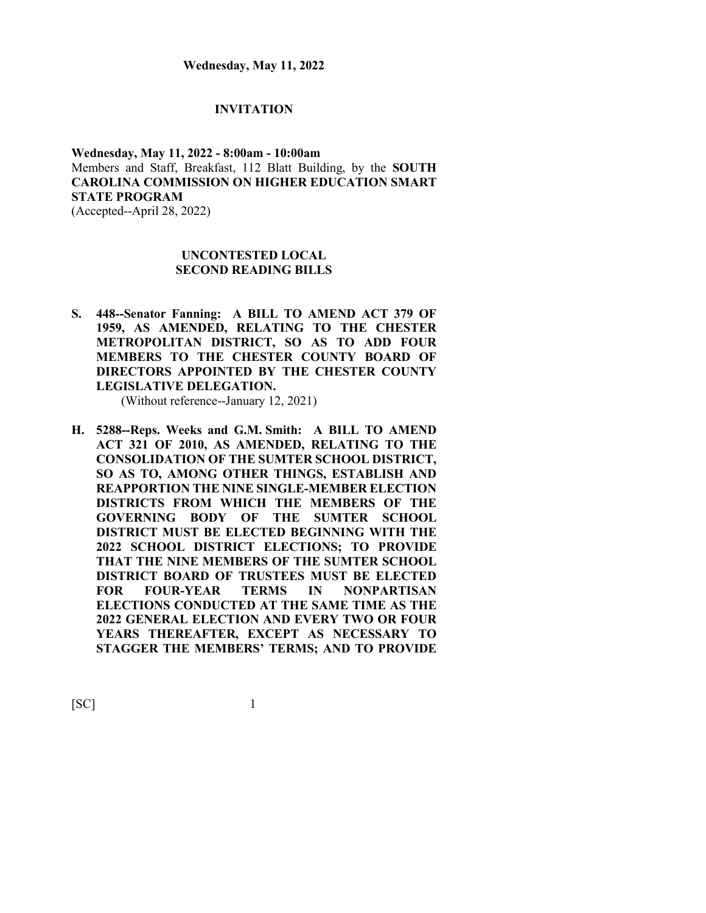**Wednesday, May 11, 2022**

## INVITATION

**Wednesday, May 11, 2022 - 8:00am - 10:00am**
Members and Staff, Breakfast, 112 Blatt Building, by the **SOUTH CAROLINA COMMISSION ON HIGHER EDUCATION SMART STATE PROGRAM**
(Accepted--April 28, 2022)

## UNCONTESTED LOCAL SECOND READING BILLS

**S. 448--Senator Fanning: A BILL TO AMEND ACT 379 OF 1959, AS AMENDED, RELATING TO THE CHESTER METROPOLITAN DISTRICT, SO AS TO ADD FOUR MEMBERS TO THE CHESTER COUNTY BOARD OF DIRECTORS APPOINTED BY THE CHESTER COUNTY LEGISLATIVE DELEGATION.**

(Without reference--January 12, 2021)

**H. 5288--Reps. Weeks and G.M. Smith: A BILL TO AMEND ACT 321 OF 2010, AS AMENDED, RELATING TO THE CONSOLIDATION OF THE SUMTER SCHOOL DISTRICT, SO AS TO, AMONG OTHER THINGS, ESTABLISH AND REAPPORTION THE NINE SINGLE-MEMBER ELECTION DISTRICTS FROM WHICH THE MEMBERS OF THE GOVERNING BODY OF THE SUMTER SCHOOL DISTRICT MUST BE ELECTED BEGINNING WITH THE 2022 SCHOOL DISTRICT ELECTIONS; TO PROVIDE THAT THE NINE MEMBERS OF THE SUMTER SCHOOL DISTRICT BOARD OF TRUSTEES MUST BE ELECTED FOR FOUR-YEAR TERMS IN NONPARTISAN ELECTIONS CONDUCTED AT THE SAME TIME AS THE 2022 GENERAL ELECTION AND EVERY TWO OR FOUR YEARS THEREAFTER, EXCEPT AS NECESSARY TO STAGGER THE MEMBERS' TERMS; AND TO PROVIDE**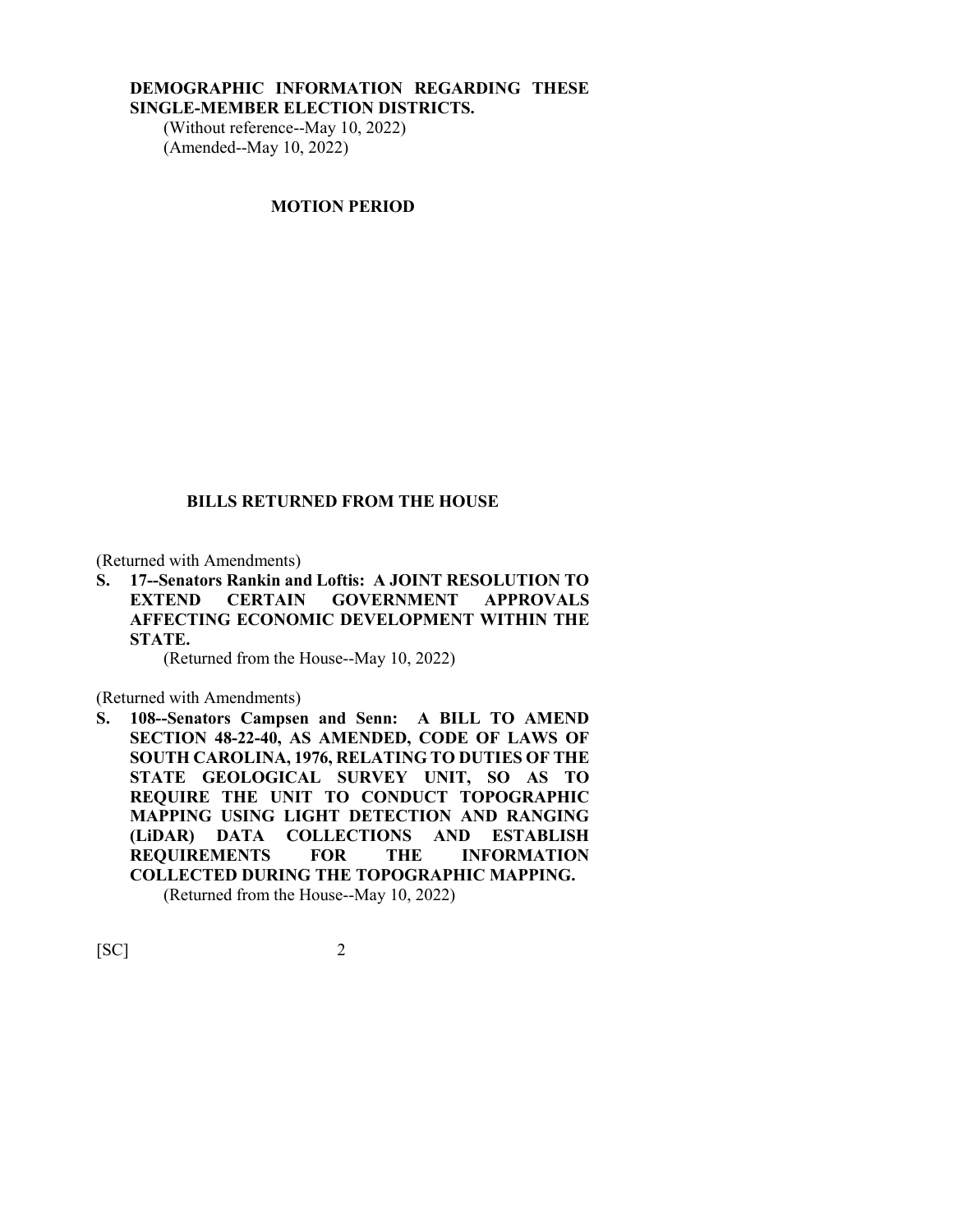**DEMOGRAPHIC INFORMATION REGARDING THESE SINGLE-MEMBER ELECTION DISTRICTS.**

(Without reference--May 10, 2022)
(Amended--May 10, 2022)

## MOTION PERIOD

## BILLS RETURNED FROM THE HOUSE

(Returned with Amendments)

**S. 17--Senators Rankin and Loftis: A JOINT RESOLUTION TO EXTEND CERTAIN GOVERNMENT APPROVALS AFFECTING ECONOMIC DEVELOPMENT WITHIN THE STATE.**

(Returned from the House--May 10, 2022)

(Returned with Amendments)

**S. 108--Senators Campsen and Senn: A BILL TO AMEND SECTION 48-22-40, AS AMENDED, CODE OF LAWS OF SOUTH CAROLINA, 1976, RELATING TO DUTIES OF THE STATE GEOLOGICAL SURVEY UNIT, SO AS TO REQUIRE THE UNIT TO CONDUCT TOPOGRAPHIC MAPPING USING LIGHT DETECTION AND RANGING (LiDAR) DATA COLLECTIONS AND ESTABLISH REQUIREMENTS FOR THE INFORMATION COLLECTED DURING THE TOPOGRAPHIC MAPPING.**

(Returned from the House--May 10, 2022)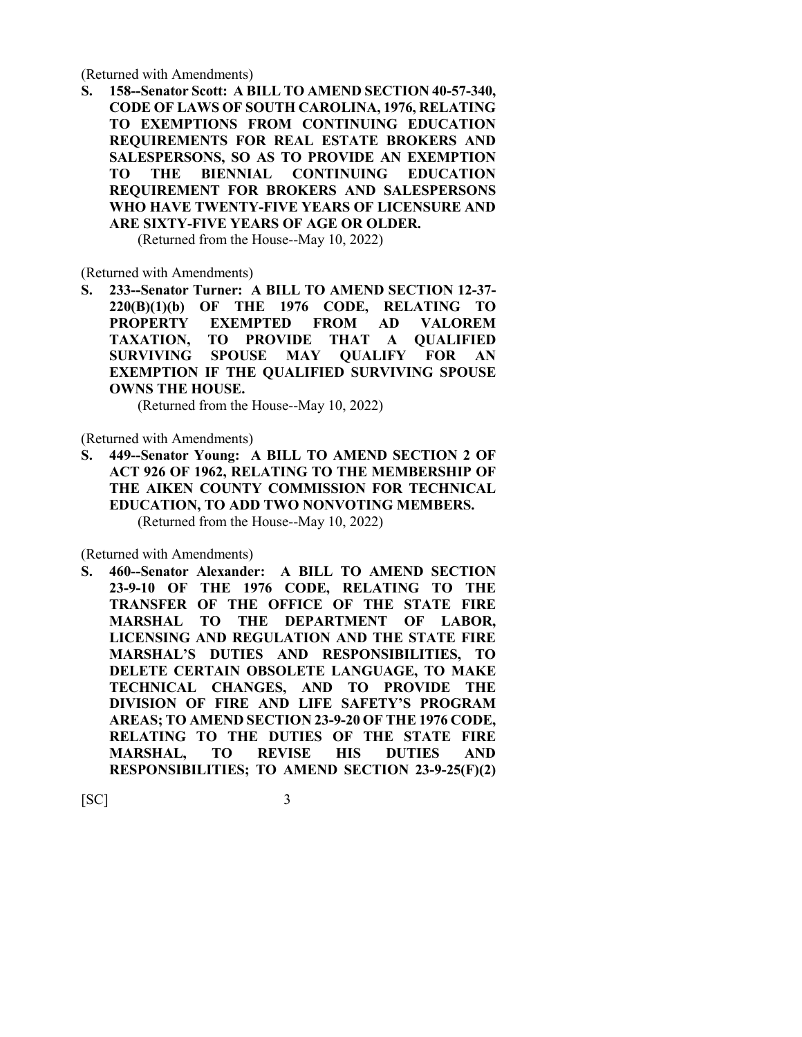(Returned with Amendments)

**S. 158--Senator Scott: A BILL TO AMEND SECTION 40-57-340, CODE OF LAWS OF SOUTH CAROLINA, 1976, RELATING TO EXEMPTIONS FROM CONTINUING EDUCATION REQUIREMENTS FOR REAL ESTATE BROKERS AND SALESPERSONS, SO AS TO PROVIDE AN EXEMPTION TO THE BIENNIAL CONTINUING EDUCATION REQUIREMENT FOR BROKERS AND SALESPERSONS WHO HAVE TWENTY-FIVE YEARS OF LICENSURE AND ARE SIXTY-FIVE YEARS OF AGE OR OLDER.**

(Returned from the House--May 10, 2022)

(Returned with Amendments)

**S. 233--Senator Turner: A BILL TO AMEND SECTION 12-37-220(B)(1)(b) OF THE 1976 CODE, RELATING TO PROPERTY EXEMPTED FROM AD VALOREM TAXATION, TO PROVIDE THAT A QUALIFIED SURVIVING SPOUSE MAY QUALIFY FOR AN EXEMPTION IF THE QUALIFIED SURVIVING SPOUSE OWNS THE HOUSE.**

(Returned from the House--May 10, 2022)

(Returned with Amendments)

**S. 449--Senator Young: A BILL TO AMEND SECTION 2 OF ACT 926 OF 1962, RELATING TO THE MEMBERSHIP OF THE AIKEN COUNTY COMMISSION FOR TECHNICAL EDUCATION, TO ADD TWO NONVOTING MEMBERS.**

(Returned from the House--May 10, 2022)

(Returned with Amendments)

**S. 460--Senator Alexander: A BILL TO AMEND SECTION 23-9-10 OF THE 1976 CODE, RELATING TO THE TRANSFER OF THE OFFICE OF THE STATE FIRE MARSHAL TO THE DEPARTMENT OF LABOR, LICENSING AND REGULATION AND THE STATE FIRE MARSHAL'S DUTIES AND RESPONSIBILITIES, TO DELETE CERTAIN OBSOLETE LANGUAGE, TO MAKE TECHNICAL CHANGES, AND TO PROVIDE THE DIVISION OF FIRE AND LIFE SAFETY'S PROGRAM AREAS; TO AMEND SECTION 23-9-20 OF THE 1976 CODE, RELATING TO THE DUTIES OF THE STATE FIRE MARSHAL, TO REVISE HIS DUTIES AND RESPONSIBILITIES; TO AMEND SECTION 23-9-25(F)(2)**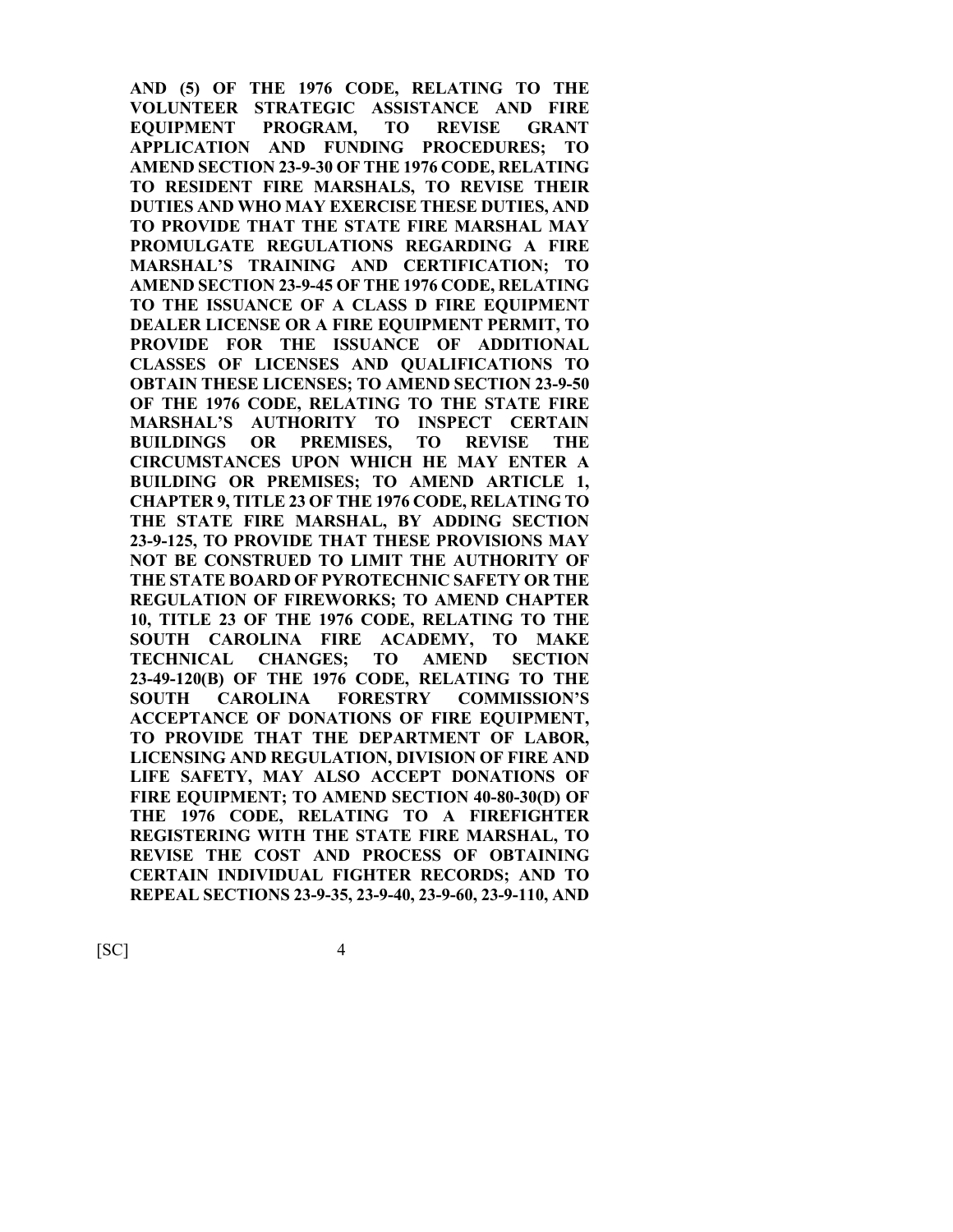**AND (5) OF THE 1976 CODE, RELATING TO THE VOLUNTEER STRATEGIC ASSISTANCE AND FIRE EQUIPMENT PROGRAM, TO REVISE GRANT APPLICATION AND FUNDING PROCEDURES; TO AMEND SECTION 23-9-30 OF THE 1976 CODE, RELATING TO RESIDENT FIRE MARSHALS, TO REVISE THEIR DUTIES AND WHO MAY EXERCISE THESE DUTIES, AND TO PROVIDE THAT THE STATE FIRE MARSHAL MAY PROMULGATE REGULATIONS REGARDING A FIRE MARSHAL'S TRAINING AND CERTIFICATION; TO AMEND SECTION 23-9-45 OF THE 1976 CODE, RELATING TO THE ISSUANCE OF A CLASS D FIRE EQUIPMENT DEALER LICENSE OR A FIRE EQUIPMENT PERMIT, TO PROVIDE FOR THE ISSUANCE OF ADDITIONAL CLASSES OF LICENSES AND QUALIFICATIONS TO OBTAIN THESE LICENSES; TO AMEND SECTION 23-9-50 OF THE 1976 CODE, RELATING TO THE STATE FIRE MARSHAL'S AUTHORITY TO INSPECT CERTAIN BUILDINGS OR PREMISES, TO REVISE THE CIRCUMSTANCES UPON WHICH HE MAY ENTER A BUILDING OR PREMISES; TO AMEND ARTICLE 1, CHAPTER 9, TITLE 23 OF THE 1976 CODE, RELATING TO THE STATE FIRE MARSHAL, BY ADDING SECTION 23-9-125, TO PROVIDE THAT THESE PROVISIONS MAY NOT BE CONSTRUED TO LIMIT THE AUTHORITY OF THE STATE BOARD OF PYROTECHNIC SAFETY OR THE REGULATION OF FIREWORKS; TO AMEND CHAPTER 10, TITLE 23 OF THE 1976 CODE, RELATING TO THE SOUTH CAROLINA FIRE ACADEMY, TO MAKE TECHNICAL CHANGES; TO AMEND SECTION 23-49-120(B) OF THE 1976 CODE, RELATING TO THE SOUTH CAROLINA FORESTRY COMMISSION'S ACCEPTANCE OF DONATIONS OF FIRE EQUIPMENT, TO PROVIDE THAT THE DEPARTMENT OF LABOR, LICENSING AND REGULATION, DIVISION OF FIRE AND LIFE SAFETY, MAY ALSO ACCEPT DONATIONS OF FIRE EQUIPMENT; TO AMEND SECTION 40-80-30(D) OF THE 1976 CODE, RELATING TO A FIREFIGHTER REGISTERING WITH THE STATE FIRE MARSHAL, TO REVISE THE COST AND PROCESS OF OBTAINING CERTAIN INDIVIDUAL FIGHTER RECORDS; AND TO REPEAL SECTIONS 23-9-35, 23-9-40, 23-9-60, 23-9-110, AND**

[SC]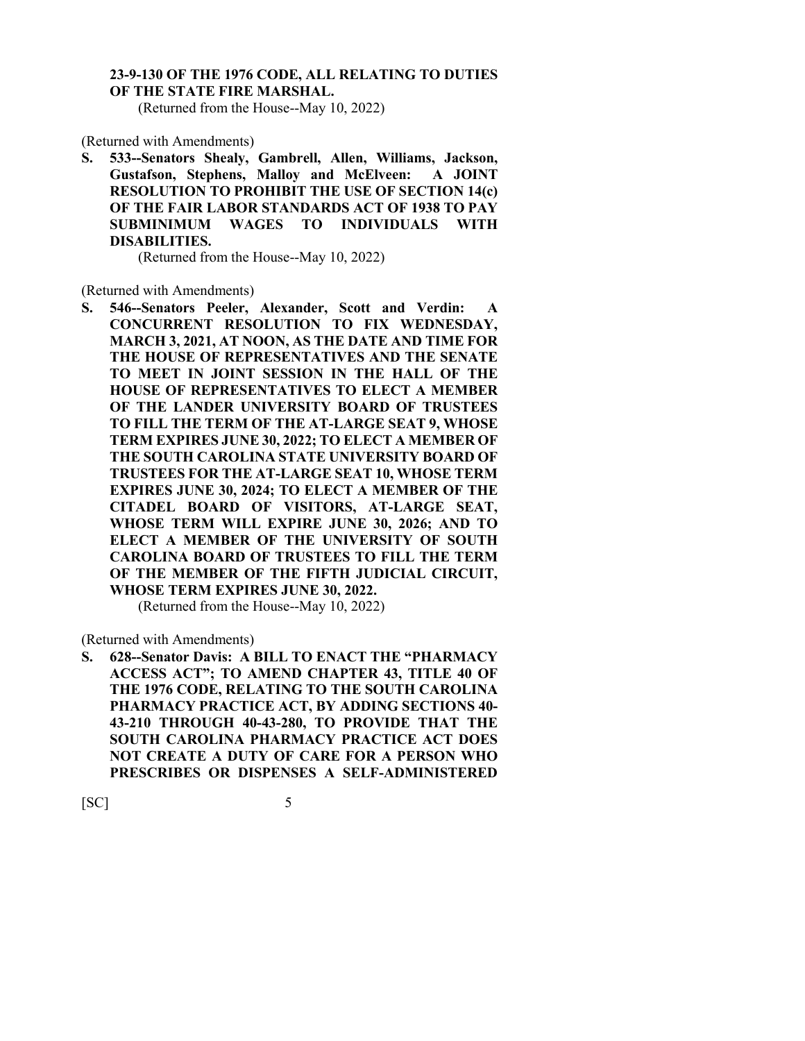**23-9-130 OF THE 1976 CODE, ALL RELATING TO DUTIES OF THE STATE FIRE MARSHAL.**

(Returned from the House--May 10, 2022)

(Returned with Amendments)

**S. 533--Senators Shealy, Gambrell, Allen, Williams, Jackson, Gustafson, Stephens, Malloy and McElveen: A JOINT RESOLUTION TO PROHIBIT THE USE OF SECTION 14(c) OF THE FAIR LABOR STANDARDS ACT OF 1938 TO PAY SUBMINIMUM WAGES TO INDIVIDUALS WITH DISABILITIES.**

(Returned from the House--May 10, 2022)

(Returned with Amendments)

**S. 546--Senators Peeler, Alexander, Scott and Verdin: A CONCURRENT RESOLUTION TO FIX WEDNESDAY, MARCH 3, 2021, AT NOON, AS THE DATE AND TIME FOR THE HOUSE OF REPRESENTATIVES AND THE SENATE TO MEET IN JOINT SESSION IN THE HALL OF THE HOUSE OF REPRESENTATIVES TO ELECT A MEMBER OF THE LANDER UNIVERSITY BOARD OF TRUSTEES TO FILL THE TERM OF THE AT-LARGE SEAT 9, WHOSE TERM EXPIRES JUNE 30, 2022; TO ELECT A MEMBER OF THE SOUTH CAROLINA STATE UNIVERSITY BOARD OF TRUSTEES FOR THE AT-LARGE SEAT 10, WHOSE TERM EXPIRES JUNE 30, 2024; TO ELECT A MEMBER OF THE CITADEL BOARD OF VISITORS, AT-LARGE SEAT, WHOSE TERM WILL EXPIRE JUNE 30, 2026; AND TO ELECT A MEMBER OF THE UNIVERSITY OF SOUTH CAROLINA BOARD OF TRUSTEES TO FILL THE TERM OF THE MEMBER OF THE FIFTH JUDICIAL CIRCUIT, WHOSE TERM EXPIRES JUNE 30, 2022.**

(Returned from the House--May 10, 2022)

(Returned with Amendments)

**S. 628--Senator Davis: A BILL TO ENACT THE "PHARMACY ACCESS ACT"; TO AMEND CHAPTER 43, TITLE 40 OF THE 1976 CODE, RELATING TO THE SOUTH CAROLINA PHARMACY PRACTICE ACT, BY ADDING SECTIONS 40-43-210 THROUGH 40-43-280, TO PROVIDE THAT THE SOUTH CAROLINA PHARMACY PRACTICE ACT DOES NOT CREATE A DUTY OF CARE FOR A PERSON WHO PRESCRIBES OR DISPENSES A SELF-ADMINISTERED**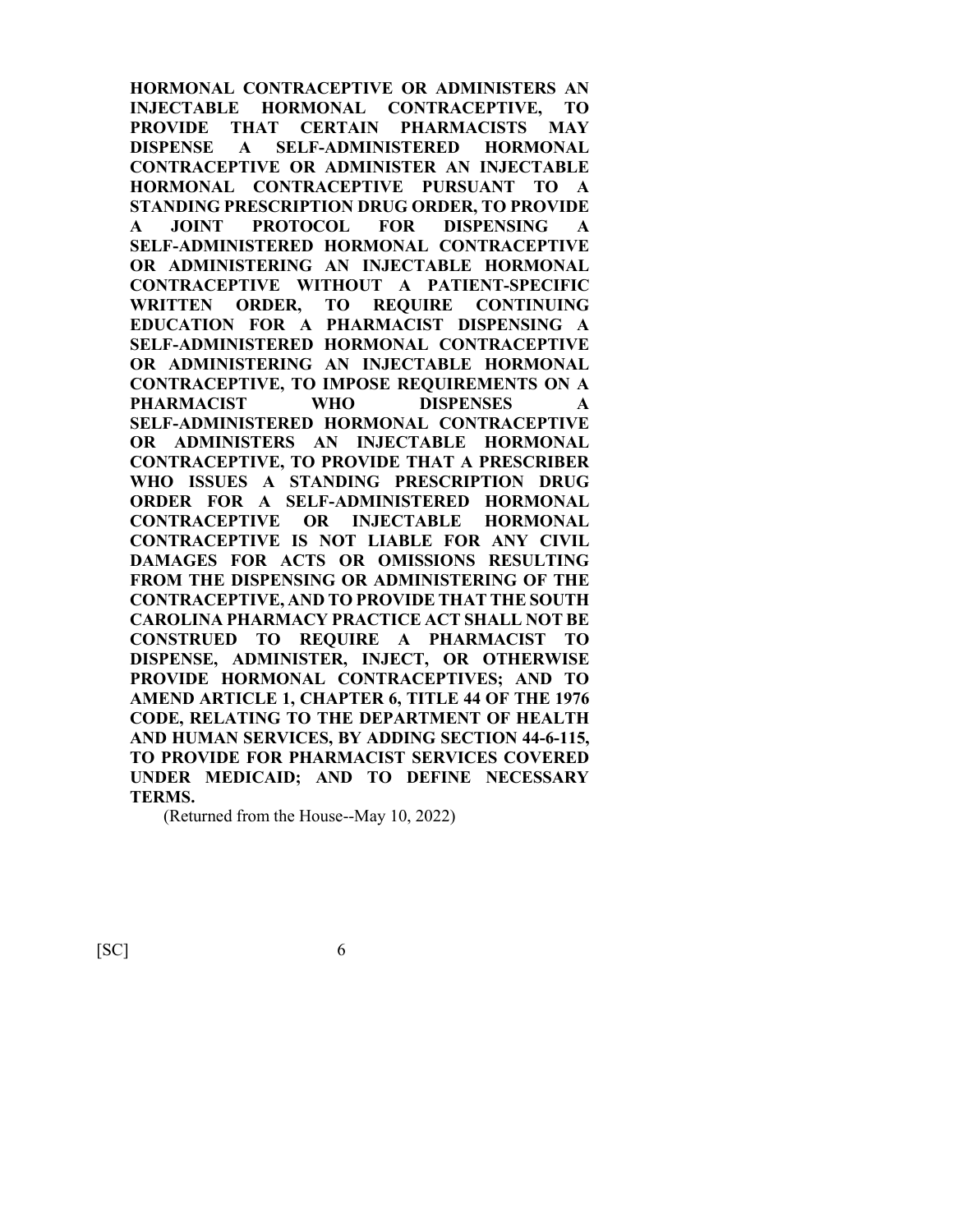**HORMONAL CONTRACEPTIVE OR ADMINISTERS AN INJECTABLE HORMONAL CONTRACEPTIVE, TO PROVIDE THAT CERTAIN PHARMACISTS MAY DISPENSE A SELF-ADMINISTERED HORMONAL CONTRACEPTIVE OR ADMINISTER AN INJECTABLE HORMONAL CONTRACEPTIVE PURSUANT TO A STANDING PRESCRIPTION DRUG ORDER, TO PROVIDE A JOINT PROTOCOL FOR DISPENSING A SELF-ADMINISTERED HORMONAL CONTRACEPTIVE OR ADMINISTERING AN INJECTABLE HORMONAL CONTRACEPTIVE WITHOUT A PATIENT-SPECIFIC WRITTEN ORDER, TO REQUIRE CONTINUING EDUCATION FOR A PHARMACIST DISPENSING A SELF-ADMINISTERED HORMONAL CONTRACEPTIVE OR ADMINISTERING AN INJECTABLE HORMONAL CONTRACEPTIVE, TO IMPOSE REQUIREMENTS ON A PHARMACIST WHO DISPENSES A SELF-ADMINISTERED HORMONAL CONTRACEPTIVE OR ADMINISTERS AN INJECTABLE HORMONAL CONTRACEPTIVE, TO PROVIDE THAT A PRESCRIBER WHO ISSUES A STANDING PRESCRIPTION DRUG ORDER FOR A SELF-ADMINISTERED HORMONAL CONTRACEPTIVE OR INJECTABLE HORMONAL CONTRACEPTIVE IS NOT LIABLE FOR ANY CIVIL DAMAGES FOR ACTS OR OMISSIONS RESULTING FROM THE DISPENSING OR ADMINISTERING OF THE CONTRACEPTIVE, AND TO PROVIDE THAT THE SOUTH CAROLINA PHARMACY PRACTICE ACT SHALL NOT BE CONSTRUED TO REQUIRE A PHARMACIST TO DISPENSE, ADMINISTER, INJECT, OR OTHERWISE PROVIDE HORMONAL CONTRACEPTIVES; AND TO AMEND ARTICLE 1, CHAPTER 6, TITLE 44 OF THE 1976 CODE, RELATING TO THE DEPARTMENT OF HEALTH AND HUMAN SERVICES, BY ADDING SECTION 44-6-115, TO PROVIDE FOR PHARMACIST SERVICES COVERED UNDER MEDICAID; AND TO DEFINE NECESSARY TERMS.**

(Returned from the House--May 10, 2022)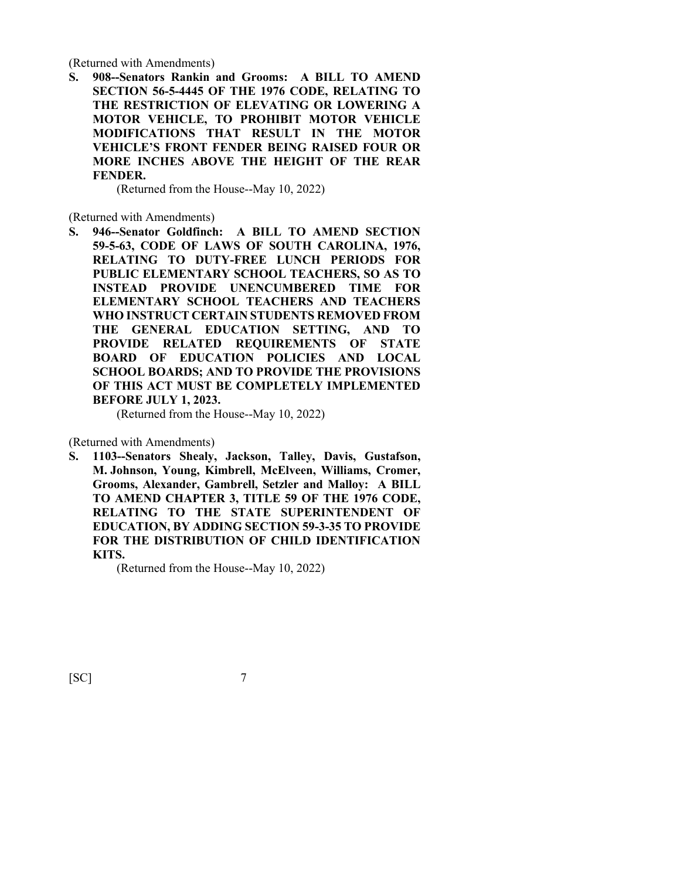(Returned with Amendments)

**S. 908--Senators Rankin and Grooms: A BILL TO AMEND SECTION 56-5-4445 OF THE 1976 CODE, RELATING TO THE RESTRICTION OF ELEVATING OR LOWERING A MOTOR VEHICLE, TO PROHIBIT MOTOR VEHICLE MODIFICATIONS THAT RESULT IN THE MOTOR VEHICLE'S FRONT FENDER BEING RAISED FOUR OR MORE INCHES ABOVE THE HEIGHT OF THE REAR FENDER.**

(Returned from the House--May 10, 2022)

(Returned with Amendments)

**S. 946--Senator Goldfinch: A BILL TO AMEND SECTION 59-5-63, CODE OF LAWS OF SOUTH CAROLINA, 1976, RELATING TO DUTY-FREE LUNCH PERIODS FOR PUBLIC ELEMENTARY SCHOOL TEACHERS, SO AS TO INSTEAD PROVIDE UNENCUMBERED TIME FOR ELEMENTARY SCHOOL TEACHERS AND TEACHERS WHO INSTRUCT CERTAIN STUDENTS REMOVED FROM THE GENERAL EDUCATION SETTING, AND TO PROVIDE RELATED REQUIREMENTS OF STATE BOARD OF EDUCATION POLICIES AND LOCAL SCHOOL BOARDS; AND TO PROVIDE THE PROVISIONS OF THIS ACT MUST BE COMPLETELY IMPLEMENTED BEFORE JULY 1, 2023.**

(Returned from the House--May 10, 2022)

(Returned with Amendments)

**S. 1103--Senators Shealy, Jackson, Talley, Davis, Gustafson, M. Johnson, Young, Kimbrell, McElveen, Williams, Cromer, Grooms, Alexander, Gambrell, Setzler and Malloy: A BILL TO AMEND CHAPTER 3, TITLE 59 OF THE 1976 CODE, RELATING TO THE STATE SUPERINTENDENT OF EDUCATION, BY ADDING SECTION 59-3-35 TO PROVIDE FOR THE DISTRIBUTION OF CHILD IDENTIFICATION KITS.**

(Returned from the House--May 10, 2022)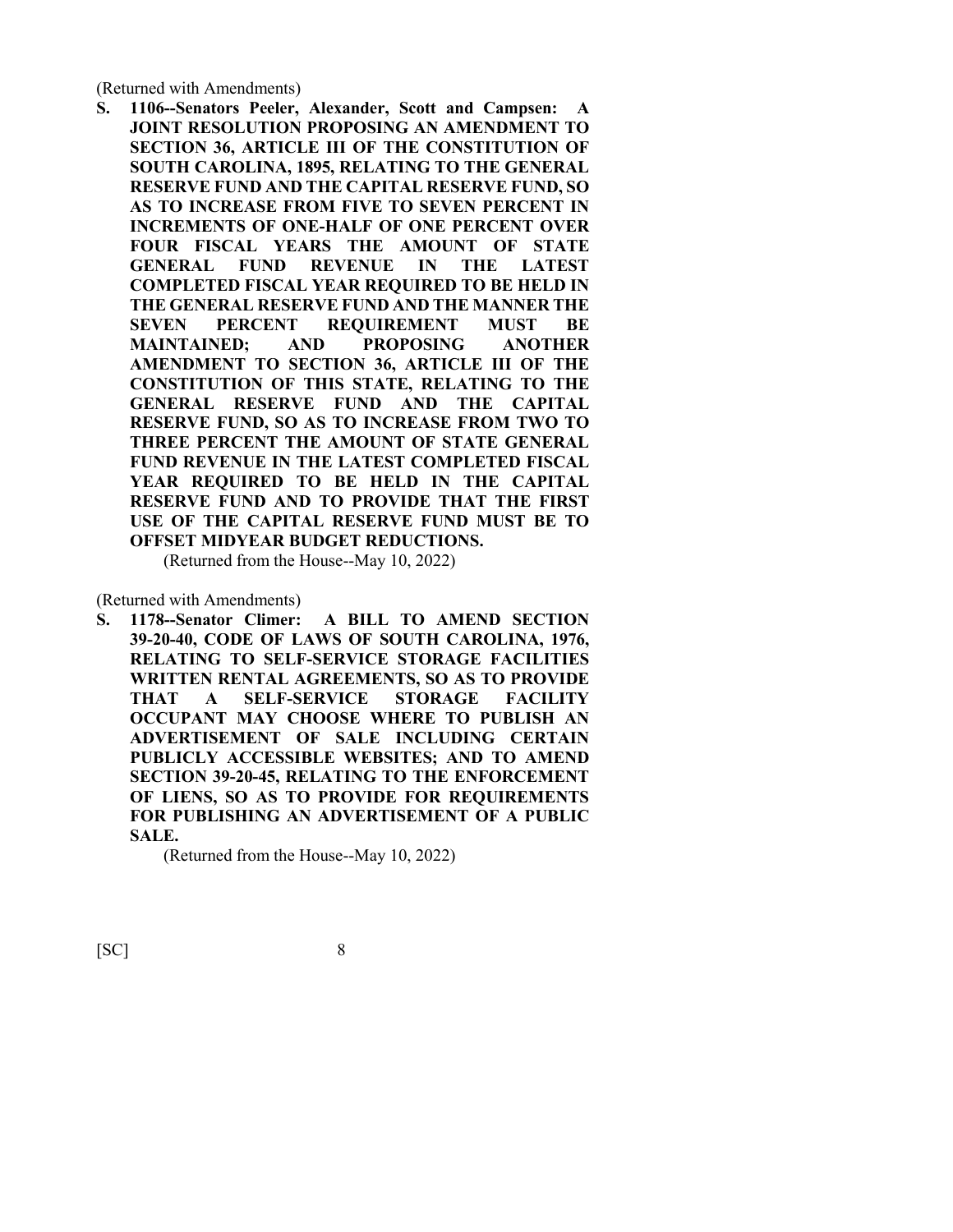(Returned with Amendments)

**S. 1106--Senators Peeler, Alexander, Scott and Campsen: A JOINT RESOLUTION PROPOSING AN AMENDMENT TO SECTION 36, ARTICLE III OF THE CONSTITUTION OF SOUTH CAROLINA, 1895, RELATING TO THE GENERAL RESERVE FUND AND THE CAPITAL RESERVE FUND, SO AS TO INCREASE FROM FIVE TO SEVEN PERCENT IN INCREMENTS OF ONE-HALF OF ONE PERCENT OVER FOUR FISCAL YEARS THE AMOUNT OF STATE GENERAL FUND REVENUE IN THE LATEST COMPLETED FISCAL YEAR REQUIRED TO BE HELD IN THE GENERAL RESERVE FUND AND THE MANNER THE SEVEN PERCENT REQUIREMENT MUST BE MAINTAINED; AND PROPOSING ANOTHER AMENDMENT TO SECTION 36, ARTICLE III OF THE CONSTITUTION OF THIS STATE, RELATING TO THE GENERAL RESERVE FUND AND THE CAPITAL RESERVE FUND, SO AS TO INCREASE FROM TWO TO THREE PERCENT THE AMOUNT OF STATE GENERAL FUND REVENUE IN THE LATEST COMPLETED FISCAL YEAR REQUIRED TO BE HELD IN THE CAPITAL RESERVE FUND AND TO PROVIDE THAT THE FIRST USE OF THE CAPITAL RESERVE FUND MUST BE TO OFFSET MIDYEAR BUDGET REDUCTIONS.**

(Returned from the House--May 10, 2022)

(Returned with Amendments)

**S. 1178--Senator Climer: A BILL TO AMEND SECTION 39-20-40, CODE OF LAWS OF SOUTH CAROLINA, 1976, RELATING TO SELF-SERVICE STORAGE FACILITIES WRITTEN RENTAL AGREEMENTS, SO AS TO PROVIDE THAT A SELF-SERVICE STORAGE FACILITY OCCUPANT MAY CHOOSE WHERE TO PUBLISH AN ADVERTISEMENT OF SALE INCLUDING CERTAIN PUBLICLY ACCESSIBLE WEBSITES; AND TO AMEND SECTION 39-20-45, RELATING TO THE ENFORCEMENT OF LIENS, SO AS TO PROVIDE FOR REQUIREMENTS FOR PUBLISHING AN ADVERTISEMENT OF A PUBLIC SALE.**

(Returned from the House--May 10, 2022)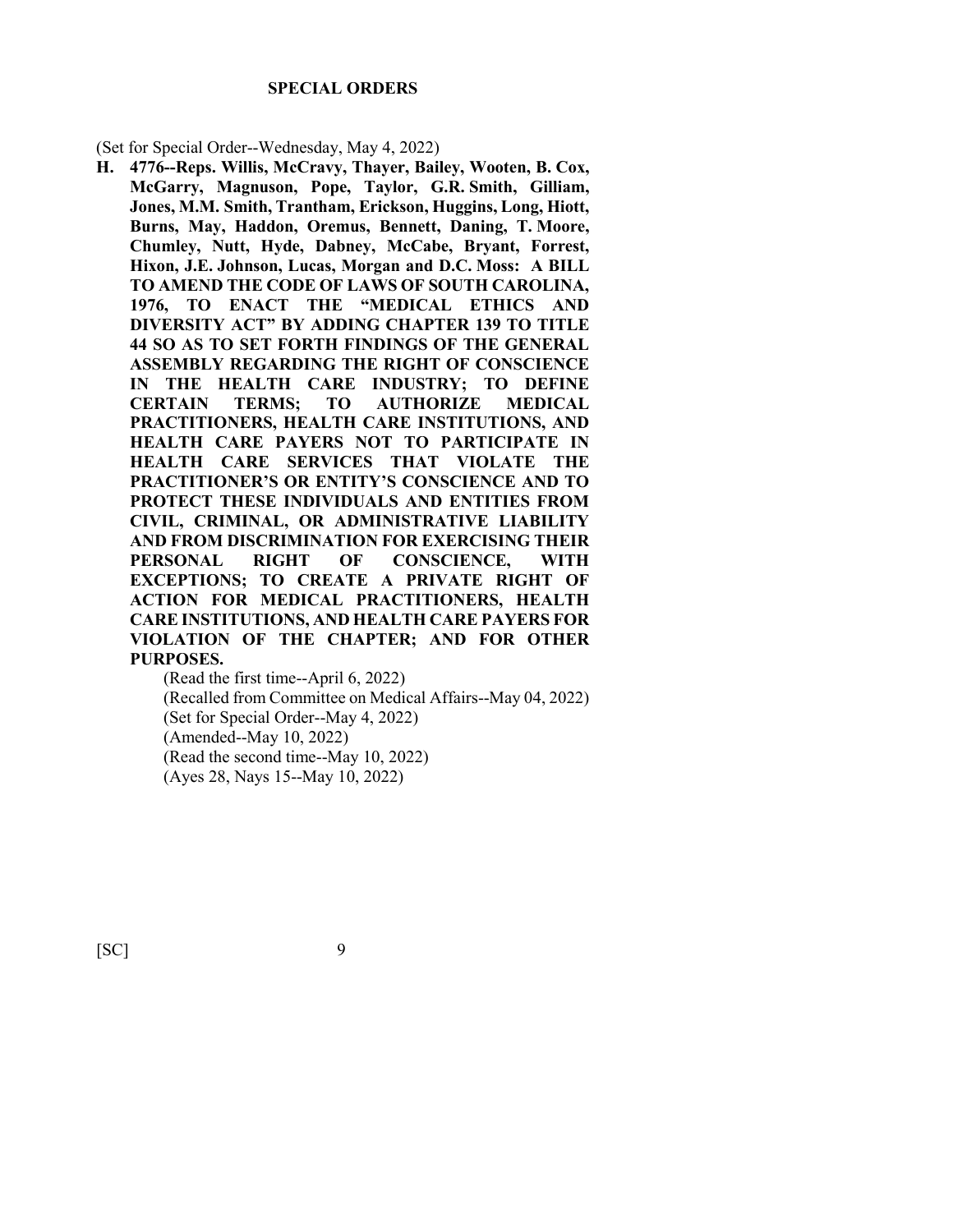## SPECIAL ORDERS

(Set for Special Order--Wednesday, May 4, 2022)

**H. 4776--Reps. Willis, McCravy, Thayer, Bailey, Wooten, B. Cox, McGarry, Magnuson, Pope, Taylor, G.R. Smith, Gilliam, Jones, M.M. Smith, Trantham, Erickson, Huggins, Long, Hiott, Burns, May, Haddon, Oremus, Bennett, Daning, T. Moore, Chumley, Nutt, Hyde, Dabney, McCabe, Bryant, Forrest, Hixon, J.E. Johnson, Lucas, Morgan and D.C. Moss: A BILL TO AMEND THE CODE OF LAWS OF SOUTH CAROLINA, 1976, TO ENACT THE "MEDICAL ETHICS AND DIVERSITY ACT" BY ADDING CHAPTER 139 TO TITLE 44 SO AS TO SET FORTH FINDINGS OF THE GENERAL ASSEMBLY REGARDING THE RIGHT OF CONSCIENCE IN THE HEALTH CARE INDUSTRY; TO DEFINE CERTAIN TERMS; TO AUTHORIZE MEDICAL PRACTITIONERS, HEALTH CARE INSTITUTIONS, AND HEALTH CARE PAYERS NOT TO PARTICIPATE IN HEALTH CARE SERVICES THAT VIOLATE THE PRACTITIONER'S OR ENTITY'S CONSCIENCE AND TO PROTECT THESE INDIVIDUALS AND ENTITIES FROM CIVIL, CRIMINAL, OR ADMINISTRATIVE LIABILITY AND FROM DISCRIMINATION FOR EXERCISING THEIR PERSONAL RIGHT OF CONSCIENCE, WITH EXCEPTIONS; TO CREATE A PRIVATE RIGHT OF ACTION FOR MEDICAL PRACTITIONERS, HEALTH CARE INSTITUTIONS, AND HEALTH CARE PAYERS FOR VIOLATION OF THE CHAPTER; AND FOR OTHER PURPOSES.**

(Read the first time--April 6, 2022)
(Recalled from Committee on Medical Affairs--May 04, 2022)
(Set for Special Order--May 4, 2022)
(Amended--May 10, 2022)
(Read the second time--May 10, 2022)
(Ayes 28, Nays 15--May 10, 2022)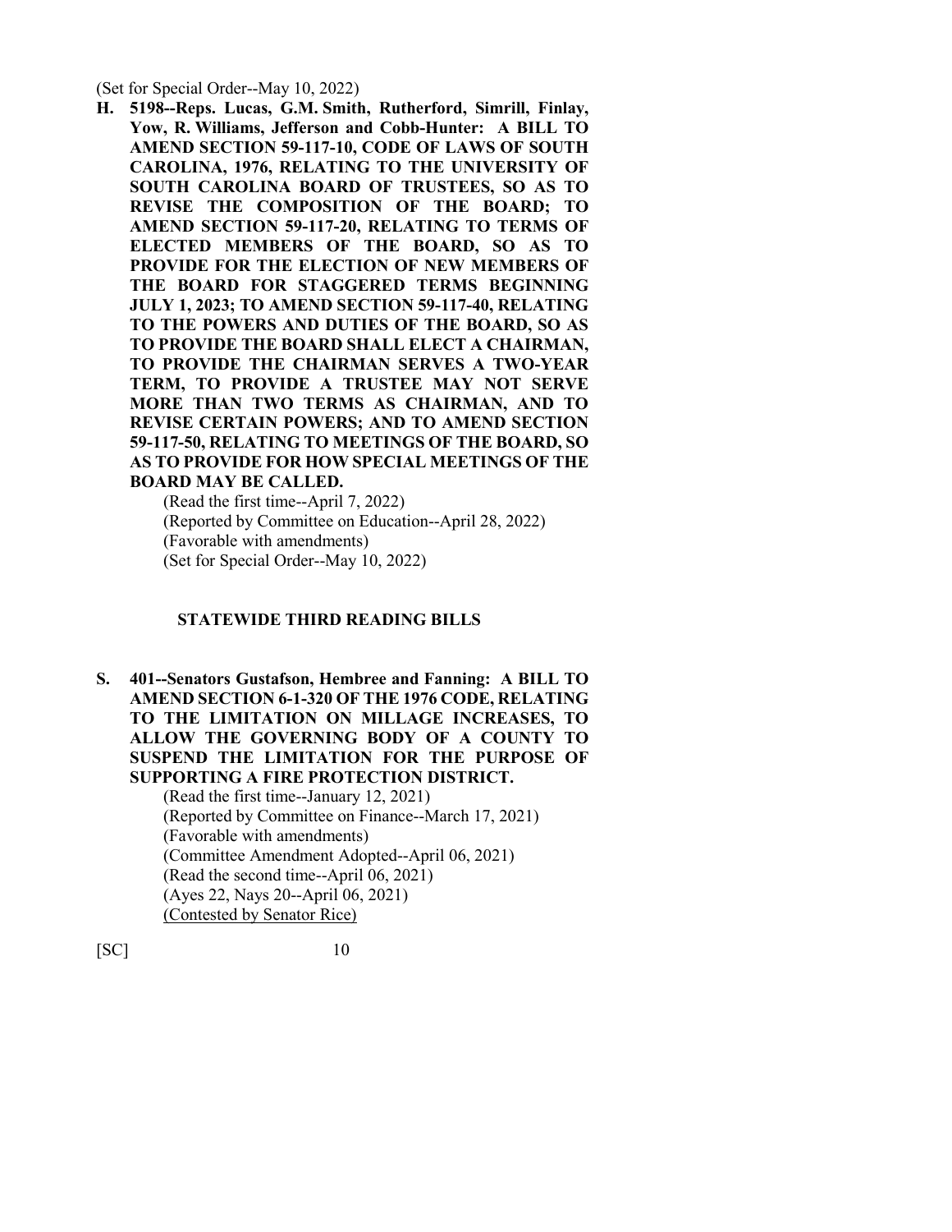(Set for Special Order--May 10, 2022)

**H. 5198--Reps. Lucas, G.M. Smith, Rutherford, Simrill, Finlay, Yow, R. Williams, Jefferson and Cobb-Hunter: A BILL TO AMEND SECTION 59-117-10, CODE OF LAWS OF SOUTH CAROLINA, 1976, RELATING TO THE UNIVERSITY OF SOUTH CAROLINA BOARD OF TRUSTEES, SO AS TO REVISE THE COMPOSITION OF THE BOARD; TO AMEND SECTION 59-117-20, RELATING TO TERMS OF ELECTED MEMBERS OF THE BOARD, SO AS TO PROVIDE FOR THE ELECTION OF NEW MEMBERS OF THE BOARD FOR STAGGERED TERMS BEGINNING JULY 1, 2023; TO AMEND SECTION 59-117-40, RELATING TO THE POWERS AND DUTIES OF THE BOARD, SO AS TO PROVIDE THE BOARD SHALL ELECT A CHAIRMAN, TO PROVIDE THE CHAIRMAN SERVES A TWO-YEAR TERM, TO PROVIDE A TRUSTEE MAY NOT SERVE MORE THAN TWO TERMS AS CHAIRMAN, AND TO REVISE CERTAIN POWERS; AND TO AMEND SECTION 59-117-50, RELATING TO MEETINGS OF THE BOARD, SO AS TO PROVIDE FOR HOW SPECIAL MEETINGS OF THE BOARD MAY BE CALLED.**

(Read the first time--April 7, 2022)
(Reported by Committee on Education--April 28, 2022)
(Favorable with amendments)
(Set for Special Order--May 10, 2022)

## STATEWIDE THIRD READING BILLS

**S. 401--Senators Gustafson, Hembree and Fanning: A BILL TO AMEND SECTION 6-1-320 OF THE 1976 CODE, RELATING TO THE LIMITATION ON MILLAGE INCREASES, TO ALLOW THE GOVERNING BODY OF A COUNTY TO SUSPEND THE LIMITATION FOR THE PURPOSE OF SUPPORTING A FIRE PROTECTION DISTRICT.**

(Read the first time--January 12, 2021)
(Reported by Committee on Finance--March 17, 2021)
(Favorable with amendments)
(Committee Amendment Adopted--April 06, 2021)
(Read the second time--April 06, 2021)
(Ayes 22, Nays 20--April 06, 2021)
(Contested by Senator Rice)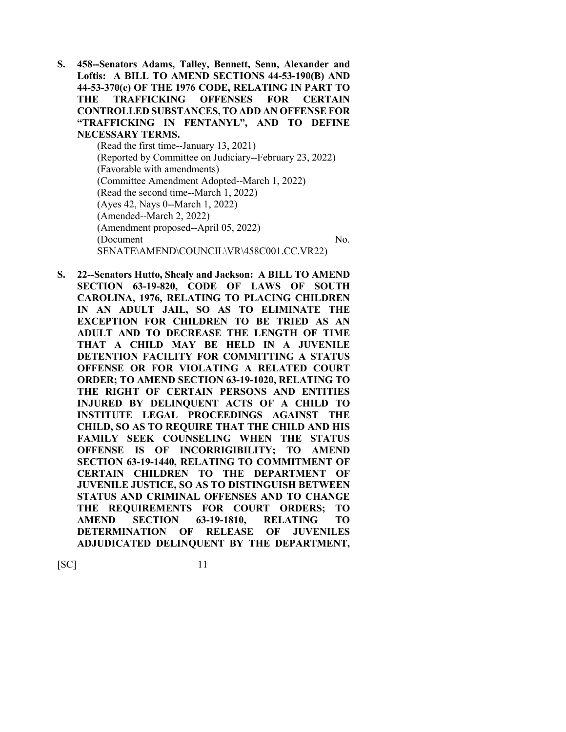**S. 458--Senators Adams, Talley, Bennett, Senn, Alexander and Loftis: A BILL TO AMEND SECTIONS 44-53-190(B) AND 44-53-370(e) OF THE 1976 CODE, RELATING IN PART TO THE TRAFFICKING OFFENSES FOR CERTAIN CONTROLLED SUBSTANCES, TO ADD AN OFFENSE FOR "TRAFFICKING IN FENTANYL", AND TO DEFINE NECESSARY TERMS.**

(Read the first time--January 13, 2021)
(Reported by Committee on Judiciary--February 23, 2022)
(Favorable with amendments)
(Committee Amendment Adopted--March 1, 2022)
(Read the second time--March 1, 2022)
(Ayes 42, Nays 0--March 1, 2022)
(Amended--March 2, 2022)
(Amendment proposed--April 05, 2022)
(Document No. SENATE\AMEND\COUNCIL\VR\458C001.CC.VR22)

**S. 22--Senators Hutto, Shealy and Jackson: A BILL TO AMEND SECTION 63-19-820, CODE OF LAWS OF SOUTH CAROLINA, 1976, RELATING TO PLACING CHILDREN IN AN ADULT JAIL, SO AS TO ELIMINATE THE EXCEPTION FOR CHILDREN TO BE TRIED AS AN ADULT AND TO DECREASE THE LENGTH OF TIME THAT A CHILD MAY BE HELD IN A JUVENILE DETENTION FACILITY FOR COMMITTING A STATUS OFFENSE OR FOR VIOLATING A RELATED COURT ORDER; TO AMEND SECTION 63-19-1020, RELATING TO THE RIGHT OF CERTAIN PERSONS AND ENTITIES INJURED BY DELINQUENT ACTS OF A CHILD TO INSTITUTE LEGAL PROCEEDINGS AGAINST THE CHILD, SO AS TO REQUIRE THAT THE CHILD AND HIS FAMILY SEEK COUNSELING WHEN THE STATUS OFFENSE IS OF INCORRIGIBILITY; TO AMEND SECTION 63-19-1440, RELATING TO COMMITMENT OF CERTAIN CHILDREN TO THE DEPARTMENT OF JUVENILE JUSTICE, SO AS TO DISTINGUISH BETWEEN STATUS AND CRIMINAL OFFENSES AND TO CHANGE THE REQUIREMENTS FOR COURT ORDERS; TO AMEND SECTION 63-19-1810, RELATING TO DETERMINATION OF RELEASE OF JUVENILES ADJUDICATED DELINQUENT BY THE DEPARTMENT,**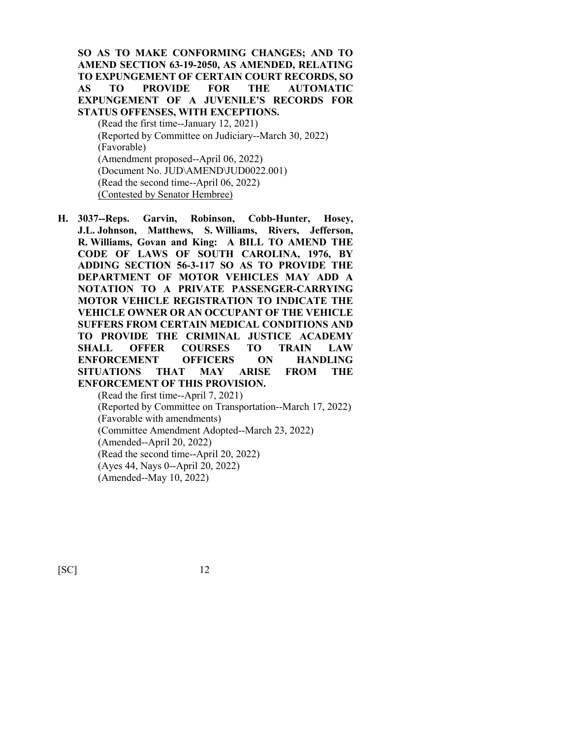**SO AS TO MAKE CONFORMING CHANGES; AND TO AMEND SECTION 63-19-2050, AS AMENDED, RELATING TO EXPUNGEMENT OF CERTAIN COURT RECORDS, SO AS TO PROVIDE FOR THE AUTOMATIC EXPUNGEMENT OF A JUVENILE'S RECORDS FOR STATUS OFFENSES, WITH EXCEPTIONS.**

(Read the first time--January 12, 2021)
(Reported by Committee on Judiciary--March 30, 2022)
(Favorable)
(Amendment proposed--April 06, 2022)
(Document No. JUD\AMEND\JUD0022.001)
(Read the second time--April 06, 2022)
<u>(Contested by Senator Hembree)</u>

**H. 3037--Reps. Garvin, Robinson, Cobb-Hunter, Hosey, J.L. Johnson, Matthews, S. Williams, Rivers, Jefferson, R. Williams, Govan and King: A BILL TO AMEND THE CODE OF LAWS OF SOUTH CAROLINA, 1976, BY ADDING SECTION 56-3-117 SO AS TO PROVIDE THE DEPARTMENT OF MOTOR VEHICLES MAY ADD A NOTATION TO A PRIVATE PASSENGER-CARRYING MOTOR VEHICLE REGISTRATION TO INDICATE THE VEHICLE OWNER OR AN OCCUPANT OF THE VEHICLE SUFFERS FROM CERTAIN MEDICAL CONDITIONS AND TO PROVIDE THE CRIMINAL JUSTICE ACADEMY SHALL OFFER COURSES TO TRAIN LAW ENFORCEMENT OFFICERS ON HANDLING SITUATIONS THAT MAY ARISE FROM THE ENFORCEMENT OF THIS PROVISION.**

(Read the first time--April 7, 2021)
(Reported by Committee on Transportation--March 17, 2022)
(Favorable with amendments)
(Committee Amendment Adopted--March 23, 2022)
(Amended--April 20, 2022)
(Read the second time--April 20, 2022)
(Ayes 44, Nays 0--April 20, 2022)
(Amended--May 10, 2022)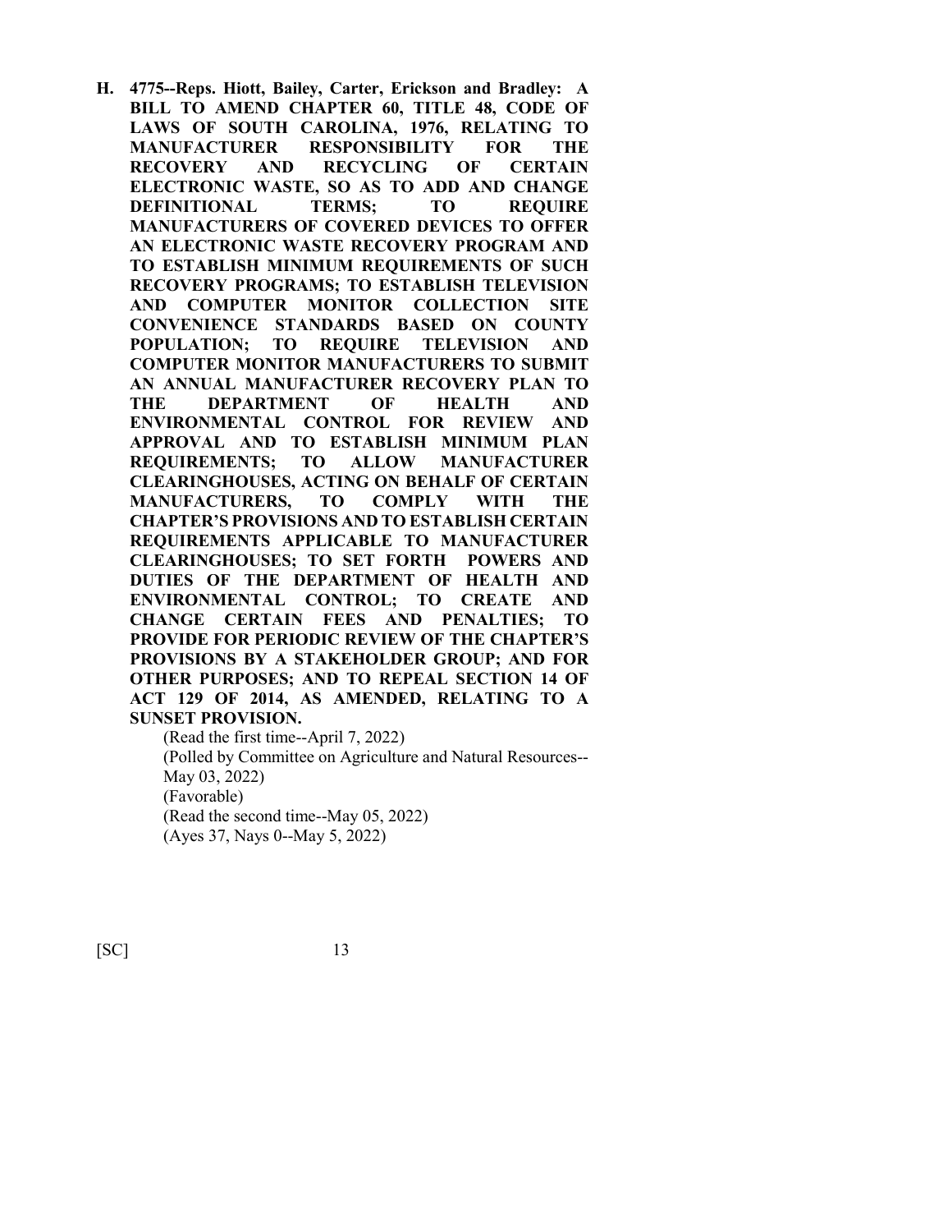**H. 4775--Reps. Hiott, Bailey, Carter, Erickson and Bradley: A BILL TO AMEND CHAPTER 60, TITLE 48, CODE OF LAWS OF SOUTH CAROLINA, 1976, RELATING TO MANUFACTURER RESPONSIBILITY FOR THE RECOVERY AND RECYCLING OF CERTAIN ELECTRONIC WASTE, SO AS TO ADD AND CHANGE DEFINITIONAL TERMS; TO REQUIRE MANUFACTURERS OF COVERED DEVICES TO OFFER AN ELECTRONIC WASTE RECOVERY PROGRAM AND TO ESTABLISH MINIMUM REQUIREMENTS OF SUCH RECOVERY PROGRAMS; TO ESTABLISH TELEVISION AND COMPUTER MONITOR COLLECTION SITE CONVENIENCE STANDARDS BASED ON COUNTY POPULATION; TO REQUIRE TELEVISION AND COMPUTER MONITOR MANUFACTURERS TO SUBMIT AN ANNUAL MANUFACTURER RECOVERY PLAN TO THE DEPARTMENT OF HEALTH AND ENVIRONMENTAL CONTROL FOR REVIEW AND APPROVAL AND TO ESTABLISH MINIMUM PLAN REQUIREMENTS; TO ALLOW MANUFACTURER CLEARINGHOUSES, ACTING ON BEHALF OF CERTAIN MANUFACTURERS, TO COMPLY WITH THE CHAPTER'S PROVISIONS AND TO ESTABLISH CERTAIN REQUIREMENTS APPLICABLE TO MANUFACTURER CLEARINGHOUSES; TO SET FORTH POWERS AND DUTIES OF THE DEPARTMENT OF HEALTH AND ENVIRONMENTAL CONTROL; TO CREATE AND CHANGE CERTAIN FEES AND PENALTIES; TO PROVIDE FOR PERIODIC REVIEW OF THE CHAPTER'S PROVISIONS BY A STAKEHOLDER GROUP; AND FOR OTHER PURPOSES; AND TO REPEAL SECTION 14 OF ACT 129 OF 2014, AS AMENDED, RELATING TO A SUNSET PROVISION.**

(Read the first time--April 7, 2022)
(Polled by Committee on Agriculture and Natural Resources--May 03, 2022)
(Favorable)
(Read the second time--May 05, 2022)
(Ayes 37, Nays 0--May 5, 2022)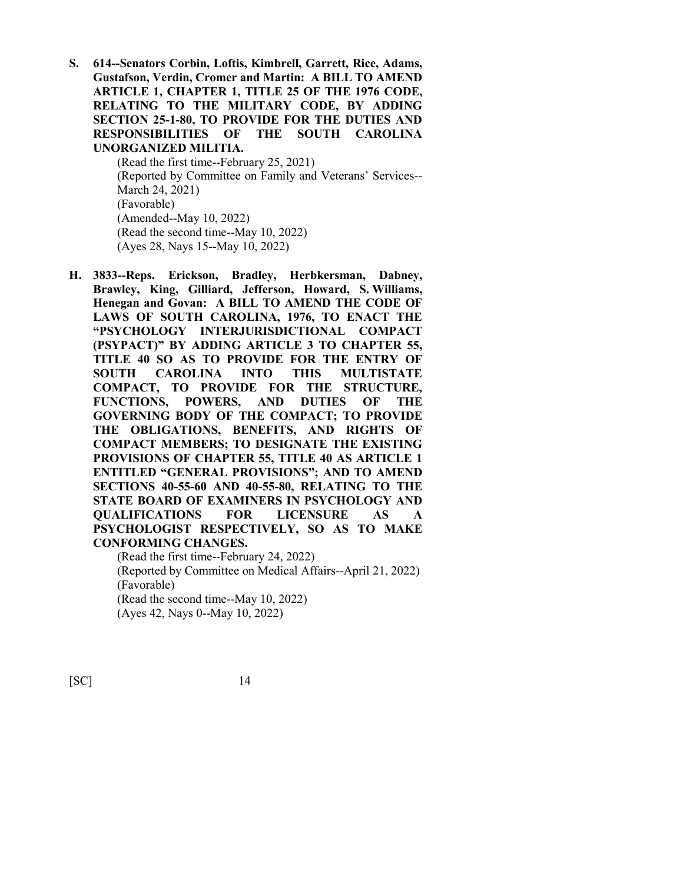**S. 614--Senators Corbin, Loftis, Kimbrell, Garrett, Rice, Adams, Gustafson, Verdin, Cromer and Martin: A BILL TO AMEND ARTICLE 1, CHAPTER 1, TITLE 25 OF THE 1976 CODE, RELATING TO THE MILITARY CODE, BY ADDING SECTION 25-1-80, TO PROVIDE FOR THE DUTIES AND RESPONSIBILITIES OF THE SOUTH CAROLINA UNORGANIZED MILITIA.**

(Read the first time--February 25, 2021)
(Reported by Committee on Family and Veterans' Services--March 24, 2021)
(Favorable)
(Amended--May 10, 2022)
(Read the second time--May 10, 2022)
(Ayes 28, Nays 15--May 10, 2022)

**H. 3833--Reps. Erickson, Bradley, Herbkersman, Dabney, Brawley, King, Gilliard, Jefferson, Howard, S. Williams, Henegan and Govan: A BILL TO AMEND THE CODE OF LAWS OF SOUTH CAROLINA, 1976, TO ENACT THE "PSYCHOLOGY INTERJURISDICTIONAL COMPACT (PSYPACT)" BY ADDING ARTICLE 3 TO CHAPTER 55, TITLE 40 SO AS TO PROVIDE FOR THE ENTRY OF SOUTH CAROLINA INTO THIS MULTISTATE COMPACT, TO PROVIDE FOR THE STRUCTURE, FUNCTIONS, POWERS, AND DUTIES OF THE GOVERNING BODY OF THE COMPACT; TO PROVIDE THE OBLIGATIONS, BENEFITS, AND RIGHTS OF COMPACT MEMBERS; TO DESIGNATE THE EXISTING PROVISIONS OF CHAPTER 55, TITLE 40 AS ARTICLE 1 ENTITLED "GENERAL PROVISIONS"; AND TO AMEND SECTIONS 40-55-60 AND 40-55-80, RELATING TO THE STATE BOARD OF EXAMINERS IN PSYCHOLOGY AND QUALIFICATIONS FOR LICENSURE AS A PSYCHOLOGIST RESPECTIVELY, SO AS TO MAKE CONFORMING CHANGES.**

(Read the first time--February 24, 2022)
(Reported by Committee on Medical Affairs--April 21, 2022)
(Favorable)
(Read the second time--May 10, 2022)
(Ayes 42, Nays 0--May 10, 2022)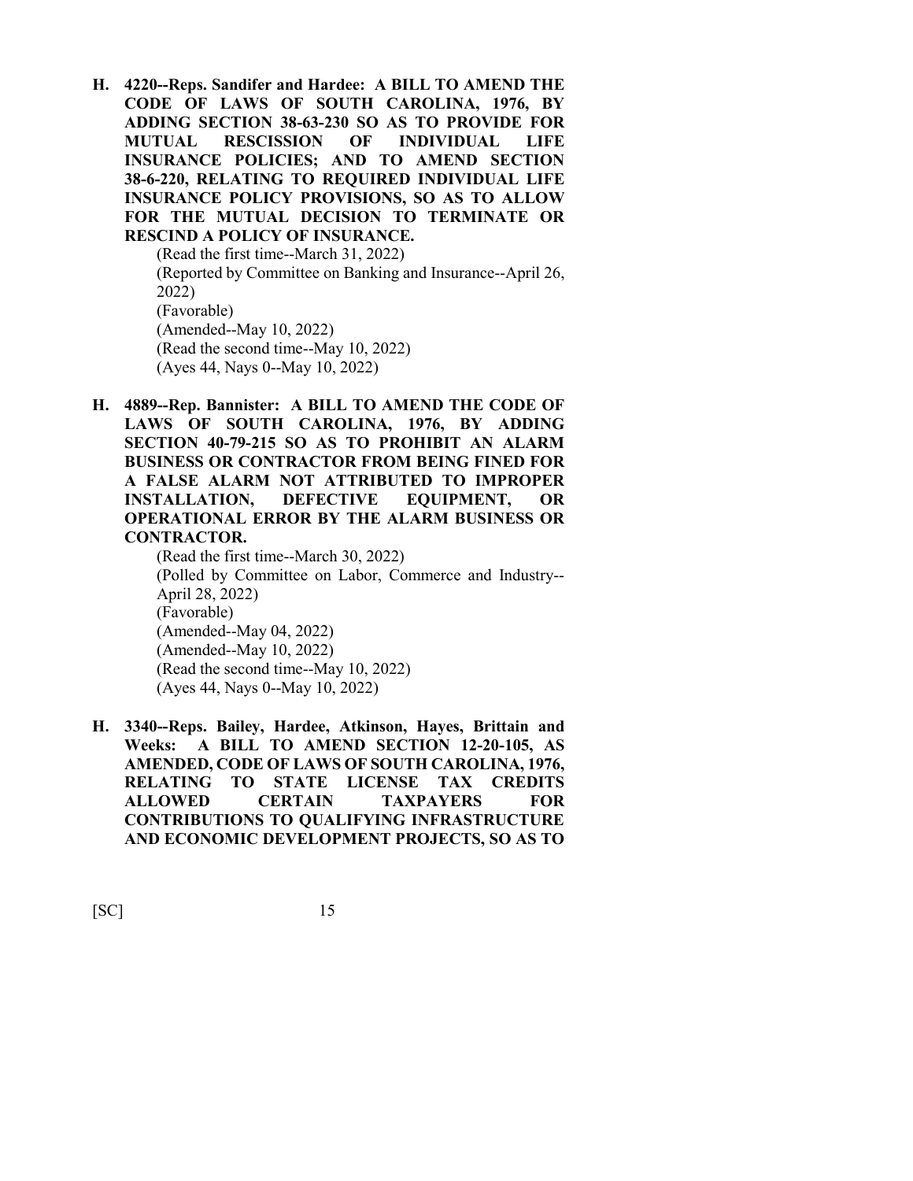**H. 4220--Reps. Sandifer and Hardee: A BILL TO AMEND THE CODE OF LAWS OF SOUTH CAROLINA, 1976, BY ADDING SECTION 38-63-230 SO AS TO PROVIDE FOR MUTUAL RESCISSION OF INDIVIDUAL LIFE INSURANCE POLICIES; AND TO AMEND SECTION 38-6-220, RELATING TO REQUIRED INDIVIDUAL LIFE INSURANCE POLICY PROVISIONS, SO AS TO ALLOW FOR THE MUTUAL DECISION TO TERMINATE OR RESCIND A POLICY OF INSURANCE.**

(Read the first time--March 31, 2022)
(Reported by Committee on Banking and Insurance--April 26, 2022)
(Favorable)
(Amended--May 10, 2022)
(Read the second time--May 10, 2022)
(Ayes 44, Nays 0--May 10, 2022)

**H. 4889--Rep. Bannister: A BILL TO AMEND THE CODE OF LAWS OF SOUTH CAROLINA, 1976, BY ADDING SECTION 40-79-215 SO AS TO PROHIBIT AN ALARM BUSINESS OR CONTRACTOR FROM BEING FINED FOR A FALSE ALARM NOT ATTRIBUTED TO IMPROPER INSTALLATION, DEFECTIVE EQUIPMENT, OR OPERATIONAL ERROR BY THE ALARM BUSINESS OR CONTRACTOR.**

(Read the first time--March 30, 2022)
(Polled by Committee on Labor, Commerce and Industry--April 28, 2022)
(Favorable)
(Amended--May 04, 2022)
(Amended--May 10, 2022)
(Read the second time--May 10, 2022)
(Ayes 44, Nays 0--May 10, 2022)

**H. 3340--Reps. Bailey, Hardee, Atkinson, Hayes, Brittain and Weeks: A BILL TO AMEND SECTION 12-20-105, AS AMENDED, CODE OF LAWS OF SOUTH CAROLINA, 1976, RELATING TO STATE LICENSE TAX CREDITS ALLOWED CERTAIN TAXPAYERS FOR CONTRIBUTIONS TO QUALIFYING INFRASTRUCTURE AND ECONOMIC DEVELOPMENT PROJECTS, SO AS TO**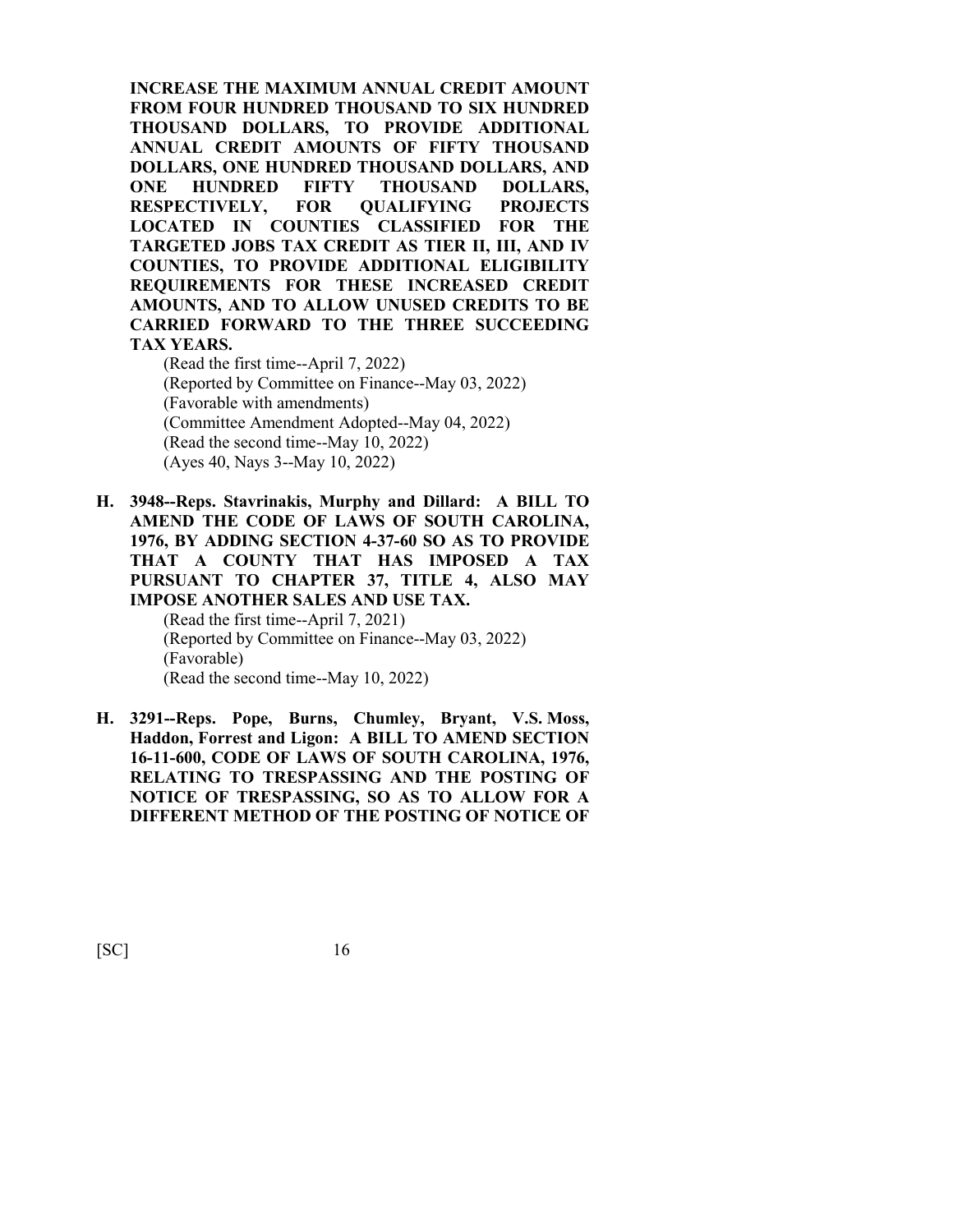**INCREASE THE MAXIMUM ANNUAL CREDIT AMOUNT FROM FOUR HUNDRED THOUSAND TO SIX HUNDRED THOUSAND DOLLARS, TO PROVIDE ADDITIONAL ANNUAL CREDIT AMOUNTS OF FIFTY THOUSAND DOLLARS, ONE HUNDRED THOUSAND DOLLARS, AND ONE HUNDRED FIFTY THOUSAND DOLLARS, RESPECTIVELY, FOR QUALIFYING PROJECTS LOCATED IN COUNTIES CLASSIFIED FOR THE TARGETED JOBS TAX CREDIT AS TIER II, III, AND IV COUNTIES, TO PROVIDE ADDITIONAL ELIGIBILITY REQUIREMENTS FOR THESE INCREASED CREDIT AMOUNTS, AND TO ALLOW UNUSED CREDITS TO BE CARRIED FORWARD TO THE THREE SUCCEEDING TAX YEARS.**

(Read the first time--April 7, 2022)
(Reported by Committee on Finance--May 03, 2022)
(Favorable with amendments)
(Committee Amendment Adopted--May 04, 2022)
(Read the second time--May 10, 2022)
(Ayes 40, Nays 3--May 10, 2022)

**H. 3948--Reps. Stavrinakis, Murphy and Dillard: A BILL TO AMEND THE CODE OF LAWS OF SOUTH CAROLINA, 1976, BY ADDING SECTION 4-37-60 SO AS TO PROVIDE THAT A COUNTY THAT HAS IMPOSED A TAX PURSUANT TO CHAPTER 37, TITLE 4, ALSO MAY IMPOSE ANOTHER SALES AND USE TAX.**

(Read the first time--April 7, 2021)
(Reported by Committee on Finance--May 03, 2022)
(Favorable)
(Read the second time--May 10, 2022)

**H. 3291--Reps. Pope, Burns, Chumley, Bryant, V.S. Moss, Haddon, Forrest and Ligon: A BILL TO AMEND SECTION 16-11-600, CODE OF LAWS OF SOUTH CAROLINA, 1976, RELATING TO TRESPASSING AND THE POSTING OF NOTICE OF TRESPASSING, SO AS TO ALLOW FOR A DIFFERENT METHOD OF THE POSTING OF NOTICE OF**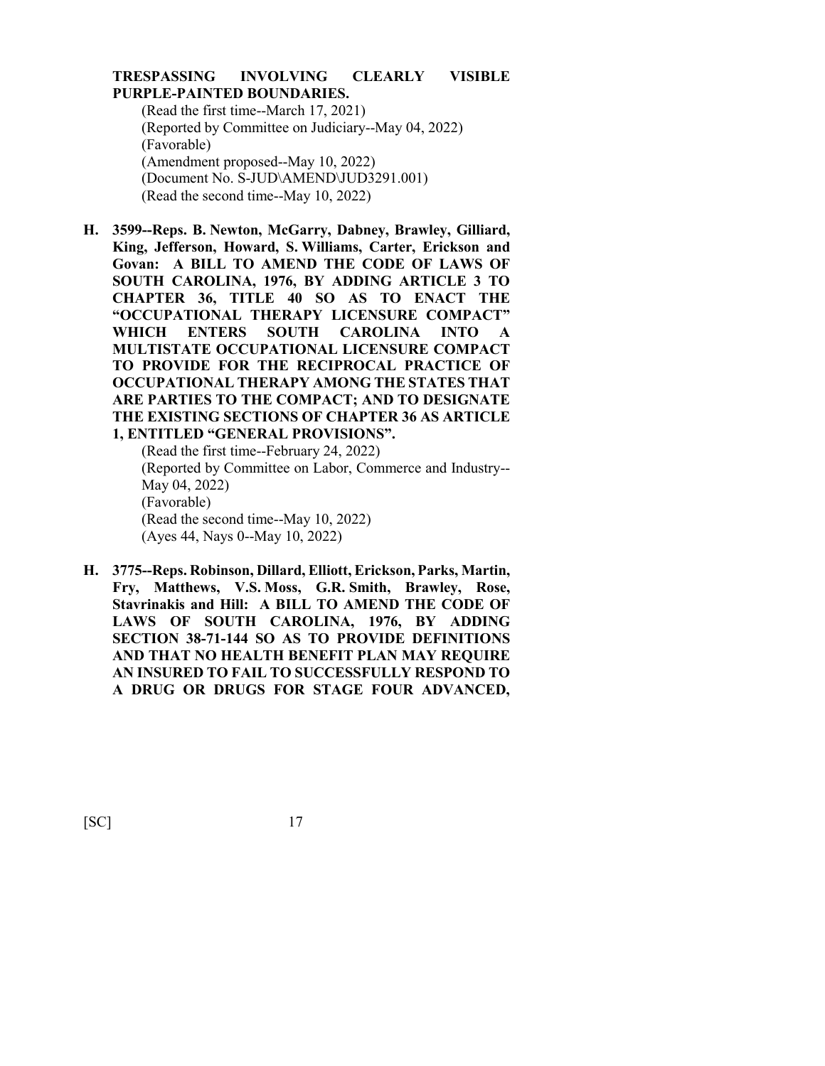**TRESPASSING INVOLVING CLEARLY VISIBLE PURPLE-PAINTED BOUNDARIES.**

(Read the first time--March 17, 2021)
(Reported by Committee on Judiciary--May 04, 2022)
(Favorable)
(Amendment proposed--May 10, 2022)
(Document No. S-JUD\AMEND\JUD3291.001)
(Read the second time--May 10, 2022)

**H. 3599--Reps. B. Newton, McGarry, Dabney, Brawley, Gilliard, King, Jefferson, Howard, S. Williams, Carter, Erickson and Govan: A BILL TO AMEND THE CODE OF LAWS OF SOUTH CAROLINA, 1976, BY ADDING ARTICLE 3 TO CHAPTER 36, TITLE 40 SO AS TO ENACT THE "OCCUPATIONAL THERAPY LICENSURE COMPACT" WHICH ENTERS SOUTH CAROLINA INTO A MULTISTATE OCCUPATIONAL LICENSURE COMPACT TO PROVIDE FOR THE RECIPROCAL PRACTICE OF OCCUPATIONAL THERAPY AMONG THE STATES THAT ARE PARTIES TO THE COMPACT; AND TO DESIGNATE THE EXISTING SECTIONS OF CHAPTER 36 AS ARTICLE 1, ENTITLED "GENERAL PROVISIONS".**

(Read the first time--February 24, 2022)
(Reported by Committee on Labor, Commerce and Industry--May 04, 2022)
(Favorable)
(Read the second time--May 10, 2022)
(Ayes 44, Nays 0--May 10, 2022)

**H. 3775--Reps. Robinson, Dillard, Elliott, Erickson, Parks, Martin, Fry, Matthews, V.S. Moss, G.R. Smith, Brawley, Rose, Stavrinakis and Hill: A BILL TO AMEND THE CODE OF LAWS OF SOUTH CAROLINA, 1976, BY ADDING SECTION 38-71-144 SO AS TO PROVIDE DEFINITIONS AND THAT NO HEALTH BENEFIT PLAN MAY REQUIRE AN INSURED TO FAIL TO SUCCESSFULLY RESPOND TO A DRUG OR DRUGS FOR STAGE FOUR ADVANCED,**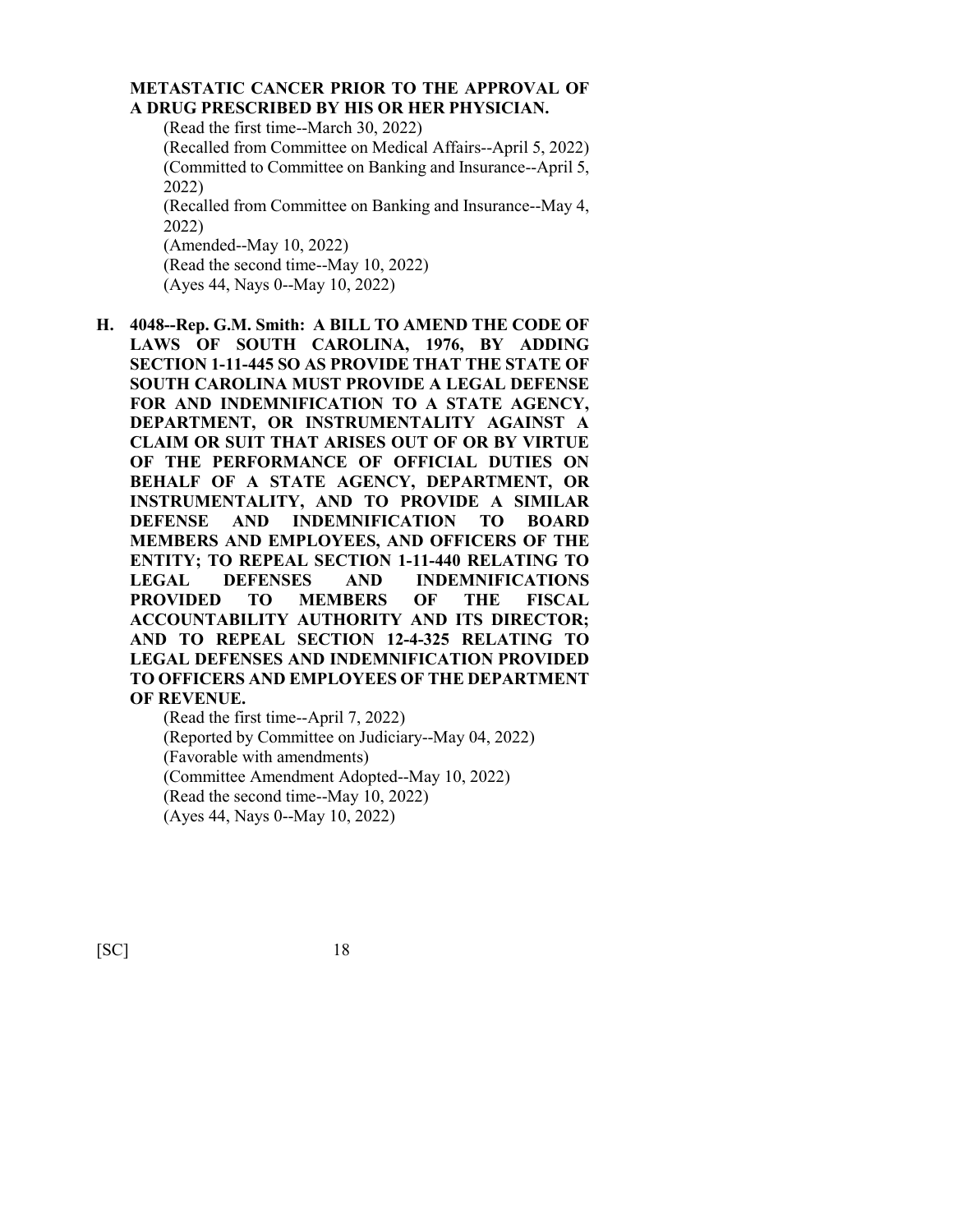**METASTATIC CANCER PRIOR TO THE APPROVAL OF A DRUG PRESCRIBED BY HIS OR HER PHYSICIAN.**

(Read the first time--March 30, 2022)
(Recalled from Committee on Medical Affairs--April 5, 2022)
(Committed to Committee on Banking and Insurance--April 5, 2022)
(Recalled from Committee on Banking and Insurance--May 4, 2022)
(Amended--May 10, 2022)
(Read the second time--May 10, 2022)
(Ayes 44, Nays 0--May 10, 2022)

**H. 4048--Rep. G.M. Smith: A BILL TO AMEND THE CODE OF LAWS OF SOUTH CAROLINA, 1976, BY ADDING SECTION 1-11-445 SO AS PROVIDE THAT THE STATE OF SOUTH CAROLINA MUST PROVIDE A LEGAL DEFENSE FOR AND INDEMNIFICATION TO A STATE AGENCY, DEPARTMENT, OR INSTRUMENTALITY AGAINST A CLAIM OR SUIT THAT ARISES OUT OF OR BY VIRTUE OF THE PERFORMANCE OF OFFICIAL DUTIES ON BEHALF OF A STATE AGENCY, DEPARTMENT, OR INSTRUMENTALITY, AND TO PROVIDE A SIMILAR DEFENSE AND INDEMNIFICATION TO BOARD MEMBERS AND EMPLOYEES, AND OFFICERS OF THE ENTITY; TO REPEAL SECTION 1-11-440 RELATING TO LEGAL DEFENSES AND INDEMNIFICATIONS PROVIDED TO MEMBERS OF THE FISCAL ACCOUNTABILITY AUTHORITY AND ITS DIRECTOR; AND TO REPEAL SECTION 12-4-325 RELATING TO LEGAL DEFENSES AND INDEMNIFICATION PROVIDED TO OFFICERS AND EMPLOYEES OF THE DEPARTMENT OF REVENUE.**

(Read the first time--April 7, 2022)
(Reported by Committee on Judiciary--May 04, 2022)
(Favorable with amendments)
(Committee Amendment Adopted--May 10, 2022)
(Read the second time--May 10, 2022)
(Ayes 44, Nays 0--May 10, 2022)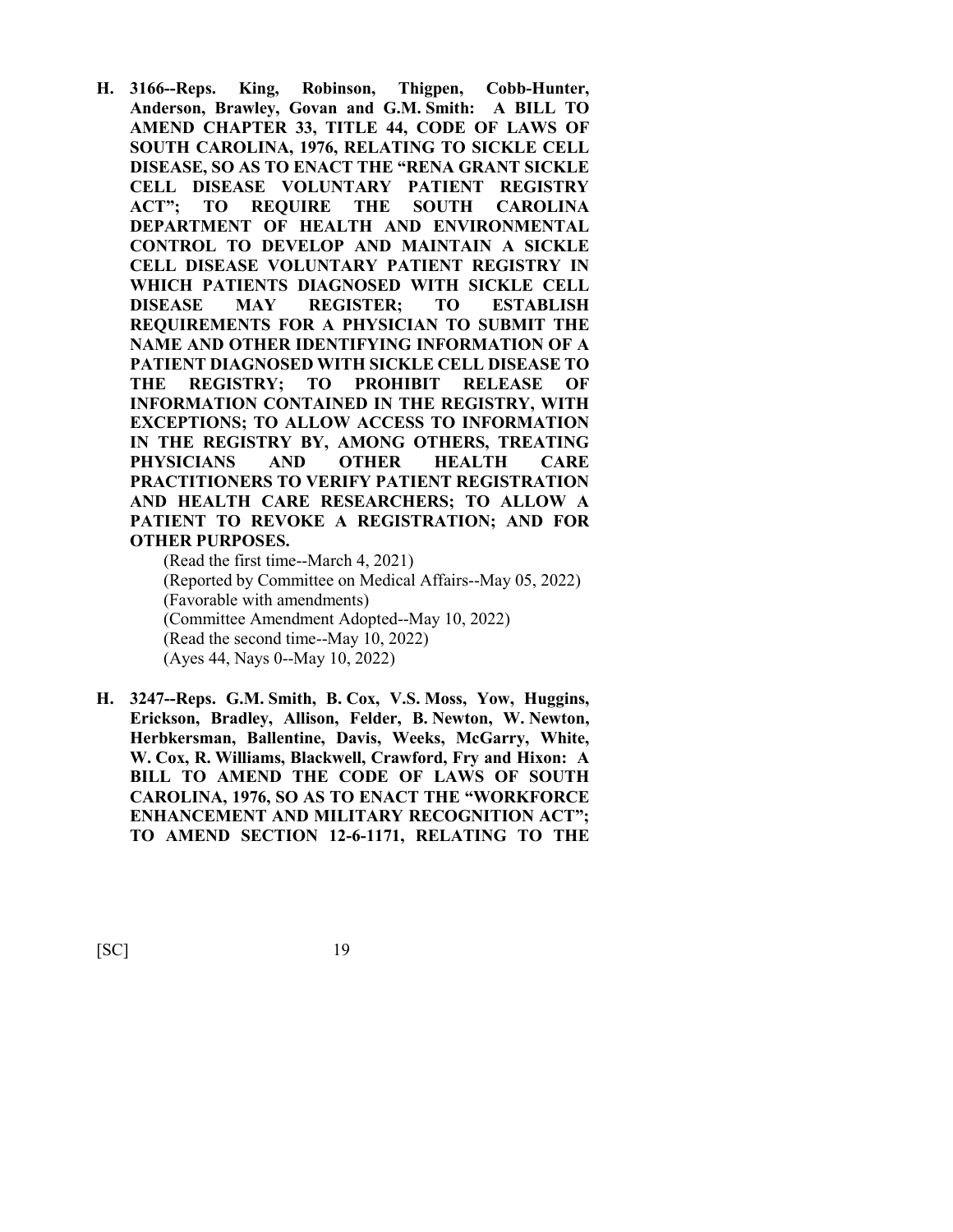**H. 3166--Reps. King, Robinson, Thigpen, Cobb-Hunter, Anderson, Brawley, Govan and G.M. Smith: A BILL TO AMEND CHAPTER 33, TITLE 44, CODE OF LAWS OF SOUTH CAROLINA, 1976, RELATING TO SICKLE CELL DISEASE, SO AS TO ENACT THE "RENA GRANT SICKLE CELL DISEASE VOLUNTARY PATIENT REGISTRY ACT"; TO REQUIRE THE SOUTH CAROLINA DEPARTMENT OF HEALTH AND ENVIRONMENTAL CONTROL TO DEVELOP AND MAINTAIN A SICKLE CELL DISEASE VOLUNTARY PATIENT REGISTRY IN WHICH PATIENTS DIAGNOSED WITH SICKLE CELL DISEASE MAY REGISTER; TO ESTABLISH REQUIREMENTS FOR A PHYSICIAN TO SUBMIT THE NAME AND OTHER IDENTIFYING INFORMATION OF A PATIENT DIAGNOSED WITH SICKLE CELL DISEASE TO THE REGISTRY; TO PROHIBIT RELEASE OF INFORMATION CONTAINED IN THE REGISTRY, WITH EXCEPTIONS; TO ALLOW ACCESS TO INFORMATION IN THE REGISTRY BY, AMONG OTHERS, TREATING PHYSICIANS AND OTHER HEALTH CARE PRACTITIONERS TO VERIFY PATIENT REGISTRATION AND HEALTH CARE RESEARCHERS; TO ALLOW A PATIENT TO REVOKE A REGISTRATION; AND FOR OTHER PURPOSES.**

(Read the first time--March 4, 2021)
(Reported by Committee on Medical Affairs--May 05, 2022)
(Favorable with amendments)
(Committee Amendment Adopted--May 10, 2022)
(Read the second time--May 10, 2022)
(Ayes 44, Nays 0--May 10, 2022)

**H. 3247--Reps. G.M. Smith, B. Cox, V.S. Moss, Yow, Huggins, Erickson, Bradley, Allison, Felder, B. Newton, W. Newton, Herbkersman, Ballentine, Davis, Weeks, McGarry, White, W. Cox, R. Williams, Blackwell, Crawford, Fry and Hixon: A BILL TO AMEND THE CODE OF LAWS OF SOUTH CAROLINA, 1976, SO AS TO ENACT THE "WORKFORCE ENHANCEMENT AND MILITARY RECOGNITION ACT"; TO AMEND SECTION 12-6-1171, RELATING TO THE**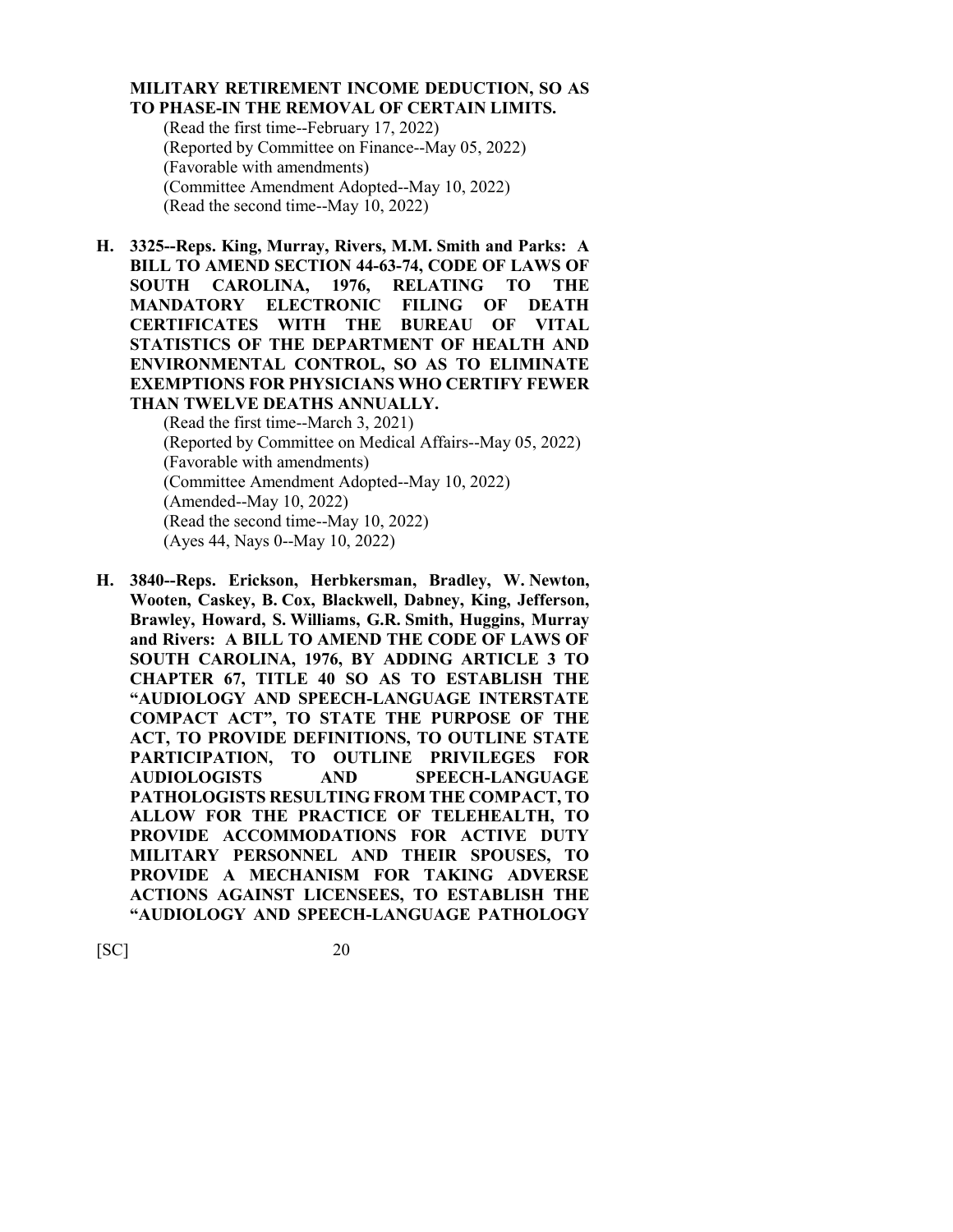**MILITARY RETIREMENT INCOME DEDUCTION, SO AS TO PHASE-IN THE REMOVAL OF CERTAIN LIMITS.**

(Read the first time--February 17, 2022)
(Reported by Committee on Finance--May 05, 2022)
(Favorable with amendments)
(Committee Amendment Adopted--May 10, 2022)
(Read the second time--May 10, 2022)

**H. 3325--Reps. King, Murray, Rivers, M.M. Smith and Parks: A BILL TO AMEND SECTION 44-63-74, CODE OF LAWS OF SOUTH CAROLINA, 1976, RELATING TO THE MANDATORY ELECTRONIC FILING OF DEATH CERTIFICATES WITH THE BUREAU OF VITAL STATISTICS OF THE DEPARTMENT OF HEALTH AND ENVIRONMENTAL CONTROL, SO AS TO ELIMINATE EXEMPTIONS FOR PHYSICIANS WHO CERTIFY FEWER THAN TWELVE DEATHS ANNUALLY.**

(Read the first time--March 3, 2021)
(Reported by Committee on Medical Affairs--May 05, 2022)
(Favorable with amendments)
(Committee Amendment Adopted--May 10, 2022)
(Amended--May 10, 2022)
(Read the second time--May 10, 2022)
(Ayes 44, Nays 0--May 10, 2022)

**H. 3840--Reps. Erickson, Herbkersman, Bradley, W. Newton, Wooten, Caskey, B. Cox, Blackwell, Dabney, King, Jefferson, Brawley, Howard, S. Williams, G.R. Smith, Huggins, Murray and Rivers: A BILL TO AMEND THE CODE OF LAWS OF SOUTH CAROLINA, 1976, BY ADDING ARTICLE 3 TO CHAPTER 67, TITLE 40 SO AS TO ESTABLISH THE "AUDIOLOGY AND SPEECH-LANGUAGE INTERSTATE COMPACT ACT", TO STATE THE PURPOSE OF THE ACT, TO PROVIDE DEFINITIONS, TO OUTLINE STATE PARTICIPATION, TO OUTLINE PRIVILEGES FOR AUDIOLOGISTS AND SPEECH-LANGUAGE PATHOLOGISTS RESULTING FROM THE COMPACT, TO ALLOW FOR THE PRACTICE OF TELEHEALTH, TO PROVIDE ACCOMMODATIONS FOR ACTIVE DUTY MILITARY PERSONNEL AND THEIR SPOUSES, TO PROVIDE A MECHANISM FOR TAKING ADVERSE ACTIONS AGAINST LICENSEES, TO ESTABLISH THE "AUDIOLOGY AND SPEECH-LANGUAGE PATHOLOGY**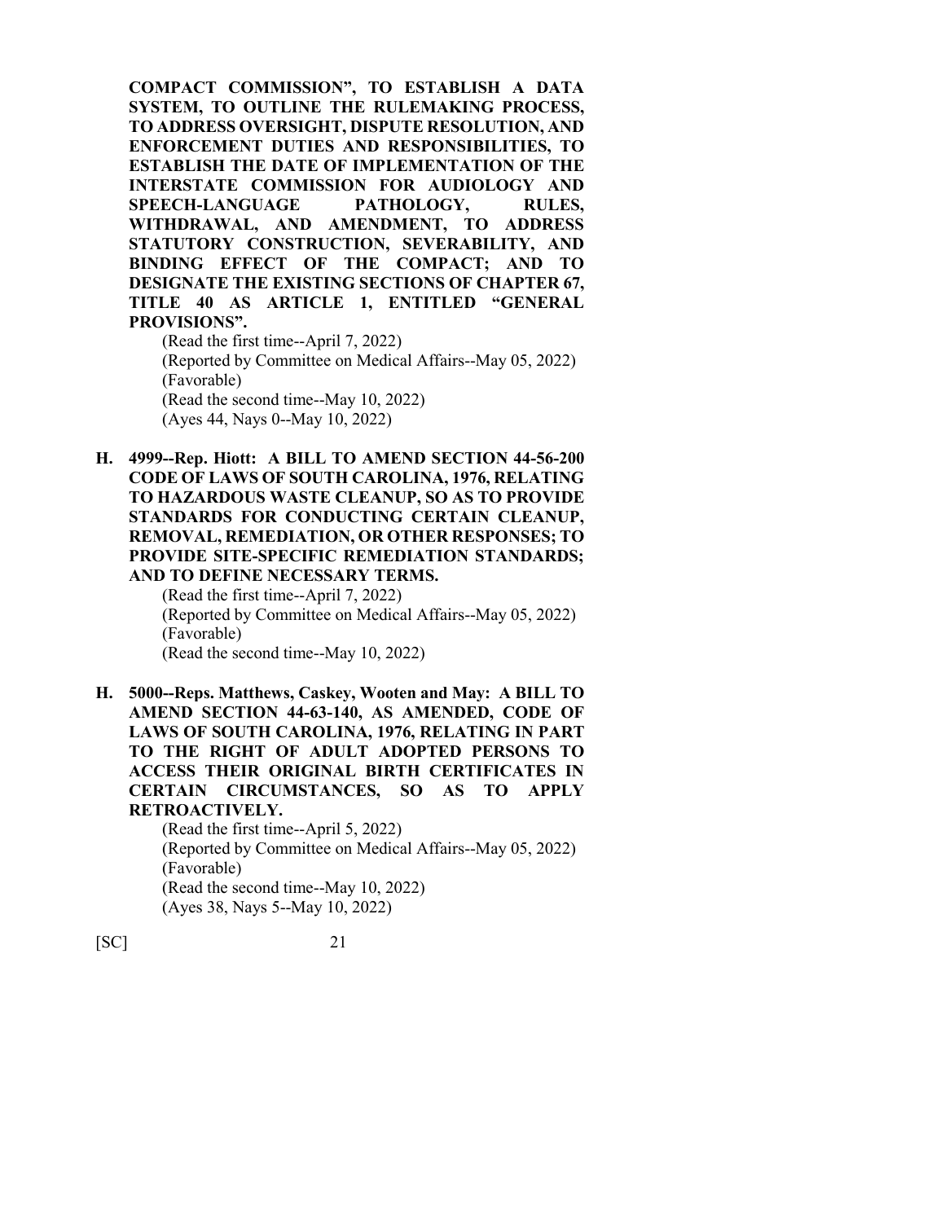**COMPACT COMMISSION", TO ESTABLISH A DATA SYSTEM, TO OUTLINE THE RULEMAKING PROCESS, TO ADDRESS OVERSIGHT, DISPUTE RESOLUTION, AND ENFORCEMENT DUTIES AND RESPONSIBILITIES, TO ESTABLISH THE DATE OF IMPLEMENTATION OF THE INTERSTATE COMMISSION FOR AUDIOLOGY AND SPEECH-LANGUAGE PATHOLOGY, RULES, WITHDRAWAL, AND AMENDMENT, TO ADDRESS STATUTORY CONSTRUCTION, SEVERABILITY, AND BINDING EFFECT OF THE COMPACT; AND TO DESIGNATE THE EXISTING SECTIONS OF CHAPTER 67, TITLE 40 AS ARTICLE 1, ENTITLED "GENERAL PROVISIONS".**

(Read the first time--April 7, 2022)
(Reported by Committee on Medical Affairs--May 05, 2022)
(Favorable)
(Read the second time--May 10, 2022)
(Ayes 44, Nays 0--May 10, 2022)

**H. 4999--Rep. Hiott: A BILL TO AMEND SECTION 44-56-200 CODE OF LAWS OF SOUTH CAROLINA, 1976, RELATING TO HAZARDOUS WASTE CLEANUP, SO AS TO PROVIDE STANDARDS FOR CONDUCTING CERTAIN CLEANUP, REMOVAL, REMEDIATION, OR OTHER RESPONSES; TO PROVIDE SITE-SPECIFIC REMEDIATION STANDARDS; AND TO DEFINE NECESSARY TERMS.**

(Read the first time--April 7, 2022)
(Reported by Committee on Medical Affairs--May 05, 2022)
(Favorable)
(Read the second time--May 10, 2022)

**H. 5000--Reps. Matthews, Caskey, Wooten and May: A BILL TO AMEND SECTION 44-63-140, AS AMENDED, CODE OF LAWS OF SOUTH CAROLINA, 1976, RELATING IN PART TO THE RIGHT OF ADULT ADOPTED PERSONS TO ACCESS THEIR ORIGINAL BIRTH CERTIFICATES IN CERTAIN CIRCUMSTANCES, SO AS TO APPLY RETROACTIVELY.**

(Read the first time--April 5, 2022)
(Reported by Committee on Medical Affairs--May 05, 2022)
(Favorable)
(Read the second time--May 10, 2022)
(Ayes 38, Nays 5--May 10, 2022)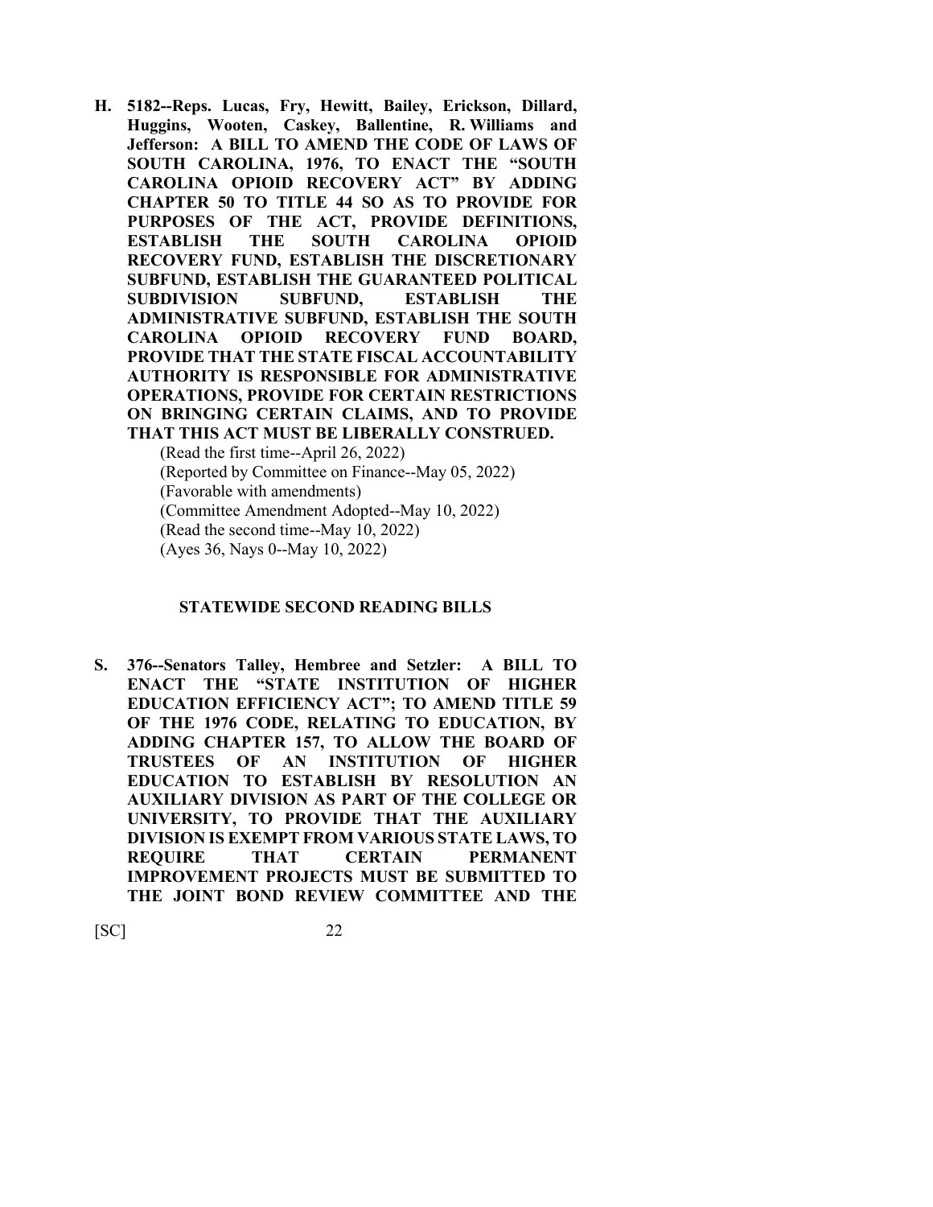**H. 5182--Reps. Lucas, Fry, Hewitt, Bailey, Erickson, Dillard, Huggins, Wooten, Caskey, Ballentine, R. Williams and Jefferson: A BILL TO AMEND THE CODE OF LAWS OF SOUTH CAROLINA, 1976, TO ENACT THE "SOUTH CAROLINA OPIOID RECOVERY ACT" BY ADDING CHAPTER 50 TO TITLE 44 SO AS TO PROVIDE FOR PURPOSES OF THE ACT, PROVIDE DEFINITIONS, ESTABLISH THE SOUTH CAROLINA OPIOID RECOVERY FUND, ESTABLISH THE DISCRETIONARY SUBFUND, ESTABLISH THE GUARANTEED POLITICAL SUBDIVISION SUBFUND, ESTABLISH THE ADMINISTRATIVE SUBFUND, ESTABLISH THE SOUTH CAROLINA OPIOID RECOVERY FUND BOARD, PROVIDE THAT THE STATE FISCAL ACCOUNTABILITY AUTHORITY IS RESPONSIBLE FOR ADMINISTRATIVE OPERATIONS, PROVIDE FOR CERTAIN RESTRICTIONS ON BRINGING CERTAIN CLAIMS, AND TO PROVIDE THAT THIS ACT MUST BE LIBERALLY CONSTRUED.**

(Read the first time--April 26, 2022)
(Reported by Committee on Finance--May 05, 2022)
(Favorable with amendments)
(Committee Amendment Adopted--May 10, 2022)
(Read the second time--May 10, 2022)
(Ayes 36, Nays 0--May 10, 2022)

## STATEWIDE SECOND READING BILLS

**S. 376--Senators Talley, Hembree and Setzler: A BILL TO ENACT THE "STATE INSTITUTION OF HIGHER EDUCATION EFFICIENCY ACT"; TO AMEND TITLE 59 OF THE 1976 CODE, RELATING TO EDUCATION, BY ADDING CHAPTER 157, TO ALLOW THE BOARD OF TRUSTEES OF AN INSTITUTION OF HIGHER EDUCATION TO ESTABLISH BY RESOLUTION AN AUXILIARY DIVISION AS PART OF THE COLLEGE OR UNIVERSITY, TO PROVIDE THAT THE AUXILIARY DIVISION IS EXEMPT FROM VARIOUS STATE LAWS, TO REQUIRE THAT CERTAIN PERMANENT IMPROVEMENT PROJECTS MUST BE SUBMITTED TO THE JOINT BOND REVIEW COMMITTEE AND THE**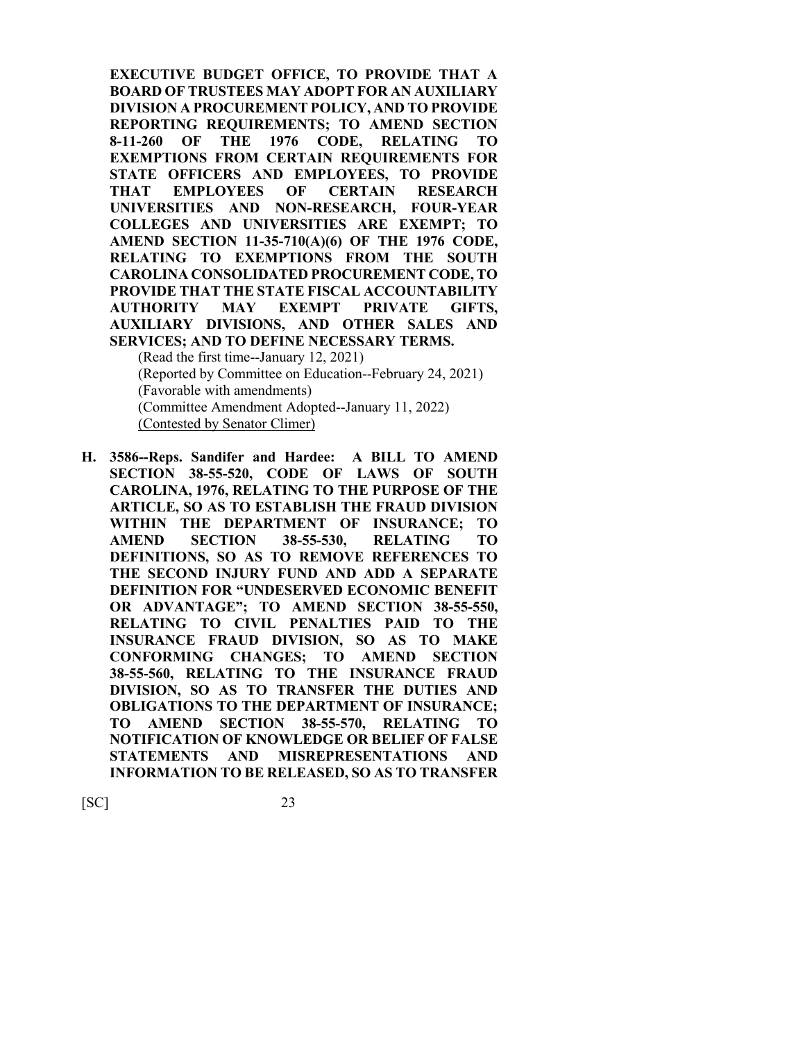**EXECUTIVE BUDGET OFFICE, TO PROVIDE THAT A BOARD OF TRUSTEES MAY ADOPT FOR AN AUXILIARY DIVISION A PROCUREMENT POLICY, AND TO PROVIDE REPORTING REQUIREMENTS; TO AMEND SECTION 8-11-260 OF THE 1976 CODE, RELATING TO EXEMPTIONS FROM CERTAIN REQUIREMENTS FOR STATE OFFICERS AND EMPLOYEES, TO PROVIDE THAT EMPLOYEES OF CERTAIN RESEARCH UNIVERSITIES AND NON-RESEARCH, FOUR-YEAR COLLEGES AND UNIVERSITIES ARE EXEMPT; TO AMEND SECTION 11-35-710(A)(6) OF THE 1976 CODE, RELATING TO EXEMPTIONS FROM THE SOUTH CAROLINA CONSOLIDATED PROCUREMENT CODE, TO PROVIDE THAT THE STATE FISCAL ACCOUNTABILITY AUTHORITY MAY EXEMPT PRIVATE GIFTS, AUXILIARY DIVISIONS, AND OTHER SALES AND SERVICES; AND TO DEFINE NECESSARY TERMS.**

(Read the first time--January 12, 2021)
(Reported by Committee on Education--February 24, 2021)
(Favorable with amendments)
(Committee Amendment Adopted--January 11, 2022)
(Contested by Senator Climer)

**H. 3586--Reps. Sandifer and Hardee: A BILL TO AMEND SECTION 38-55-520, CODE OF LAWS OF SOUTH CAROLINA, 1976, RELATING TO THE PURPOSE OF THE ARTICLE, SO AS TO ESTABLISH THE FRAUD DIVISION WITHIN THE DEPARTMENT OF INSURANCE; TO AMEND SECTION 38-55-530, RELATING TO DEFINITIONS, SO AS TO REMOVE REFERENCES TO THE SECOND INJURY FUND AND ADD A SEPARATE DEFINITION FOR "UNDESERVED ECONOMIC BENEFIT OR ADVANTAGE"; TO AMEND SECTION 38-55-550, RELATING TO CIVIL PENALTIES PAID TO THE INSURANCE FRAUD DIVISION, SO AS TO MAKE CONFORMING CHANGES; TO AMEND SECTION 38-55-560, RELATING TO THE INSURANCE FRAUD DIVISION, SO AS TO TRANSFER THE DUTIES AND OBLIGATIONS TO THE DEPARTMENT OF INSURANCE; TO AMEND SECTION 38-55-570, RELATING TO NOTIFICATION OF KNOWLEDGE OR BELIEF OF FALSE STATEMENTS AND MISREPRESENTATIONS AND INFORMATION TO BE RELEASED, SO AS TO TRANSFER**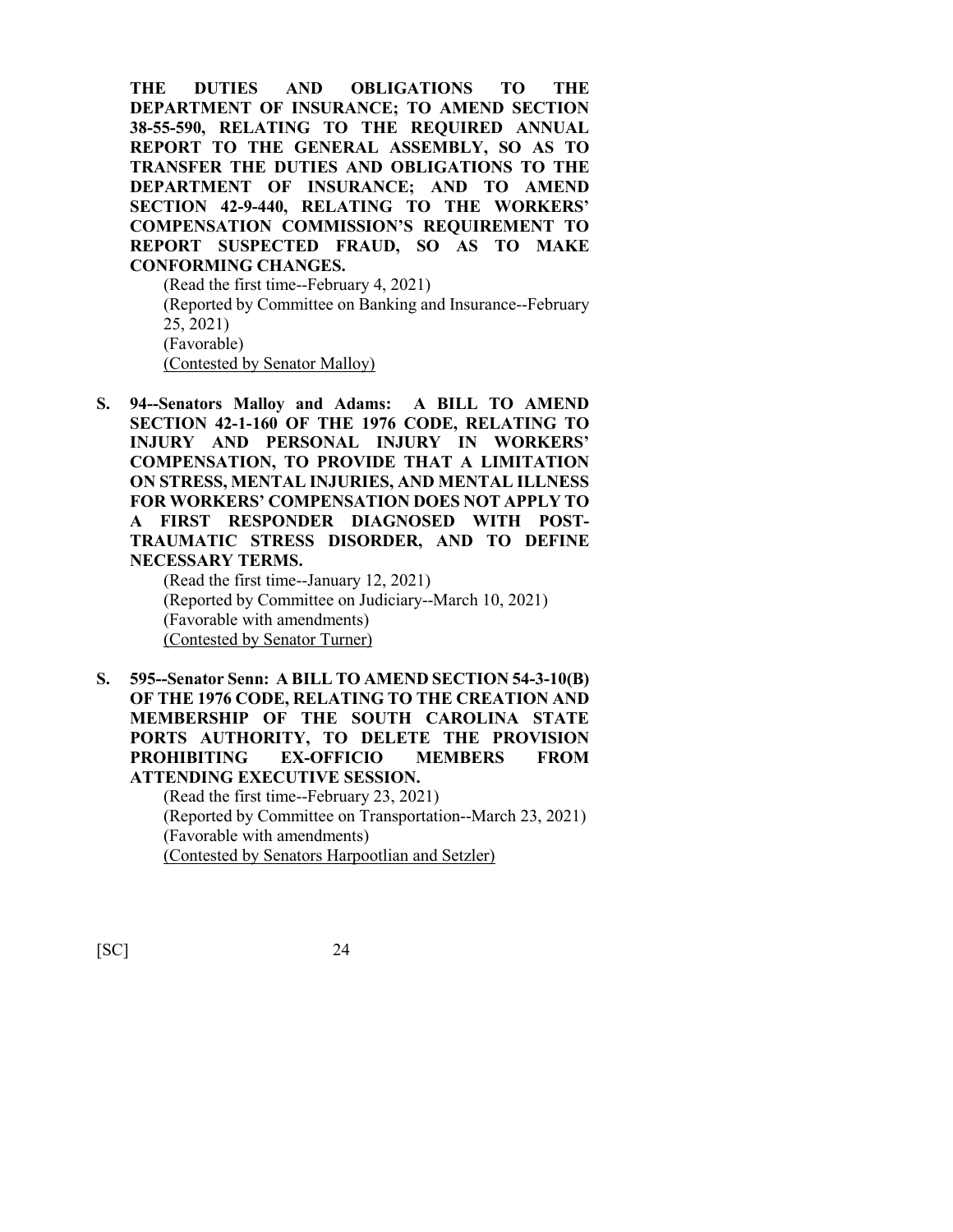**THE DUTIES AND OBLIGATIONS TO THE DEPARTMENT OF INSURANCE; TO AMEND SECTION 38-55-590, RELATING TO THE REQUIRED ANNUAL REPORT TO THE GENERAL ASSEMBLY, SO AS TO TRANSFER THE DUTIES AND OBLIGATIONS TO THE DEPARTMENT OF INSURANCE; AND TO AMEND SECTION 42-9-440, RELATING TO THE WORKERS' COMPENSATION COMMISSION'S REQUIREMENT TO REPORT SUSPECTED FRAUD, SO AS TO MAKE CONFORMING CHANGES.**

(Read the first time--February 4, 2021)
(Reported by Committee on Banking and Insurance--February 25, 2021)
(Favorable)
<u>(Contested by Senator Malloy)</u>

**S. 94--Senators Malloy and Adams: A BILL TO AMEND SECTION 42-1-160 OF THE 1976 CODE, RELATING TO INJURY AND PERSONAL INJURY IN WORKERS' COMPENSATION, TO PROVIDE THAT A LIMITATION ON STRESS, MENTAL INJURIES, AND MENTAL ILLNESS FOR WORKERS' COMPENSATION DOES NOT APPLY TO A FIRST RESPONDER DIAGNOSED WITH POST-TRAUMATIC STRESS DISORDER, AND TO DEFINE NECESSARY TERMS.**

(Read the first time--January 12, 2021)
(Reported by Committee on Judiciary--March 10, 2021)
(Favorable with amendments)
<u>(Contested by Senator Turner)</u>

**S. 595--Senator Senn: A BILL TO AMEND SECTION 54-3-10(B) OF THE 1976 CODE, RELATING TO THE CREATION AND MEMBERSHIP OF THE SOUTH CAROLINA STATE PORTS AUTHORITY, TO DELETE THE PROVISION PROHIBITING EX-OFFICIO MEMBERS FROM ATTENDING EXECUTIVE SESSION.**

(Read the first time--February 23, 2021)
(Reported by Committee on Transportation--March 23, 2021)
(Favorable with amendments)
<u>(Contested by Senators Harpootlian and Setzler)</u>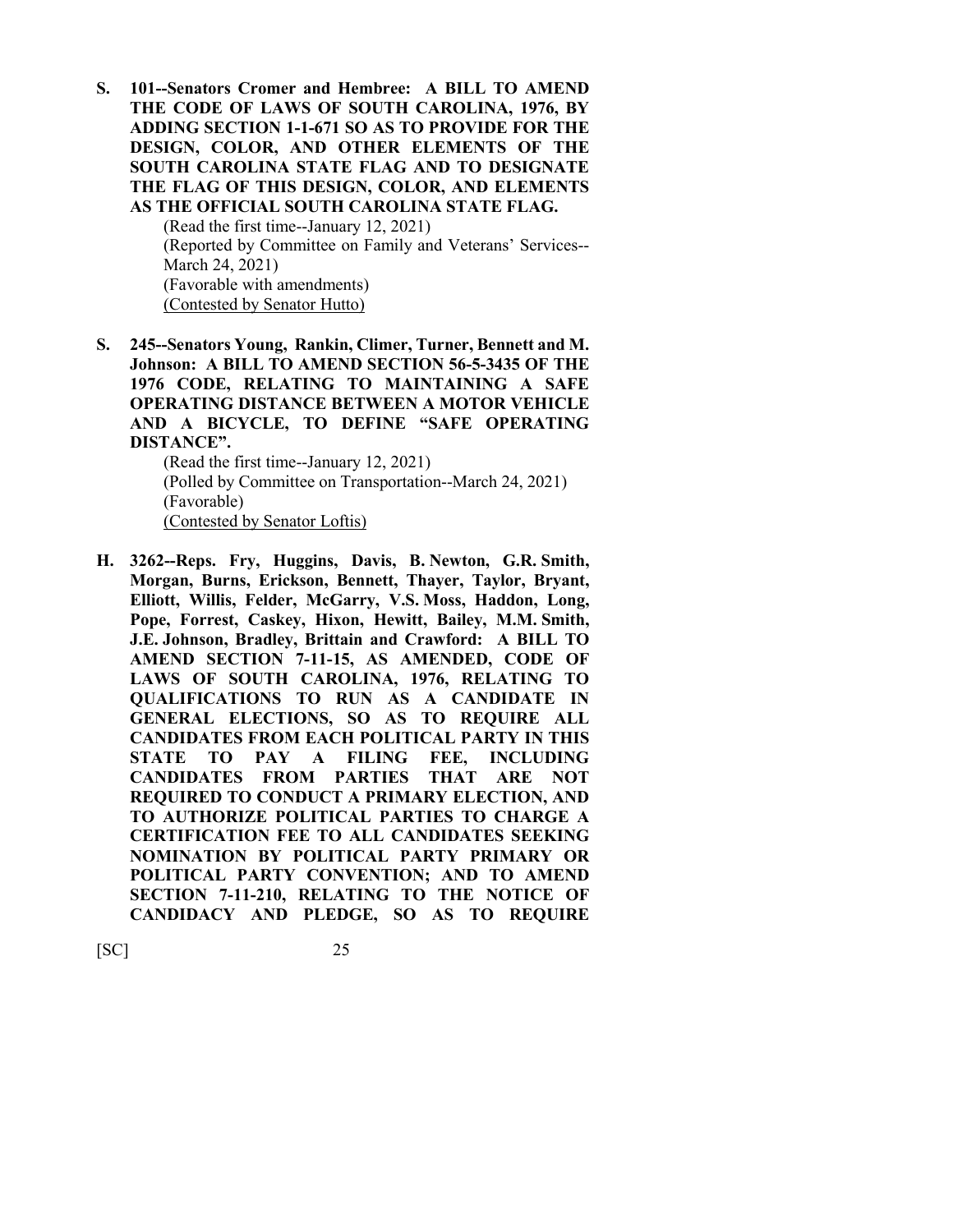**S. 101--Senators Cromer and Hembree: A BILL TO AMEND THE CODE OF LAWS OF SOUTH CAROLINA, 1976, BY ADDING SECTION 1-1-671 SO AS TO PROVIDE FOR THE DESIGN, COLOR, AND OTHER ELEMENTS OF THE SOUTH CAROLINA STATE FLAG AND TO DESIGNATE THE FLAG OF THIS DESIGN, COLOR, AND ELEMENTS AS THE OFFICIAL SOUTH CAROLINA STATE FLAG.**

(Read the first time--January 12, 2021)
(Reported by Committee on Family and Veterans' Services--March 24, 2021)
(Favorable with amendments)
<u>(Contested by Senator Hutto)</u>

**S. 245--Senators Young, Rankin, Climer, Turner, Bennett and M. Johnson: A BILL TO AMEND SECTION 56-5-3435 OF THE 1976 CODE, RELATING TO MAINTAINING A SAFE OPERATING DISTANCE BETWEEN A MOTOR VEHICLE AND A BICYCLE, TO DEFINE "SAFE OPERATING DISTANCE".**

(Read the first time--January 12, 2021)
(Polled by Committee on Transportation--March 24, 2021)
(Favorable)
<u>(Contested by Senator Loftis)</u>

**H. 3262--Reps. Fry, Huggins, Davis, B. Newton, G.R. Smith, Morgan, Burns, Erickson, Bennett, Thayer, Taylor, Bryant, Elliott, Willis, Felder, McGarry, V.S. Moss, Haddon, Long, Pope, Forrest, Caskey, Hixon, Hewitt, Bailey, M.M. Smith, J.E. Johnson, Bradley, Brittain and Crawford: A BILL TO AMEND SECTION 7-11-15, AS AMENDED, CODE OF LAWS OF SOUTH CAROLINA, 1976, RELATING TO QUALIFICATIONS TO RUN AS A CANDIDATE IN GENERAL ELECTIONS, SO AS TO REQUIRE ALL CANDIDATES FROM EACH POLITICAL PARTY IN THIS STATE TO PAY A FILING FEE, INCLUDING CANDIDATES FROM PARTIES THAT ARE NOT REQUIRED TO CONDUCT A PRIMARY ELECTION, AND TO AUTHORIZE POLITICAL PARTIES TO CHARGE A CERTIFICATION FEE TO ALL CANDIDATES SEEKING NOMINATION BY POLITICAL PARTY PRIMARY OR POLITICAL PARTY CONVENTION; AND TO AMEND SECTION 7-11-210, RELATING TO THE NOTICE OF CANDIDACY AND PLEDGE, SO AS TO REQUIRE**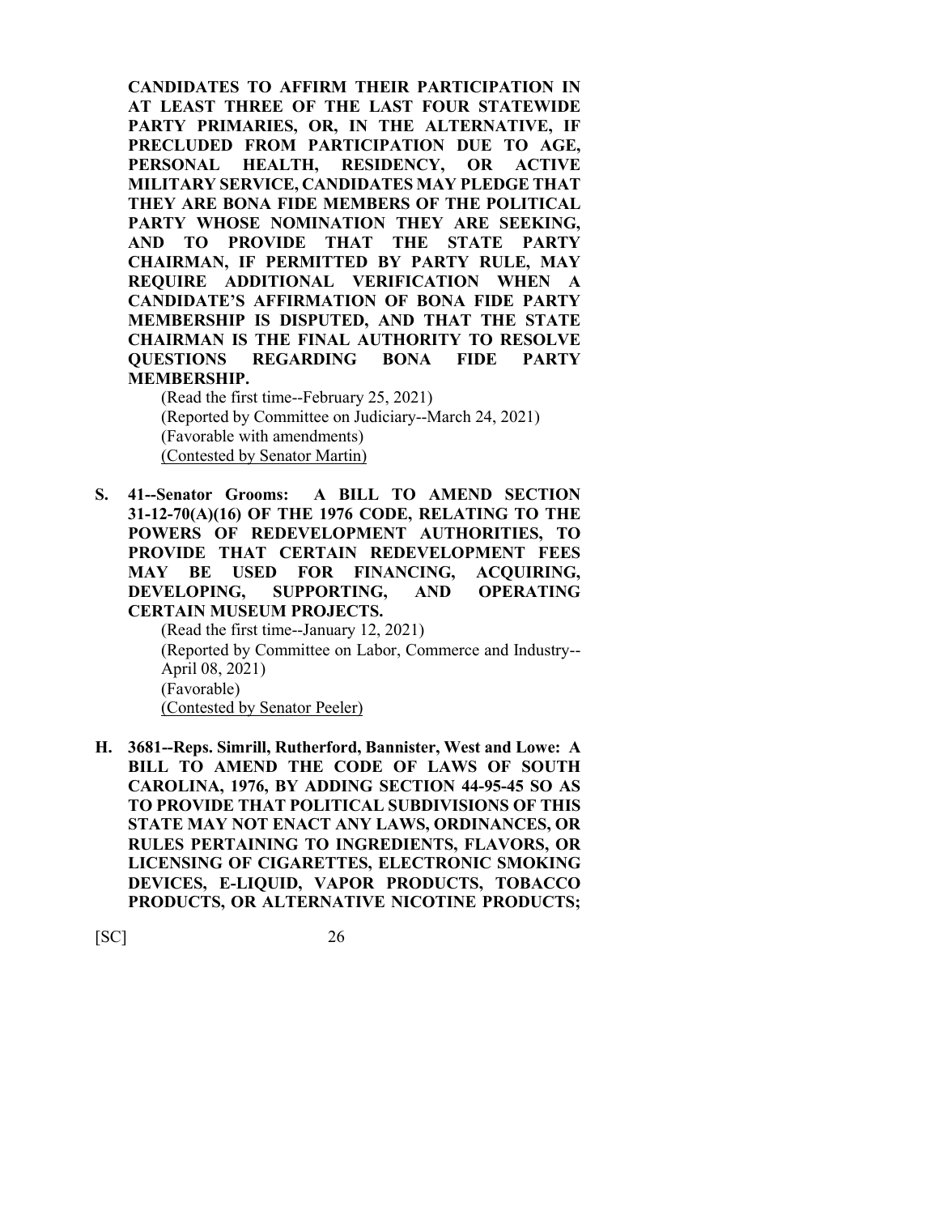**CANDIDATES TO AFFIRM THEIR PARTICIPATION IN AT LEAST THREE OF THE LAST FOUR STATEWIDE PARTY PRIMARIES, OR, IN THE ALTERNATIVE, IF PRECLUDED FROM PARTICIPATION DUE TO AGE, PERSONAL HEALTH, RESIDENCY, OR ACTIVE MILITARY SERVICE, CANDIDATES MAY PLEDGE THAT THEY ARE BONA FIDE MEMBERS OF THE POLITICAL PARTY WHOSE NOMINATION THEY ARE SEEKING, AND TO PROVIDE THAT THE STATE PARTY CHAIRMAN, IF PERMITTED BY PARTY RULE, MAY REQUIRE ADDITIONAL VERIFICATION WHEN A CANDIDATE'S AFFIRMATION OF BONA FIDE PARTY MEMBERSHIP IS DISPUTED, AND THAT THE STATE CHAIRMAN IS THE FINAL AUTHORITY TO RESOLVE QUESTIONS REGARDING BONA FIDE PARTY MEMBERSHIP.**

(Read the first time--February 25, 2021)
(Reported by Committee on Judiciary--March 24, 2021)
(Favorable with amendments)
(Contested by Senator Martin)

**S. 41--Senator Grooms: A BILL TO AMEND SECTION 31-12-70(A)(16) OF THE 1976 CODE, RELATING TO THE POWERS OF REDEVELOPMENT AUTHORITIES, TO PROVIDE THAT CERTAIN REDEVELOPMENT FEES MAY BE USED FOR FINANCING, ACQUIRING, DEVELOPING, SUPPORTING, AND OPERATING CERTAIN MUSEUM PROJECTS.**

(Read the first time--January 12, 2021)
(Reported by Committee on Labor, Commerce and Industry--April 08, 2021)
(Favorable)
(Contested by Senator Peeler)

**H. 3681--Reps. Simrill, Rutherford, Bannister, West and Lowe: A BILL TO AMEND THE CODE OF LAWS OF SOUTH CAROLINA, 1976, BY ADDING SECTION 44-95-45 SO AS TO PROVIDE THAT POLITICAL SUBDIVISIONS OF THIS STATE MAY NOT ENACT ANY LAWS, ORDINANCES, OR RULES PERTAINING TO INGREDIENTS, FLAVORS, OR LICENSING OF CIGARETTES, ELECTRONIC SMOKING DEVICES, E-LIQUID, VAPOR PRODUCTS, TOBACCO PRODUCTS, OR ALTERNATIVE NICOTINE PRODUCTS;**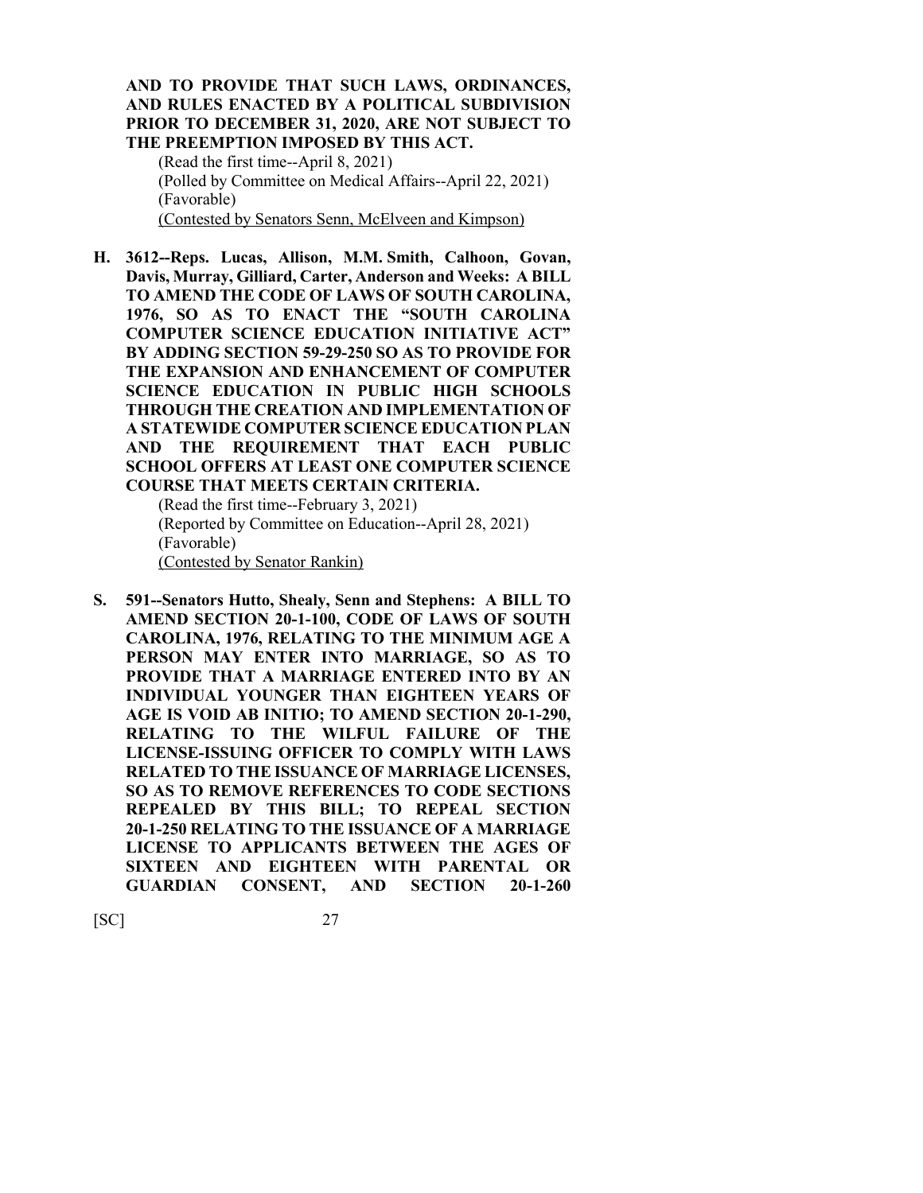**AND TO PROVIDE THAT SUCH LAWS, ORDINANCES, AND RULES ENACTED BY A POLITICAL SUBDIVISION PRIOR TO DECEMBER 31, 2020, ARE NOT SUBJECT TO THE PREEMPTION IMPOSED BY THIS ACT.**

(Read the first time--April 8, 2021)
(Polled by Committee on Medical Affairs--April 22, 2021)
(Favorable)
(Contested by Senators Senn, McElveen and Kimpson)

**H. 3612--Reps. Lucas, Allison, M.M. Smith, Calhoon, Govan, Davis, Murray, Gilliard, Carter, Anderson and Weeks: A BILL TO AMEND THE CODE OF LAWS OF SOUTH CAROLINA, 1976, SO AS TO ENACT THE "SOUTH CAROLINA COMPUTER SCIENCE EDUCATION INITIATIVE ACT" BY ADDING SECTION 59-29-250 SO AS TO PROVIDE FOR THE EXPANSION AND ENHANCEMENT OF COMPUTER SCIENCE EDUCATION IN PUBLIC HIGH SCHOOLS THROUGH THE CREATION AND IMPLEMENTATION OF A STATEWIDE COMPUTER SCIENCE EDUCATION PLAN AND THE REQUIREMENT THAT EACH PUBLIC SCHOOL OFFERS AT LEAST ONE COMPUTER SCIENCE COURSE THAT MEETS CERTAIN CRITERIA.**

(Read the first time--February 3, 2021)
(Reported by Committee on Education--April 28, 2021)
(Favorable)
(Contested by Senator Rankin)

**S. 591--Senators Hutto, Shealy, Senn and Stephens: A BILL TO AMEND SECTION 20-1-100, CODE OF LAWS OF SOUTH CAROLINA, 1976, RELATING TO THE MINIMUM AGE A PERSON MAY ENTER INTO MARRIAGE, SO AS TO PROVIDE THAT A MARRIAGE ENTERED INTO BY AN INDIVIDUAL YOUNGER THAN EIGHTEEN YEARS OF AGE IS VOID AB INITIO; TO AMEND SECTION 20-1-290, RELATING TO THE WILFUL FAILURE OF THE LICENSE-ISSUING OFFICER TO COMPLY WITH LAWS RELATED TO THE ISSUANCE OF MARRIAGE LICENSES, SO AS TO REMOVE REFERENCES TO CODE SECTIONS REPEALED BY THIS BILL; TO REPEAL SECTION 20-1-250 RELATING TO THE ISSUANCE OF A MARRIAGE LICENSE TO APPLICANTS BETWEEN THE AGES OF SIXTEEN AND EIGHTEEN WITH PARENTAL OR GUARDIAN CONSENT, AND SECTION 20-1-260**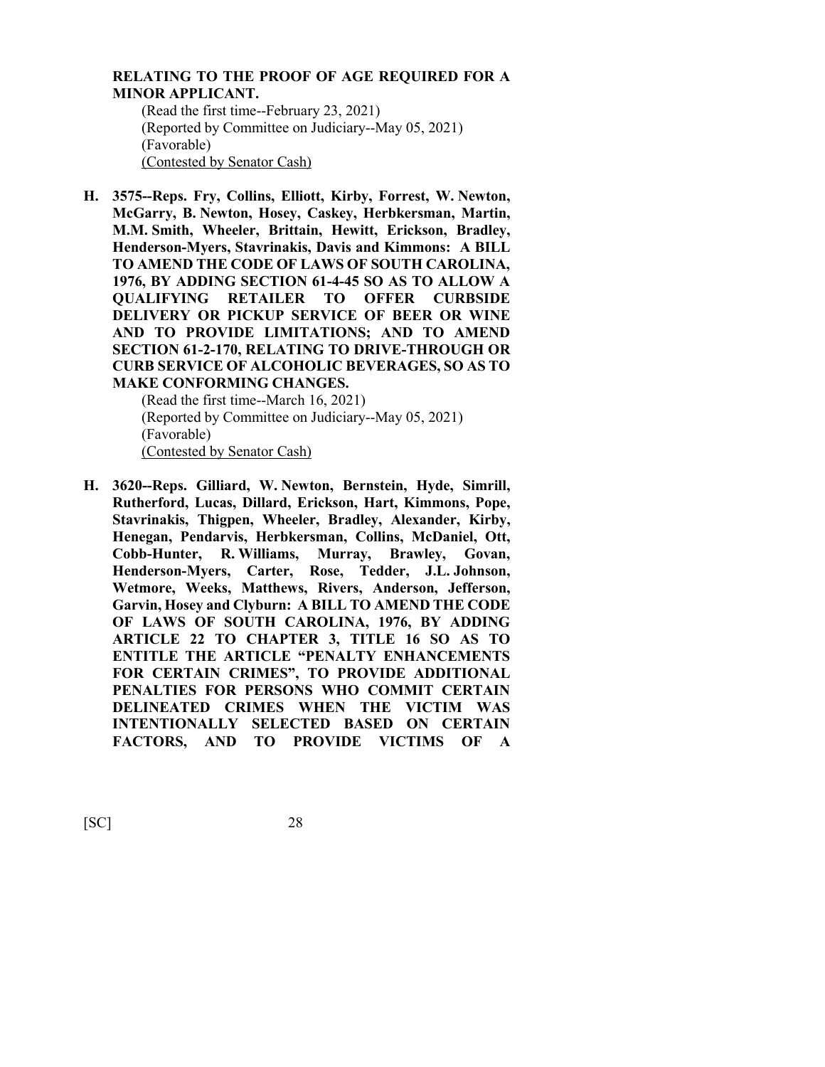**RELATING TO THE PROOF OF AGE REQUIRED FOR A MINOR APPLICANT.**

(Read the first time--February 23, 2021)
(Reported by Committee on Judiciary--May 05, 2021)
(Favorable)
<u>(Contested by Senator Cash)</u>

**H. 3575--Reps. Fry, Collins, Elliott, Kirby, Forrest, W. Newton, McGarry, B. Newton, Hosey, Caskey, Herbkersman, Martin, M.M. Smith, Wheeler, Brittain, Hewitt, Erickson, Bradley, Henderson-Myers, Stavrinakis, Davis and Kimmons: A BILL TO AMEND THE CODE OF LAWS OF SOUTH CAROLINA, 1976, BY ADDING SECTION 61-4-45 SO AS TO ALLOW A QUALIFYING RETAILER TO OFFER CURBSIDE DELIVERY OR PICKUP SERVICE OF BEER OR WINE AND TO PROVIDE LIMITATIONS; AND TO AMEND SECTION 61-2-170, RELATING TO DRIVE-THROUGH OR CURB SERVICE OF ALCOHOLIC BEVERAGES, SO AS TO MAKE CONFORMING CHANGES.**

(Read the first time--March 16, 2021)
(Reported by Committee on Judiciary--May 05, 2021)
(Favorable)
<u>(Contested by Senator Cash)</u>

**H. 3620--Reps. Gilliard, W. Newton, Bernstein, Hyde, Simrill, Rutherford, Lucas, Dillard, Erickson, Hart, Kimmons, Pope, Stavrinakis, Thigpen, Wheeler, Bradley, Alexander, Kirby, Henegan, Pendarvis, Herbkersman, Collins, McDaniel, Ott, Cobb-Hunter, R. Williams, Murray, Brawley, Govan, Henderson-Myers, Carter, Rose, Tedder, J.L. Johnson, Wetmore, Weeks, Matthews, Rivers, Anderson, Jefferson, Garvin, Hosey and Clyburn: A BILL TO AMEND THE CODE OF LAWS OF SOUTH CAROLINA, 1976, BY ADDING ARTICLE 22 TO CHAPTER 3, TITLE 16 SO AS TO ENTITLE THE ARTICLE "PENALTY ENHANCEMENTS FOR CERTAIN CRIMES", TO PROVIDE ADDITIONAL PENALTIES FOR PERSONS WHO COMMIT CERTAIN DELINEATED CRIMES WHEN THE VICTIM WAS INTENTIONALLY SELECTED BASED ON CERTAIN FACTORS, AND TO PROVIDE VICTIMS OF A**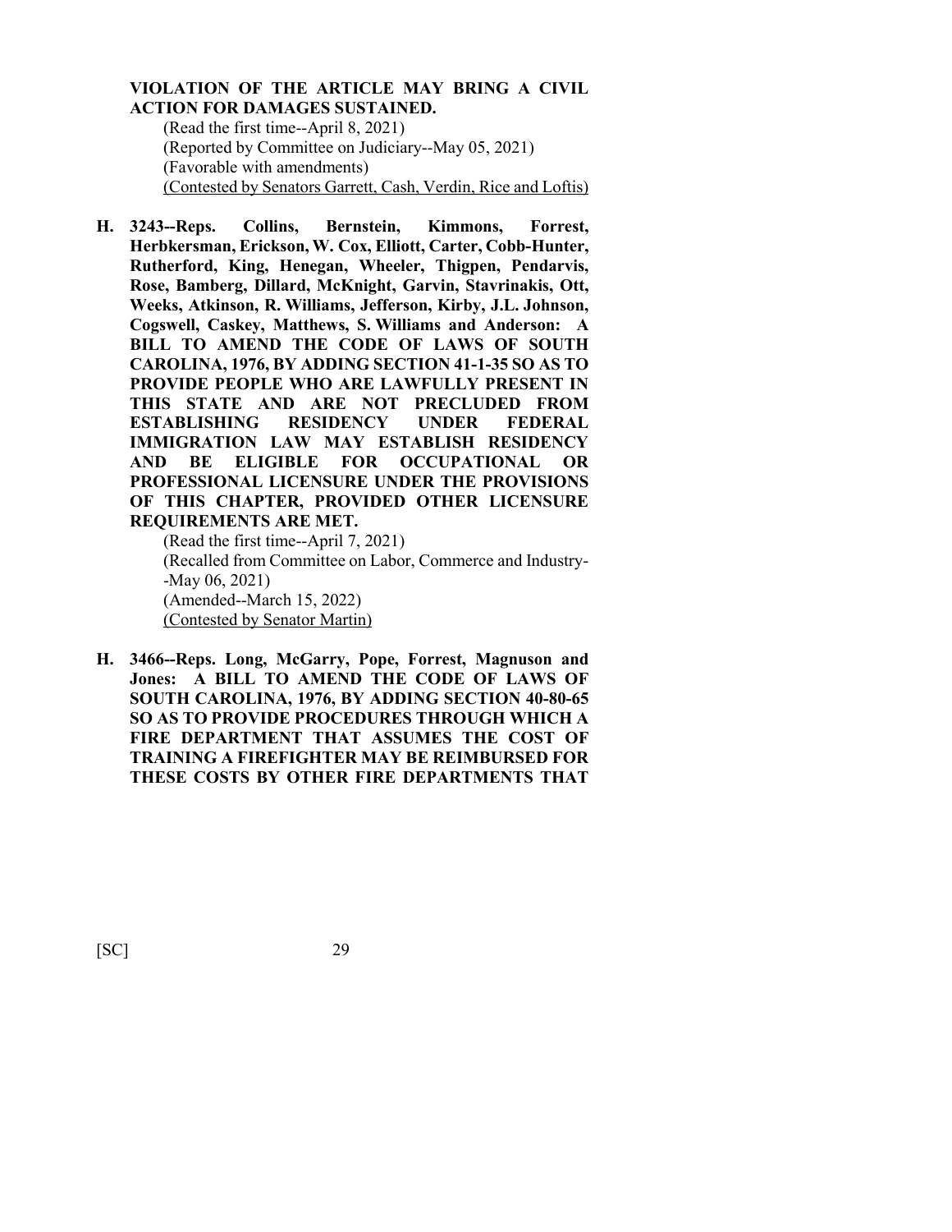**VIOLATION OF THE ARTICLE MAY BRING A CIVIL ACTION FOR DAMAGES SUSTAINED.**

(Read the first time--April 8, 2021)
(Reported by Committee on Judiciary--May 05, 2021)
(Favorable with amendments)
<u>(Contested by Senators Garrett, Cash, Verdin, Rice and Loftis)</u>

**H. 3243--Reps. Collins, Bernstein, Kimmons, Forrest, Herbkersman, Erickson, W. Cox, Elliott, Carter, Cobb-Hunter, Rutherford, King, Henegan, Wheeler, Thigpen, Pendarvis, Rose, Bamberg, Dillard, McKnight, Garvin, Stavrinakis, Ott, Weeks, Atkinson, R. Williams, Jefferson, Kirby, J.L. Johnson, Cogswell, Caskey, Matthews, S. Williams and Anderson: A BILL TO AMEND THE CODE OF LAWS OF SOUTH CAROLINA, 1976, BY ADDING SECTION 41-1-35 SO AS TO PROVIDE PEOPLE WHO ARE LAWFULLY PRESENT IN THIS STATE AND ARE NOT PRECLUDED FROM ESTABLISHING RESIDENCY UNDER FEDERAL IMMIGRATION LAW MAY ESTABLISH RESIDENCY AND BE ELIGIBLE FOR OCCUPATIONAL OR PROFESSIONAL LICENSURE UNDER THE PROVISIONS OF THIS CHAPTER, PROVIDED OTHER LICENSURE REQUIREMENTS ARE MET.**

(Read the first time--April 7, 2021)
(Recalled from Committee on Labor, Commerce and Industry--May 06, 2021)
(Amended--March 15, 2022)
<u>(Contested by Senator Martin)</u>

**H. 3466--Reps. Long, McGarry, Pope, Forrest, Magnuson and Jones: A BILL TO AMEND THE CODE OF LAWS OF SOUTH CAROLINA, 1976, BY ADDING SECTION 40-80-65 SO AS TO PROVIDE PROCEDURES THROUGH WHICH A FIRE DEPARTMENT THAT ASSUMES THE COST OF TRAINING A FIREFIGHTER MAY BE REIMBURSED FOR THESE COSTS BY OTHER FIRE DEPARTMENTS THAT**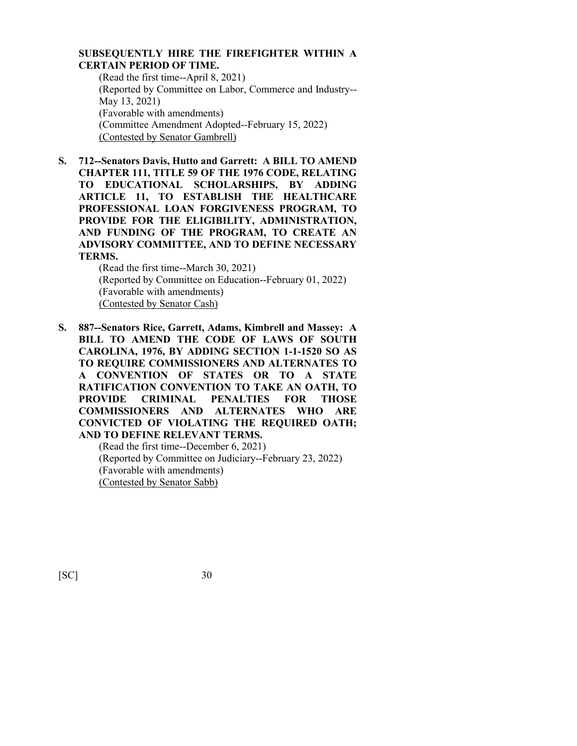**SUBSEQUENTLY HIRE THE FIREFIGHTER WITHIN A CERTAIN PERIOD OF TIME.**

(Read the first time--April 8, 2021)
(Reported by Committee on Labor, Commerce and Industry--May 13, 2021)
(Favorable with amendments)
(Committee Amendment Adopted--February 15, 2022)
(Contested by Senator Gambrell)

**S. 712--Senators Davis, Hutto and Garrett: A BILL TO AMEND CHAPTER 111, TITLE 59 OF THE 1976 CODE, RELATING TO EDUCATIONAL SCHOLARSHIPS, BY ADDING ARTICLE 11, TO ESTABLISH THE HEALTHCARE PROFESSIONAL LOAN FORGIVENESS PROGRAM, TO PROVIDE FOR THE ELIGIBILITY, ADMINISTRATION, AND FUNDING OF THE PROGRAM, TO CREATE AN ADVISORY COMMITTEE, AND TO DEFINE NECESSARY TERMS.**

(Read the first time--March 30, 2021)
(Reported by Committee on Education--February 01, 2022)
(Favorable with amendments)
(Contested by Senator Cash)

**S. 887--Senators Rice, Garrett, Adams, Kimbrell and Massey: A BILL TO AMEND THE CODE OF LAWS OF SOUTH CAROLINA, 1976, BY ADDING SECTION 1-1-1520 SO AS TO REQUIRE COMMISSIONERS AND ALTERNATES TO A CONVENTION OF STATES OR TO A STATE RATIFICATION CONVENTION TO TAKE AN OATH, TO PROVIDE CRIMINAL PENALTIES FOR THOSE COMMISSIONERS AND ALTERNATES WHO ARE CONVICTED OF VIOLATING THE REQUIRED OATH; AND TO DEFINE RELEVANT TERMS.**

(Read the first time--December 6, 2021)
(Reported by Committee on Judiciary--February 23, 2022)
(Favorable with amendments)
(Contested by Senator Sabb)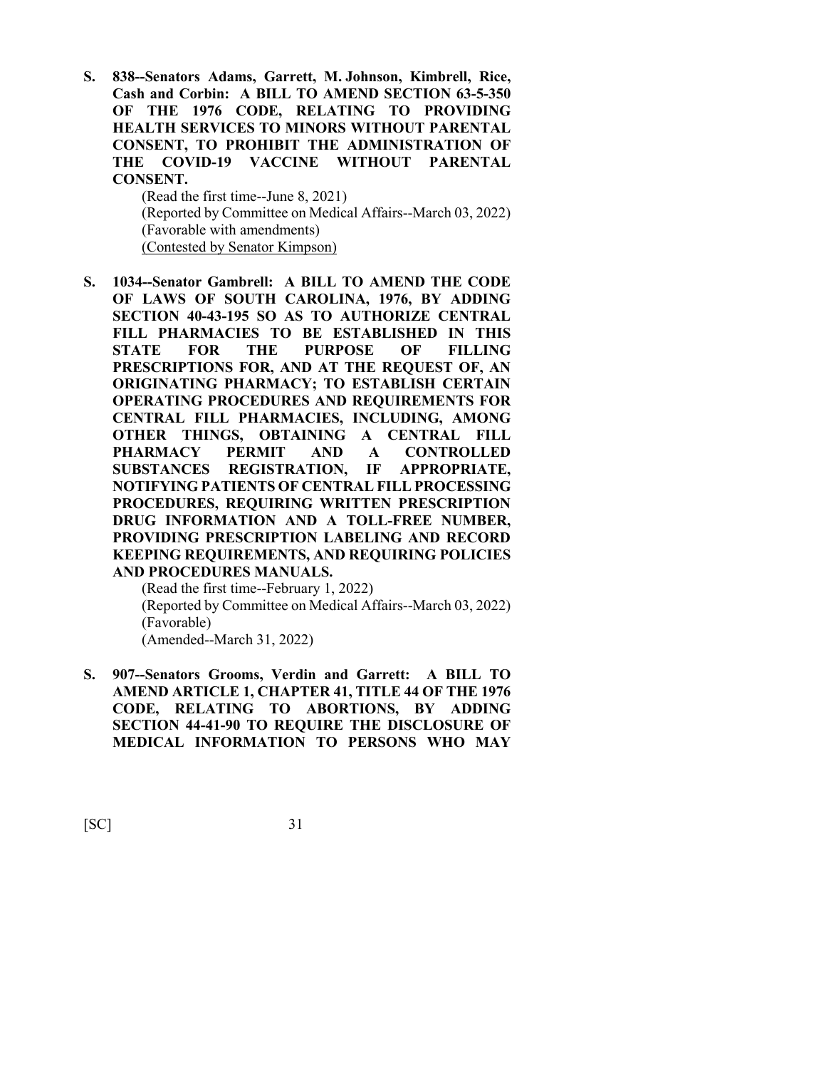**S. 838--Senators Adams, Garrett, M. Johnson, Kimbrell, Rice, Cash and Corbin: A BILL TO AMEND SECTION 63-5-350 OF THE 1976 CODE, RELATING TO PROVIDING HEALTH SERVICES TO MINORS WITHOUT PARENTAL CONSENT, TO PROHIBIT THE ADMINISTRATION OF THE COVID-19 VACCINE WITHOUT PARENTAL CONSENT.**

(Read the first time--June 8, 2021)
(Reported by Committee on Medical Affairs--March 03, 2022)
(Favorable with amendments)
<u>(Contested by Senator Kimpson)</u>

**S. 1034--Senator Gambrell: A BILL TO AMEND THE CODE OF LAWS OF SOUTH CAROLINA, 1976, BY ADDING SECTION 40-43-195 SO AS TO AUTHORIZE CENTRAL FILL PHARMACIES TO BE ESTABLISHED IN THIS STATE FOR THE PURPOSE OF FILLING PRESCRIPTIONS FOR, AND AT THE REQUEST OF, AN ORIGINATING PHARMACY; TO ESTABLISH CERTAIN OPERATING PROCEDURES AND REQUIREMENTS FOR CENTRAL FILL PHARMACIES, INCLUDING, AMONG OTHER THINGS, OBTAINING A CENTRAL FILL PHARMACY PERMIT AND A CONTROLLED SUBSTANCES REGISTRATION, IF APPROPRIATE, NOTIFYING PATIENTS OF CENTRAL FILL PROCESSING PROCEDURES, REQUIRING WRITTEN PRESCRIPTION DRUG INFORMATION AND A TOLL-FREE NUMBER, PROVIDING PRESCRIPTION LABELING AND RECORD KEEPING REQUIREMENTS, AND REQUIRING POLICIES AND PROCEDURES MANUALS.**

(Read the first time--February 1, 2022)
(Reported by Committee on Medical Affairs--March 03, 2022)
(Favorable)
(Amended--March 31, 2022)

**S. 907--Senators Grooms, Verdin and Garrett: A BILL TO AMEND ARTICLE 1, CHAPTER 41, TITLE 44 OF THE 1976 CODE, RELATING TO ABORTIONS, BY ADDING SECTION 44-41-90 TO REQUIRE THE DISCLOSURE OF MEDICAL INFORMATION TO PERSONS WHO MAY**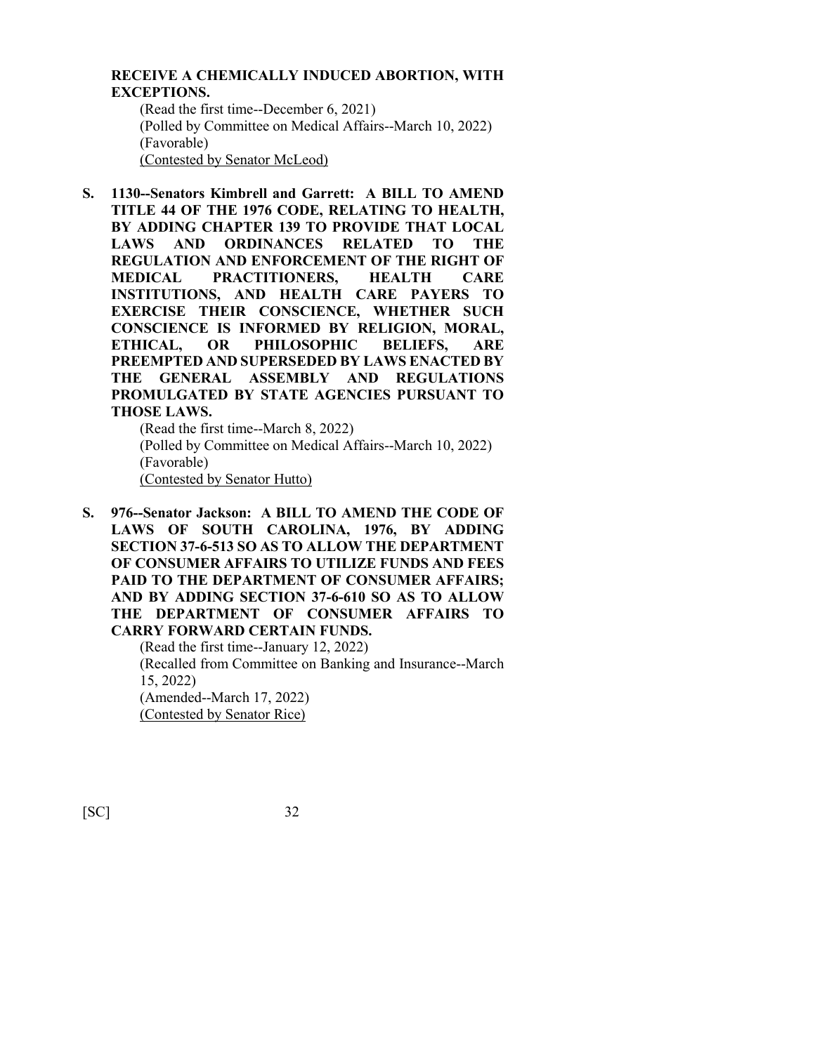**RECEIVE A CHEMICALLY INDUCED ABORTION, WITH EXCEPTIONS.**

(Read the first time--December 6, 2021)
(Polled by Committee on Medical Affairs--March 10, 2022)
(Favorable)
(Contested by Senator McLeod)

**S. 1130--Senators Kimbrell and Garrett: A BILL TO AMEND TITLE 44 OF THE 1976 CODE, RELATING TO HEALTH, BY ADDING CHAPTER 139 TO PROVIDE THAT LOCAL LAWS AND ORDINANCES RELATED TO THE REGULATION AND ENFORCEMENT OF THE RIGHT OF MEDICAL PRACTITIONERS, HEALTH CARE INSTITUTIONS, AND HEALTH CARE PAYERS TO EXERCISE THEIR CONSCIENCE, WHETHER SUCH CONSCIENCE IS INFORMED BY RELIGION, MORAL, ETHICAL, OR PHILOSOPHIC BELIEFS, ARE PREEMPTED AND SUPERSEDED BY LAWS ENACTED BY THE GENERAL ASSEMBLY AND REGULATIONS PROMULGATED BY STATE AGENCIES PURSUANT TO THOSE LAWS.**

(Read the first time--March 8, 2022)
(Polled by Committee on Medical Affairs--March 10, 2022)
(Favorable)
(Contested by Senator Hutto)

**S. 976--Senator Jackson: A BILL TO AMEND THE CODE OF LAWS OF SOUTH CAROLINA, 1976, BY ADDING SECTION 37-6-513 SO AS TO ALLOW THE DEPARTMENT OF CONSUMER AFFAIRS TO UTILIZE FUNDS AND FEES PAID TO THE DEPARTMENT OF CONSUMER AFFAIRS; AND BY ADDING SECTION 37-6-610 SO AS TO ALLOW THE DEPARTMENT OF CONSUMER AFFAIRS TO CARRY FORWARD CERTAIN FUNDS.**

(Read the first time--January 12, 2022)
(Recalled from Committee on Banking and Insurance--March 15, 2022)
(Amended--March 17, 2022)
(Contested by Senator Rice)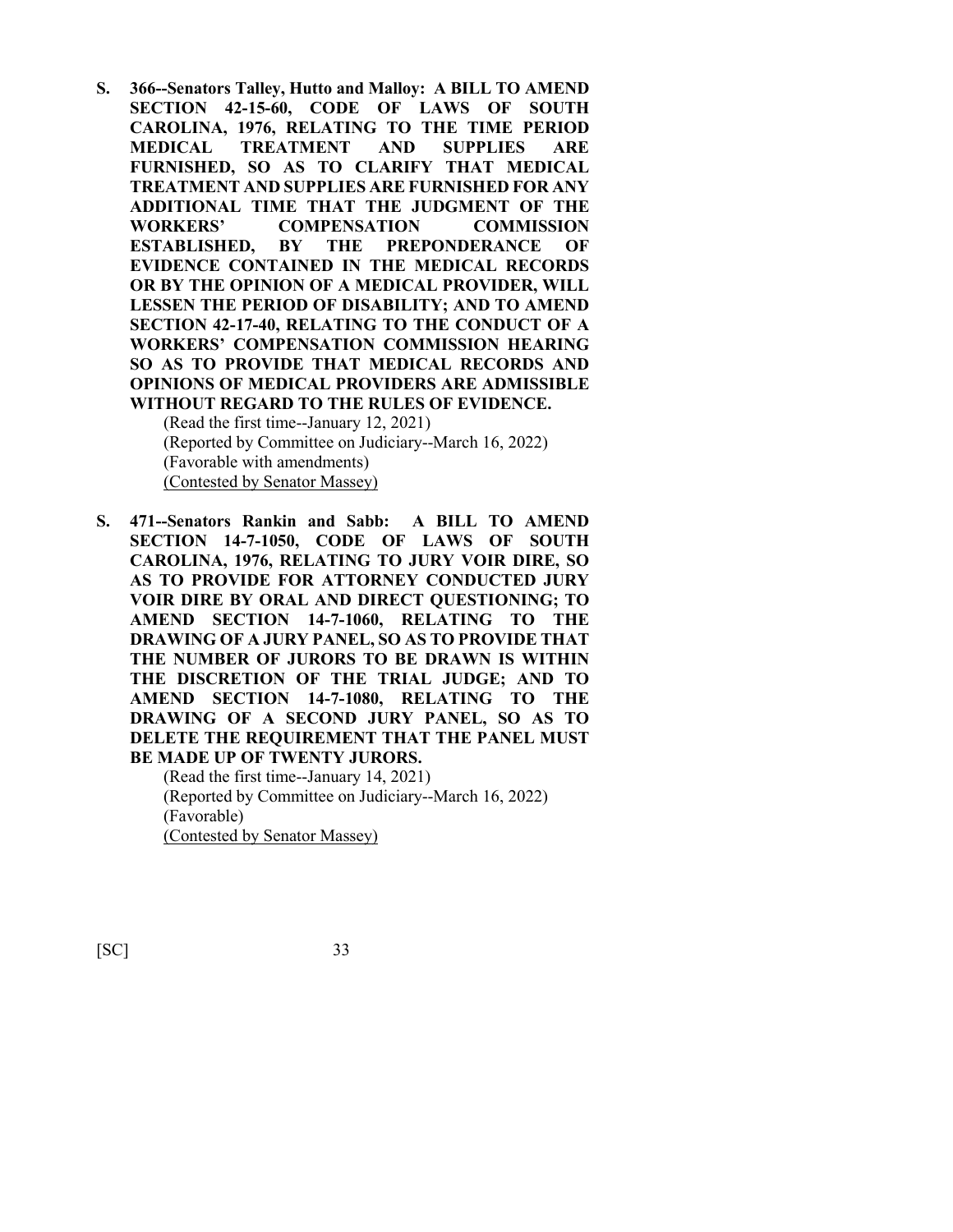**S. 366--Senators Talley, Hutto and Malloy: A BILL TO AMEND SECTION 42-15-60, CODE OF LAWS OF SOUTH CAROLINA, 1976, RELATING TO THE TIME PERIOD MEDICAL TREATMENT AND SUPPLIES ARE FURNISHED, SO AS TO CLARIFY THAT MEDICAL TREATMENT AND SUPPLIES ARE FURNISHED FOR ANY ADDITIONAL TIME THAT THE JUDGMENT OF THE WORKERS' COMPENSATION COMMISSION ESTABLISHED, BY THE PREPONDERANCE OF EVIDENCE CONTAINED IN THE MEDICAL RECORDS OR BY THE OPINION OF A MEDICAL PROVIDER, WILL LESSEN THE PERIOD OF DISABILITY; AND TO AMEND SECTION 42-17-40, RELATING TO THE CONDUCT OF A WORKERS' COMPENSATION COMMISSION HEARING SO AS TO PROVIDE THAT MEDICAL RECORDS AND OPINIONS OF MEDICAL PROVIDERS ARE ADMISSIBLE WITHOUT REGARD TO THE RULES OF EVIDENCE.**

(Read the first time--January 12, 2021)
(Reported by Committee on Judiciary--March 16, 2022)
(Favorable with amendments)
(Contested by Senator Massey)

**S. 471--Senators Rankin and Sabb: A BILL TO AMEND SECTION 14-7-1050, CODE OF LAWS OF SOUTH CAROLINA, 1976, RELATING TO JURY VOIR DIRE, SO AS TO PROVIDE FOR ATTORNEY CONDUCTED JURY VOIR DIRE BY ORAL AND DIRECT QUESTIONING; TO AMEND SECTION 14-7-1060, RELATING TO THE DRAWING OF A JURY PANEL, SO AS TO PROVIDE THAT THE NUMBER OF JURORS TO BE DRAWN IS WITHIN THE DISCRETION OF THE TRIAL JUDGE; AND TO AMEND SECTION 14-7-1080, RELATING TO THE DRAWING OF A SECOND JURY PANEL, SO AS TO DELETE THE REQUIREMENT THAT THE PANEL MUST BE MADE UP OF TWENTY JURORS.**

(Read the first time--January 14, 2021)
(Reported by Committee on Judiciary--March 16, 2022)
(Favorable)
(Contested by Senator Massey)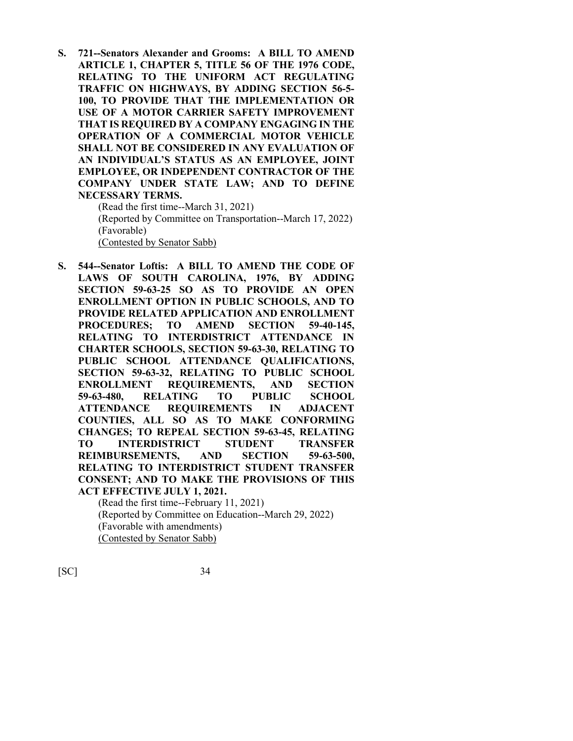**S. 721--Senators Alexander and Grooms: A BILL TO AMEND ARTICLE 1, CHAPTER 5, TITLE 56 OF THE 1976 CODE, RELATING TO THE UNIFORM ACT REGULATING TRAFFIC ON HIGHWAYS, BY ADDING SECTION 56-5-100, TO PROVIDE THAT THE IMPLEMENTATION OR USE OF A MOTOR CARRIER SAFETY IMPROVEMENT THAT IS REQUIRED BY A COMPANY ENGAGING IN THE OPERATION OF A COMMERCIAL MOTOR VEHICLE SHALL NOT BE CONSIDERED IN ANY EVALUATION OF AN INDIVIDUAL'S STATUS AS AN EMPLOYEE, JOINT EMPLOYEE, OR INDEPENDENT CONTRACTOR OF THE COMPANY UNDER STATE LAW; AND TO DEFINE NECESSARY TERMS.**

(Read the first time--March 31, 2021)
(Reported by Committee on Transportation--March 17, 2022)
(Favorable)
(Contested by Senator Sabb)

**S. 544--Senator Loftis: A BILL TO AMEND THE CODE OF LAWS OF SOUTH CAROLINA, 1976, BY ADDING SECTION 59-63-25 SO AS TO PROVIDE AN OPEN ENROLLMENT OPTION IN PUBLIC SCHOOLS, AND TO PROVIDE RELATED APPLICATION AND ENROLLMENT PROCEDURES; TO AMEND SECTION 59-40-145, RELATING TO INTERDISTRICT ATTENDANCE IN CHARTER SCHOOLS, SECTION 59-63-30, RELATING TO PUBLIC SCHOOL ATTENDANCE QUALIFICATIONS, SECTION 59-63-32, RELATING TO PUBLIC SCHOOL ENROLLMENT REQUIREMENTS, AND SECTION 59-63-480, RELATING TO PUBLIC SCHOOL ATTENDANCE REQUIREMENTS IN ADJACENT COUNTIES, ALL SO AS TO MAKE CONFORMING CHANGES; TO REPEAL SECTION 59-63-45, RELATING TO INTERDISTRICT STUDENT TRANSFER REIMBURSEMENTS, AND SECTION 59-63-500, RELATING TO INTERDISTRICT STUDENT TRANSFER CONSENT; AND TO MAKE THE PROVISIONS OF THIS ACT EFFECTIVE JULY 1, 2021.**

(Read the first time--February 11, 2021)
(Reported by Committee on Education--March 29, 2022)
(Favorable with amendments)
(Contested by Senator Sabb)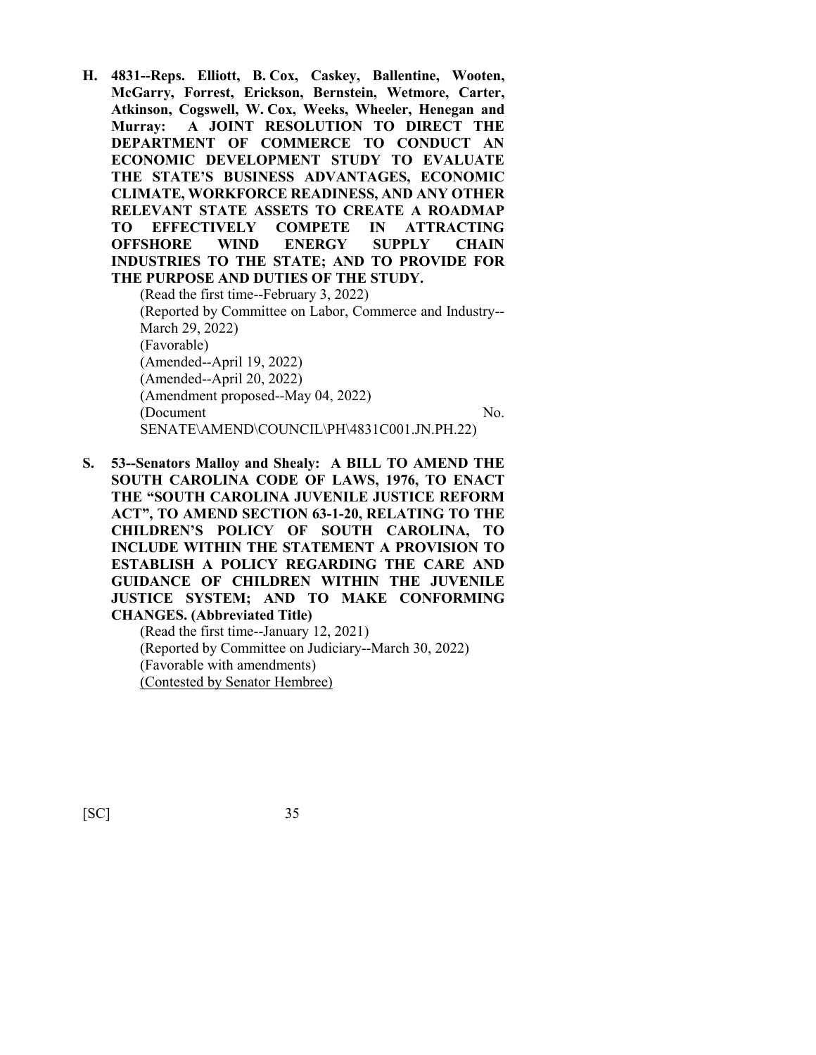**H. 4831--Reps. Elliott, B. Cox, Caskey, Ballentine, Wooten, McGarry, Forrest, Erickson, Bernstein, Wetmore, Carter, Atkinson, Cogswell, W. Cox, Weeks, Wheeler, Henegan and Murray: A JOINT RESOLUTION TO DIRECT THE DEPARTMENT OF COMMERCE TO CONDUCT AN ECONOMIC DEVELOPMENT STUDY TO EVALUATE THE STATE'S BUSINESS ADVANTAGES, ECONOMIC CLIMATE, WORKFORCE READINESS, AND ANY OTHER RELEVANT STATE ASSETS TO CREATE A ROADMAP TO EFFECTIVELY COMPETE IN ATTRACTING OFFSHORE WIND ENERGY SUPPLY CHAIN INDUSTRIES TO THE STATE; AND TO PROVIDE FOR THE PURPOSE AND DUTIES OF THE STUDY.**

(Read the first time--February 3, 2022)
(Reported by Committee on Labor, Commerce and Industry--March 29, 2022)
(Favorable)
(Amended--April 19, 2022)
(Amended--April 20, 2022)
(Amendment proposed--May 04, 2022)
(Document No. SENATE\AMEND\COUNCIL\PH\4831C001.JN.PH.22)

**S. 53--Senators Malloy and Shealy: A BILL TO AMEND THE SOUTH CAROLINA CODE OF LAWS, 1976, TO ENACT THE "SOUTH CAROLINA JUVENILE JUSTICE REFORM ACT", TO AMEND SECTION 63-1-20, RELATING TO THE CHILDREN'S POLICY OF SOUTH CAROLINA, TO INCLUDE WITHIN THE STATEMENT A PROVISION TO ESTABLISH A POLICY REGARDING THE CARE AND GUIDANCE OF CHILDREN WITHIN THE JUVENILE JUSTICE SYSTEM; AND TO MAKE CONFORMING CHANGES. (Abbreviated Title)**

(Read the first time--January 12, 2021)
(Reported by Committee on Judiciary--March 30, 2022)
(Favorable with amendments)
<u>(Contested by Senator Hembree)</u>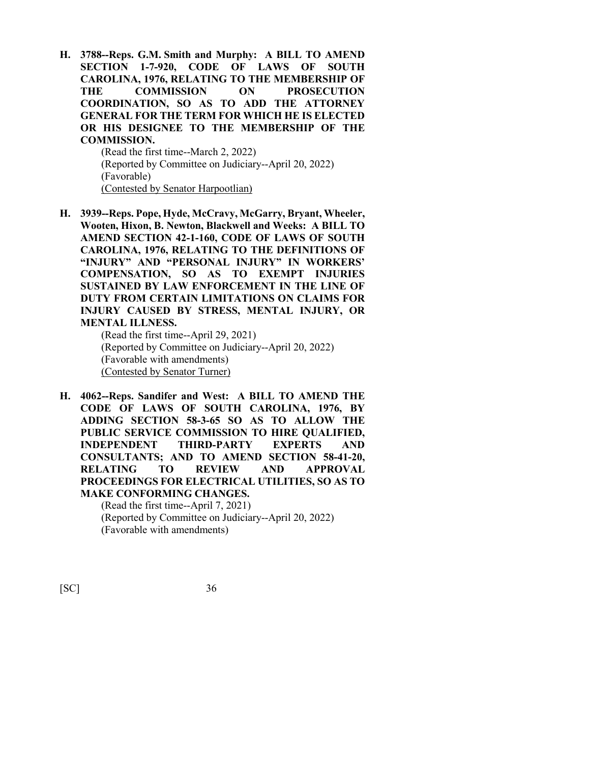**H. 3788--Reps. G.M. Smith and Murphy: A BILL TO AMEND SECTION 1-7-920, CODE OF LAWS OF SOUTH CAROLINA, 1976, RELATING TO THE MEMBERSHIP OF THE COMMISSION ON PROSECUTION COORDINATION, SO AS TO ADD THE ATTORNEY GENERAL FOR THE TERM FOR WHICH HE IS ELECTED OR HIS DESIGNEE TO THE MEMBERSHIP OF THE COMMISSION.**

(Read the first time--March 2, 2022)
(Reported by Committee on Judiciary--April 20, 2022)
(Favorable)
(Contested by Senator Harpootlian)

**H. 3939--Reps. Pope, Hyde, McCravy, McGarry, Bryant, Wheeler, Wooten, Hixon, B. Newton, Blackwell and Weeks: A BILL TO AMEND SECTION 42-1-160, CODE OF LAWS OF SOUTH CAROLINA, 1976, RELATING TO THE DEFINITIONS OF "INJURY" AND "PERSONAL INJURY" IN WORKERS' COMPENSATION, SO AS TO EXEMPT INJURIES SUSTAINED BY LAW ENFORCEMENT IN THE LINE OF DUTY FROM CERTAIN LIMITATIONS ON CLAIMS FOR INJURY CAUSED BY STRESS, MENTAL INJURY, OR MENTAL ILLNESS.**

(Read the first time--April 29, 2021)
(Reported by Committee on Judiciary--April 20, 2022)
(Favorable with amendments)
(Contested by Senator Turner)

**H. 4062--Reps. Sandifer and West: A BILL TO AMEND THE CODE OF LAWS OF SOUTH CAROLINA, 1976, BY ADDING SECTION 58-3-65 SO AS TO ALLOW THE PUBLIC SERVICE COMMISSION TO HIRE QUALIFIED, INDEPENDENT THIRD-PARTY EXPERTS AND CONSULTANTS; AND TO AMEND SECTION 58-41-20, RELATING TO REVIEW AND APPROVAL PROCEEDINGS FOR ELECTRICAL UTILITIES, SO AS TO MAKE CONFORMING CHANGES.**

(Read the first time--April 7, 2021)
(Reported by Committee on Judiciary--April 20, 2022)
(Favorable with amendments)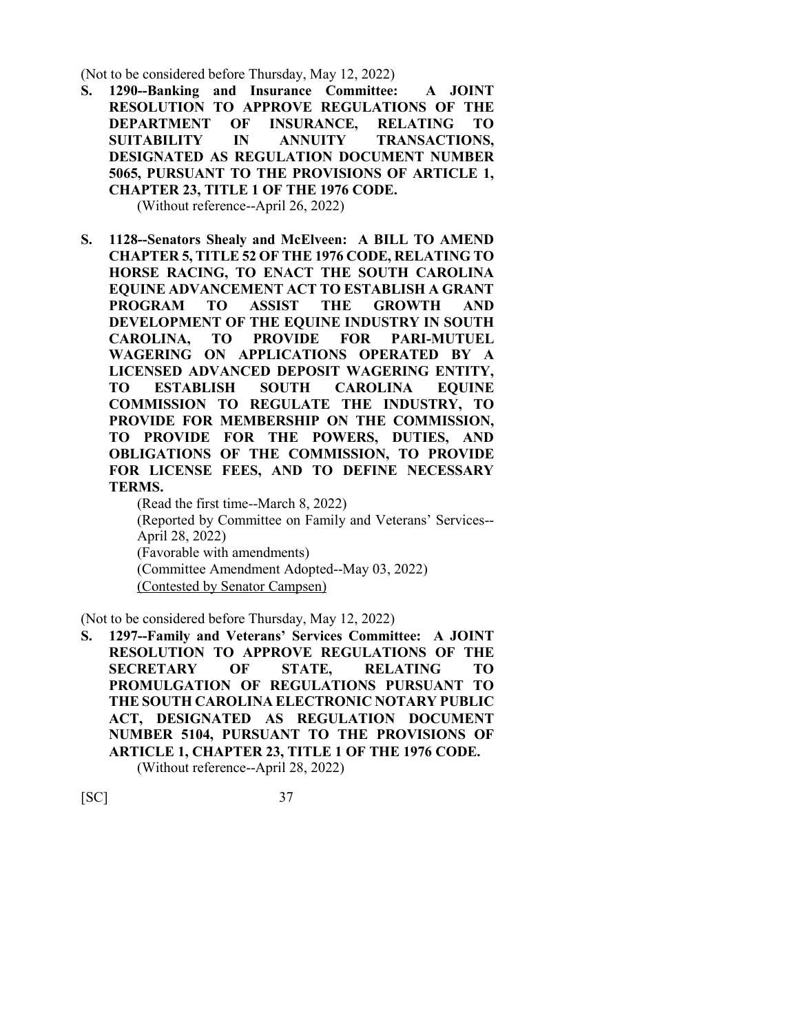(Not to be considered before Thursday, May 12, 2022)

**S. 1290--Banking and Insurance Committee: A JOINT RESOLUTION TO APPROVE REGULATIONS OF THE DEPARTMENT OF INSURANCE, RELATING TO SUITABILITY IN ANNUITY TRANSACTIONS, DESIGNATED AS REGULATION DOCUMENT NUMBER 5065, PURSUANT TO THE PROVISIONS OF ARTICLE 1, CHAPTER 23, TITLE 1 OF THE 1976 CODE.**

(Without reference--April 26, 2022)

**S. 1128--Senators Shealy and McElveen: A BILL TO AMEND CHAPTER 5, TITLE 52 OF THE 1976 CODE, RELATING TO HORSE RACING, TO ENACT THE SOUTH CAROLINA EQUINE ADVANCEMENT ACT TO ESTABLISH A GRANT PROGRAM TO ASSIST THE GROWTH AND DEVELOPMENT OF THE EQUINE INDUSTRY IN SOUTH CAROLINA, TO PROVIDE FOR PARI-MUTUEL WAGERING ON APPLICATIONS OPERATED BY A LICENSED ADVANCED DEPOSIT WAGERING ENTITY, TO ESTABLISH SOUTH CAROLINA EQUINE COMMISSION TO REGULATE THE INDUSTRY, TO PROVIDE FOR MEMBERSHIP ON THE COMMISSION, TO PROVIDE FOR THE POWERS, DUTIES, AND OBLIGATIONS OF THE COMMISSION, TO PROVIDE FOR LICENSE FEES, AND TO DEFINE NECESSARY TERMS.**

(Read the first time--March 8, 2022)
(Reported by Committee on Family and Veterans' Services--April 28, 2022)
(Favorable with amendments)
(Committee Amendment Adopted--May 03, 2022)
(Contested by Senator Campsen)

(Not to be considered before Thursday, May 12, 2022)

**S. 1297--Family and Veterans' Services Committee: A JOINT RESOLUTION TO APPROVE REGULATIONS OF THE SECRETARY OF STATE, RELATING TO PROMULGATION OF REGULATIONS PURSUANT TO THE SOUTH CAROLINA ELECTRONIC NOTARY PUBLIC ACT, DESIGNATED AS REGULATION DOCUMENT NUMBER 5104, PURSUANT TO THE PROVISIONS OF ARTICLE 1, CHAPTER 23, TITLE 1 OF THE 1976 CODE.**

(Without reference--April 28, 2022)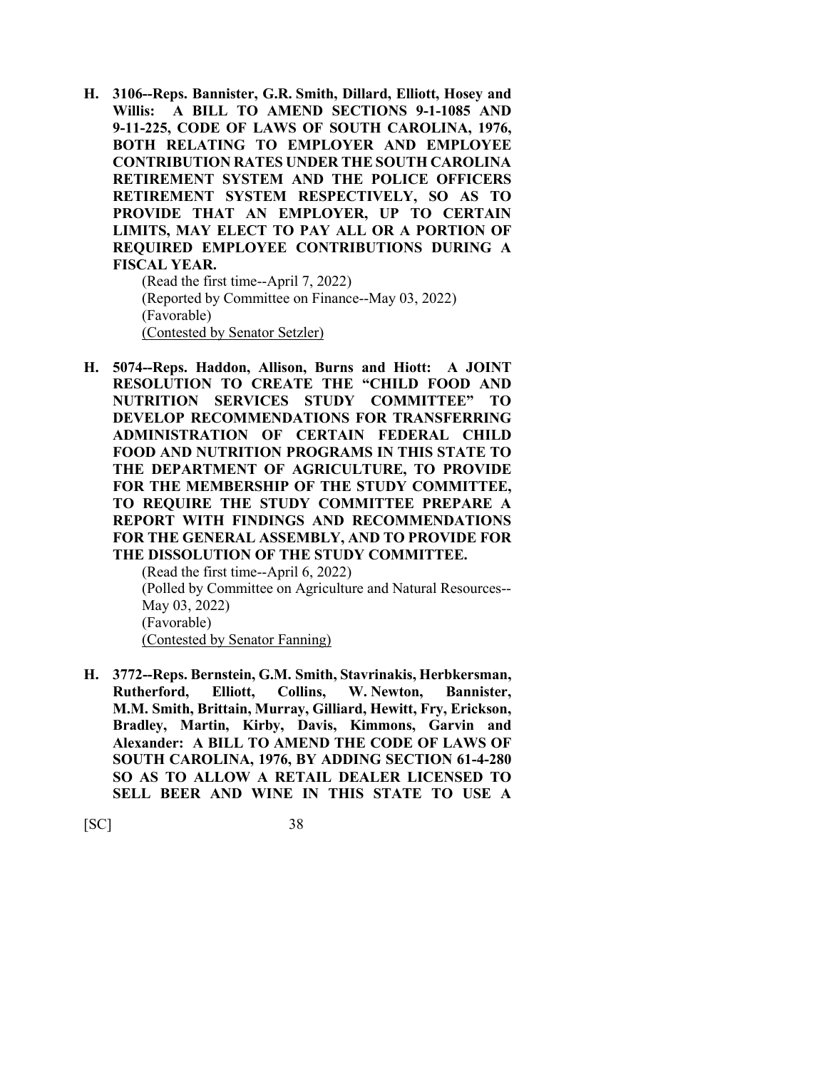**H. 3106--Reps. Bannister, G.R. Smith, Dillard, Elliott, Hosey and Willis: A BILL TO AMEND SECTIONS 9-1-1085 AND 9-11-225, CODE OF LAWS OF SOUTH CAROLINA, 1976, BOTH RELATING TO EMPLOYER AND EMPLOYEE CONTRIBUTION RATES UNDER THE SOUTH CAROLINA RETIREMENT SYSTEM AND THE POLICE OFFICERS RETIREMENT SYSTEM RESPECTIVELY, SO AS TO PROVIDE THAT AN EMPLOYER, UP TO CERTAIN LIMITS, MAY ELECT TO PAY ALL OR A PORTION OF REQUIRED EMPLOYEE CONTRIBUTIONS DURING A FISCAL YEAR.**

(Read the first time--April 7, 2022)
(Reported by Committee on Finance--May 03, 2022)
(Favorable)
(Contested by Senator Setzler)

**H. 5074--Reps. Haddon, Allison, Burns and Hiott: A JOINT RESOLUTION TO CREATE THE "CHILD FOOD AND NUTRITION SERVICES STUDY COMMITTEE" TO DEVELOP RECOMMENDATIONS FOR TRANSFERRING ADMINISTRATION OF CERTAIN FEDERAL CHILD FOOD AND NUTRITION PROGRAMS IN THIS STATE TO THE DEPARTMENT OF AGRICULTURE, TO PROVIDE FOR THE MEMBERSHIP OF THE STUDY COMMITTEE, TO REQUIRE THE STUDY COMMITTEE PREPARE A REPORT WITH FINDINGS AND RECOMMENDATIONS FOR THE GENERAL ASSEMBLY, AND TO PROVIDE FOR THE DISSOLUTION OF THE STUDY COMMITTEE.**

(Read the first time--April 6, 2022)
(Polled by Committee on Agriculture and Natural Resources--May 03, 2022)
(Favorable)
(Contested by Senator Fanning)

**H. 3772--Reps. Bernstein, G.M. Smith, Stavrinakis, Herbkersman, Rutherford, Elliott, Collins, W. Newton, Bannister, M.M. Smith, Brittain, Murray, Gilliard, Hewitt, Fry, Erickson, Bradley, Martin, Kirby, Davis, Kimmons, Garvin and Alexander: A BILL TO AMEND THE CODE OF LAWS OF SOUTH CAROLINA, 1976, BY ADDING SECTION 61-4-280 SO AS TO ALLOW A RETAIL DEALER LICENSED TO SELL BEER AND WINE IN THIS STATE TO USE A**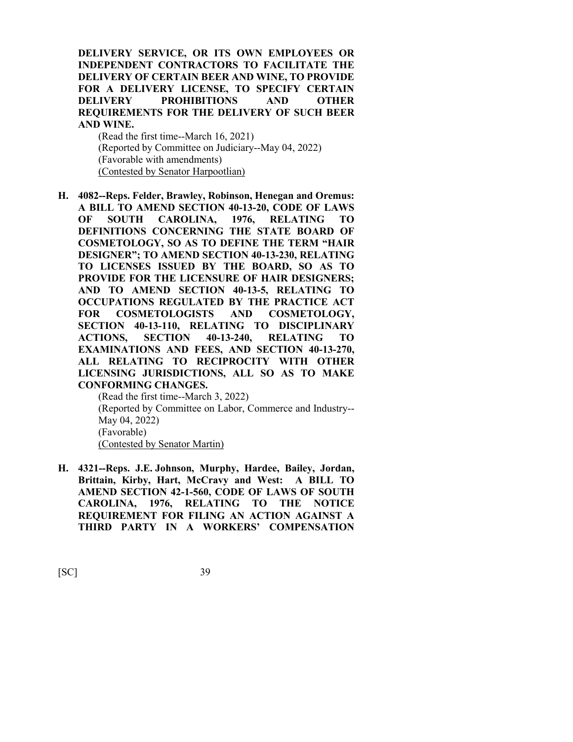**DELIVERY SERVICE, OR ITS OWN EMPLOYEES OR INDEPENDENT CONTRACTORS TO FACILITATE THE DELIVERY OF CERTAIN BEER AND WINE, TO PROVIDE FOR A DELIVERY LICENSE, TO SPECIFY CERTAIN DELIVERY PROHIBITIONS AND OTHER REQUIREMENTS FOR THE DELIVERY OF SUCH BEER AND WINE.**

(Read the first time--March 16, 2021)
(Reported by Committee on Judiciary--May 04, 2022)
(Favorable with amendments)
<u>(Contested by Senator Harpootlian)</u>

**H. 4082--Reps. Felder, Brawley, Robinson, Henegan and Oremus: A BILL TO AMEND SECTION 40-13-20, CODE OF LAWS OF SOUTH CAROLINA, 1976, RELATING TO DEFINITIONS CONCERNING THE STATE BOARD OF COSMETOLOGY, SO AS TO DEFINE THE TERM "HAIR DESIGNER"; TO AMEND SECTION 40-13-230, RELATING TO LICENSES ISSUED BY THE BOARD, SO AS TO PROVIDE FOR THE LICENSURE OF HAIR DESIGNERS; AND TO AMEND SECTION 40-13-5, RELATING TO OCCUPATIONS REGULATED BY THE PRACTICE ACT FOR COSMETOLOGISTS AND COSMETOLOGY, SECTION 40-13-110, RELATING TO DISCIPLINARY ACTIONS, SECTION 40-13-240, RELATING TO EXAMINATIONS AND FEES, AND SECTION 40-13-270, ALL RELATING TO RECIPROCITY WITH OTHER LICENSING JURISDICTIONS, ALL SO AS TO MAKE CONFORMING CHANGES.**

(Read the first time--March 3, 2022)
(Reported by Committee on Labor, Commerce and Industry--May 04, 2022)
(Favorable)
<u>(Contested by Senator Martin)</u>

**H. 4321--Reps. J.E. Johnson, Murphy, Hardee, Bailey, Jordan, Brittain, Kirby, Hart, McCravy and West: A BILL TO AMEND SECTION 42-1-560, CODE OF LAWS OF SOUTH CAROLINA, 1976, RELATING TO THE NOTICE REQUIREMENT FOR FILING AN ACTION AGAINST A THIRD PARTY IN A WORKERS' COMPENSATION**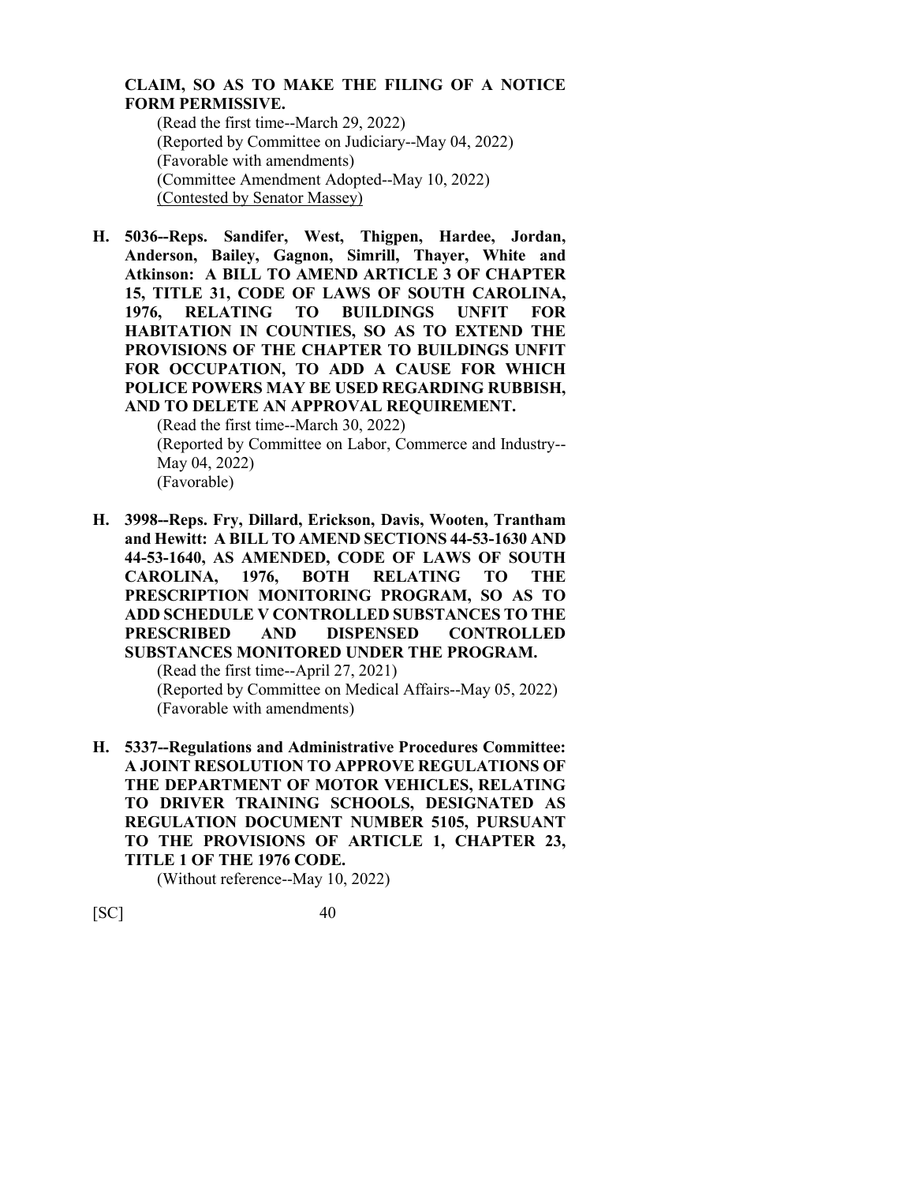**CLAIM, SO AS TO MAKE THE FILING OF A NOTICE FORM PERMISSIVE.**

(Read the first time--March 29, 2022)
(Reported by Committee on Judiciary--May 04, 2022)
(Favorable with amendments)
(Committee Amendment Adopted--May 10, 2022)
(Contested by Senator Massey)

**H. 5036--Reps. Sandifer, West, Thigpen, Hardee, Jordan, Anderson, Bailey, Gagnon, Simrill, Thayer, White and Atkinson: A BILL TO AMEND ARTICLE 3 OF CHAPTER 15, TITLE 31, CODE OF LAWS OF SOUTH CAROLINA, 1976, RELATING TO BUILDINGS UNFIT FOR HABITATION IN COUNTIES, SO AS TO EXTEND THE PROVISIONS OF THE CHAPTER TO BUILDINGS UNFIT FOR OCCUPATION, TO ADD A CAUSE FOR WHICH POLICE POWERS MAY BE USED REGARDING RUBBISH, AND TO DELETE AN APPROVAL REQUIREMENT.**

(Read the first time--March 30, 2022)
(Reported by Committee on Labor, Commerce and Industry--May 04, 2022)
(Favorable)

**H. 3998--Reps. Fry, Dillard, Erickson, Davis, Wooten, Trantham and Hewitt: A BILL TO AMEND SECTIONS 44-53-1630 AND 44-53-1640, AS AMENDED, CODE OF LAWS OF SOUTH CAROLINA, 1976, BOTH RELATING TO THE PRESCRIPTION MONITORING PROGRAM, SO AS TO ADD SCHEDULE V CONTROLLED SUBSTANCES TO THE PRESCRIBED AND DISPENSED CONTROLLED SUBSTANCES MONITORED UNDER THE PROGRAM.**

(Read the first time--April 27, 2021)
(Reported by Committee on Medical Affairs--May 05, 2022)
(Favorable with amendments)

**H. 5337--Regulations and Administrative Procedures Committee: A JOINT RESOLUTION TO APPROVE REGULATIONS OF THE DEPARTMENT OF MOTOR VEHICLES, RELATING TO DRIVER TRAINING SCHOOLS, DESIGNATED AS REGULATION DOCUMENT NUMBER 5105, PURSUANT TO THE PROVISIONS OF ARTICLE 1, CHAPTER 23, TITLE 1 OF THE 1976 CODE.**

(Without reference--May 10, 2022)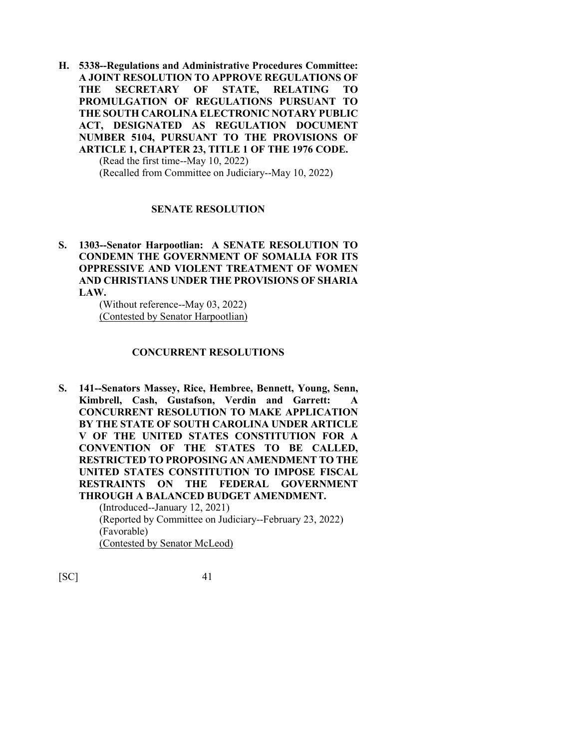**H. 5338--Regulations and Administrative Procedures Committee: A JOINT RESOLUTION TO APPROVE REGULATIONS OF THE SECRETARY OF STATE, RELATING TO PROMULGATION OF REGULATIONS PURSUANT TO THE SOUTH CAROLINA ELECTRONIC NOTARY PUBLIC ACT, DESIGNATED AS REGULATION DOCUMENT NUMBER 5104, PURSUANT TO THE PROVISIONS OF ARTICLE 1, CHAPTER 23, TITLE 1 OF THE 1976 CODE.**

(Read the first time--May 10, 2022)
(Recalled from Committee on Judiciary--May 10, 2022)

## SENATE RESOLUTION

**S. 1303--Senator Harpootlian: A SENATE RESOLUTION TO CONDEMN THE GOVERNMENT OF SOMALIA FOR ITS OPPRESSIVE AND VIOLENT TREATMENT OF WOMEN AND CHRISTIANS UNDER THE PROVISIONS OF SHARIA LAW.**

(Without reference--May 03, 2022)
<u>(Contested by Senator Harpootlian)</u>

## CONCURRENT RESOLUTIONS

**S. 141--Senators Massey, Rice, Hembree, Bennett, Young, Senn, Kimbrell, Cash, Gustafson, Verdin and Garrett: A CONCURRENT RESOLUTION TO MAKE APPLICATION BY THE STATE OF SOUTH CAROLINA UNDER ARTICLE V OF THE UNITED STATES CONSTITUTION FOR A CONVENTION OF THE STATES TO BE CALLED, RESTRICTED TO PROPOSING AN AMENDMENT TO THE UNITED STATES CONSTITUTION TO IMPOSE FISCAL RESTRAINTS ON THE FEDERAL GOVERNMENT THROUGH A BALANCED BUDGET AMENDMENT.**

(Introduced--January 12, 2021)
(Reported by Committee on Judiciary--February 23, 2022)
(Favorable)
<u>(Contested by Senator McLeod)</u>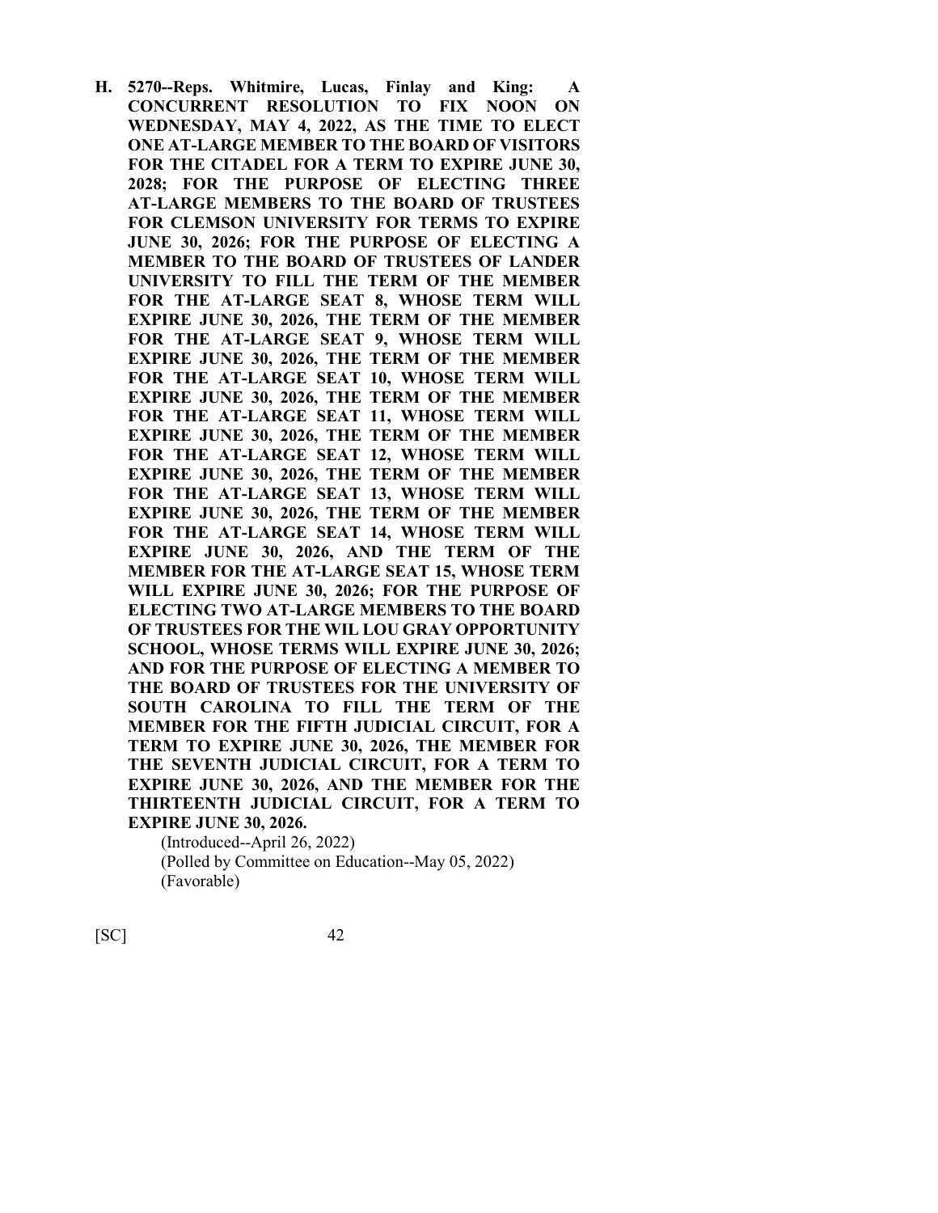**H. 5270--Reps. Whitmire, Lucas, Finlay and King: A CONCURRENT RESOLUTION TO FIX NOON ON WEDNESDAY, MAY 4, 2022, AS THE TIME TO ELECT ONE AT-LARGE MEMBER TO THE BOARD OF VISITORS FOR THE CITADEL FOR A TERM TO EXPIRE JUNE 30, 2028; FOR THE PURPOSE OF ELECTING THREE AT-LARGE MEMBERS TO THE BOARD OF TRUSTEES FOR CLEMSON UNIVERSITY FOR TERMS TO EXPIRE JUNE 30, 2026; FOR THE PURPOSE OF ELECTING A MEMBER TO THE BOARD OF TRUSTEES OF LANDER UNIVERSITY TO FILL THE TERM OF THE MEMBER FOR THE AT-LARGE SEAT 8, WHOSE TERM WILL EXPIRE JUNE 30, 2026, THE TERM OF THE MEMBER FOR THE AT-LARGE SEAT 9, WHOSE TERM WILL EXPIRE JUNE 30, 2026, THE TERM OF THE MEMBER FOR THE AT-LARGE SEAT 10, WHOSE TERM WILL EXPIRE JUNE 30, 2026, THE TERM OF THE MEMBER FOR THE AT-LARGE SEAT 11, WHOSE TERM WILL EXPIRE JUNE 30, 2026, THE TERM OF THE MEMBER FOR THE AT-LARGE SEAT 12, WHOSE TERM WILL EXPIRE JUNE 30, 2026, THE TERM OF THE MEMBER FOR THE AT-LARGE SEAT 13, WHOSE TERM WILL EXPIRE JUNE 30, 2026, THE TERM OF THE MEMBER FOR THE AT-LARGE SEAT 14, WHOSE TERM WILL EXPIRE JUNE 30, 2026, AND THE TERM OF THE MEMBER FOR THE AT-LARGE SEAT 15, WHOSE TERM WILL EXPIRE JUNE 30, 2026; FOR THE PURPOSE OF ELECTING TWO AT-LARGE MEMBERS TO THE BOARD OF TRUSTEES FOR THE WIL LOU GRAY OPPORTUNITY SCHOOL, WHOSE TERMS WILL EXPIRE JUNE 30, 2026; AND FOR THE PURPOSE OF ELECTING A MEMBER TO THE BOARD OF TRUSTEES FOR THE UNIVERSITY OF SOUTH CAROLINA TO FILL THE TERM OF THE MEMBER FOR THE FIFTH JUDICIAL CIRCUIT, FOR A TERM TO EXPIRE JUNE 30, 2026, THE MEMBER FOR THE SEVENTH JUDICIAL CIRCUIT, FOR A TERM TO EXPIRE JUNE 30, 2026, AND THE MEMBER FOR THE THIRTEENTH JUDICIAL CIRCUIT, FOR A TERM TO EXPIRE JUNE 30, 2026.**

(Introduced--April 26, 2022)
(Polled by Committee on Education--May 05, 2022)
(Favorable)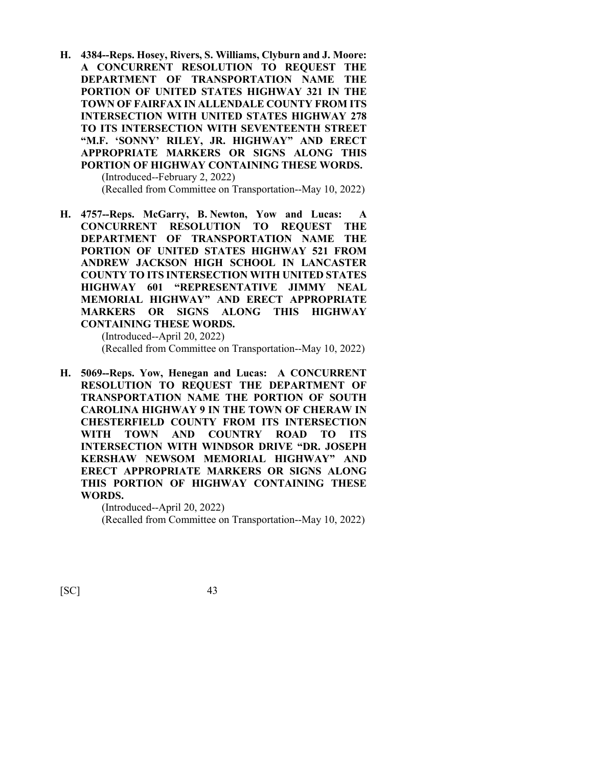**H. 4384--Reps. Hosey, Rivers, S. Williams, Clyburn and J. Moore: A CONCURRENT RESOLUTION TO REQUEST THE DEPARTMENT OF TRANSPORTATION NAME THE PORTION OF UNITED STATES HIGHWAY 321 IN THE TOWN OF FAIRFAX IN ALLENDALE COUNTY FROM ITS INTERSECTION WITH UNITED STATES HIGHWAY 278 TO ITS INTERSECTION WITH SEVENTEENTH STREET "M.F. 'SONNY' RILEY, JR. HIGHWAY" AND ERECT APPROPRIATE MARKERS OR SIGNS ALONG THIS PORTION OF HIGHWAY CONTAINING THESE WORDS.**

(Introduced--February 2, 2022)

(Recalled from Committee on Transportation--May 10, 2022)

**H. 4757--Reps. McGarry, B. Newton, Yow and Lucas: A CONCURRENT RESOLUTION TO REQUEST THE DEPARTMENT OF TRANSPORTATION NAME THE PORTION OF UNITED STATES HIGHWAY 521 FROM ANDREW JACKSON HIGH SCHOOL IN LANCASTER COUNTY TO ITS INTERSECTION WITH UNITED STATES HIGHWAY 601 "REPRESENTATIVE JIMMY NEAL MEMORIAL HIGHWAY" AND ERECT APPROPRIATE MARKERS OR SIGNS ALONG THIS HIGHWAY CONTAINING THESE WORDS.**

(Introduced--April 20, 2022)

(Recalled from Committee on Transportation--May 10, 2022)

**H. 5069--Reps. Yow, Henegan and Lucas: A CONCURRENT RESOLUTION TO REQUEST THE DEPARTMENT OF TRANSPORTATION NAME THE PORTION OF SOUTH CAROLINA HIGHWAY 9 IN THE TOWN OF CHERAW IN CHESTERFIELD COUNTY FROM ITS INTERSECTION WITH TOWN AND COUNTRY ROAD TO ITS INTERSECTION WITH WINDSOR DRIVE "DR. JOSEPH KERSHAW NEWSOM MEMORIAL HIGHWAY" AND ERECT APPROPRIATE MARKERS OR SIGNS ALONG THIS PORTION OF HIGHWAY CONTAINING THESE WORDS.**

(Introduced--April 20, 2022)

(Recalled from Committee on Transportation--May 10, 2022)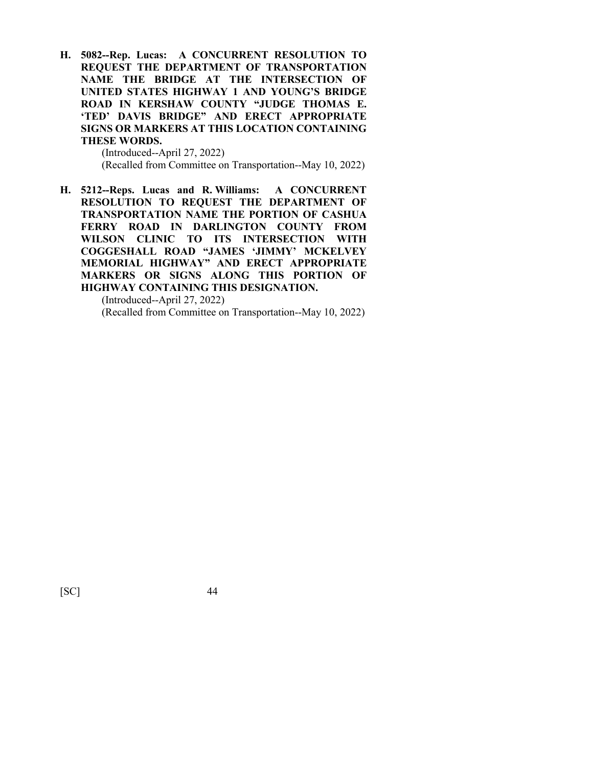**H. 5082--Rep. Lucas: A CONCURRENT RESOLUTION TO REQUEST THE DEPARTMENT OF TRANSPORTATION NAME THE BRIDGE AT THE INTERSECTION OF UNITED STATES HIGHWAY 1 AND YOUNG'S BRIDGE ROAD IN KERSHAW COUNTY "JUDGE THOMAS E. 'TED' DAVIS BRIDGE" AND ERECT APPROPRIATE SIGNS OR MARKERS AT THIS LOCATION CONTAINING THESE WORDS.**

(Introduced--April 27, 2022)
(Recalled from Committee on Transportation--May 10, 2022)

**H. 5212--Reps. Lucas and R. Williams: A CONCURRENT RESOLUTION TO REQUEST THE DEPARTMENT OF TRANSPORTATION NAME THE PORTION OF CASHUA FERRY ROAD IN DARLINGTON COUNTY FROM WILSON CLINIC TO ITS INTERSECTION WITH COGGESHALL ROAD "JAMES 'JIMMY' MCKELVEY MEMORIAL HIGHWAY" AND ERECT APPROPRIATE MARKERS OR SIGNS ALONG THIS PORTION OF HIGHWAY CONTAINING THIS DESIGNATION.**

(Introduced--April 27, 2022)
(Recalled from Committee on Transportation--May 10, 2022)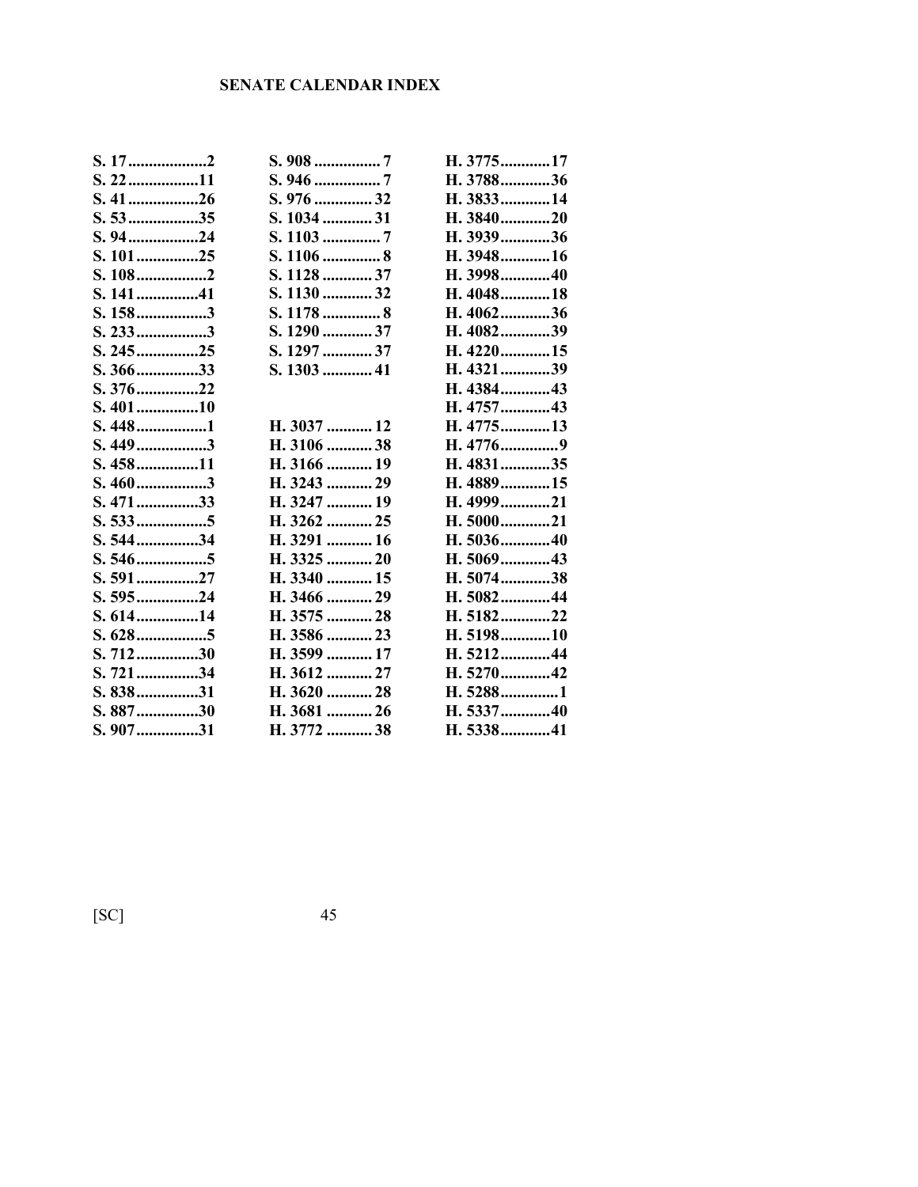**SENATE CALENDAR INDEX**

| | | | | | |
|---|---|---|---|---|---|
| **S. 17** | **2** | **S. 908** | **7** | **H. 3775** | **17** |
| **S. 22** | **11** | **S. 946** | **7** | **H. 3788** | **36** |
| **S. 41** | **26** | **S. 976** | **32** | **H. 3833** | **14** |
| **S. 53** | **35** | **S. 1034** | **31** | **H. 3840** | **20** |
| **S. 94** | **24** | **S. 1103** | **7** | **H. 3939** | **36** |
| **S. 101** | **25** | **S. 1106** | **8** | **H. 3948** | **16** |
| **S. 108** | **2** | **S. 1128** | **37** | **H. 3998** | **40** |
| **S. 141** | **41** | **S. 1130** | **32** | **H. 4048** | **18** |
| **S. 158** | **3** | **S. 1178** | **8** | **H. 4062** | **36** |
| **S. 233** | **3** | **S. 1290** | **37** | **H. 4082** | **39** |
| **S. 245** | **25** | **S. 1297** | **37** | **H. 4220** | **15** |
| **S. 366** | **33** | **S. 1303** | **41** | **H. 4321** | **39** |
| **S. 376** | **22** | | | **H. 4384** | **43** |
| **S. 401** | **10** | | | **H. 4757** | **43** |
| **S. 448** | **1** | **H. 3037** | **12** | **H. 4775** | **13** |
| **S. 449** | **3** | **H. 3106** | **38** | **H. 4776** | **9** |
| **S. 458** | **11** | **H. 3166** | **19** | **H. 4831** | **35** |
| **S. 460** | **3** | **H. 3243** | **29** | **H. 4889** | **15** |
| **S. 471** | **33** | **H. 3247** | **19** | **H. 4999** | **21** |
| **S. 533** | **5** | **H. 3262** | **25** | **H. 5000** | **21** |
| **S. 544** | **34** | **H. 3291** | **16** | **H. 5036** | **40** |
| **S. 546** | **5** | **H. 3325** | **20** | **H. 5069** | **43** |
| **S. 591** | **27** | **H. 3340** | **15** | **H. 5074** | **38** |
| **S. 595** | **24** | **H. 3466** | **29** | **H. 5082** | **44** |
| **S. 614** | **14** | **H. 3575** | **28** | **H. 5182** | **22** |
| **S. 628** | **5** | **H. 3586** | **23** | **H. 5198** | **10** |
| **S. 712** | **30** | **H. 3599** | **17** | **H. 5212** | **44** |
| **S. 721** | **34** | **H. 3612** | **27** | **H. 5270** | **42** |
| **S. 838** | **31** | **H. 3620** | **28** | **H. 5288** | **1** |
| **S. 887** | **30** | **H. 3681** | **26** | **H. 5337** | **40** |
| **S. 907** | **31** | **H. 3772** | **38** | **H. 5338** | **41** |

[SC]